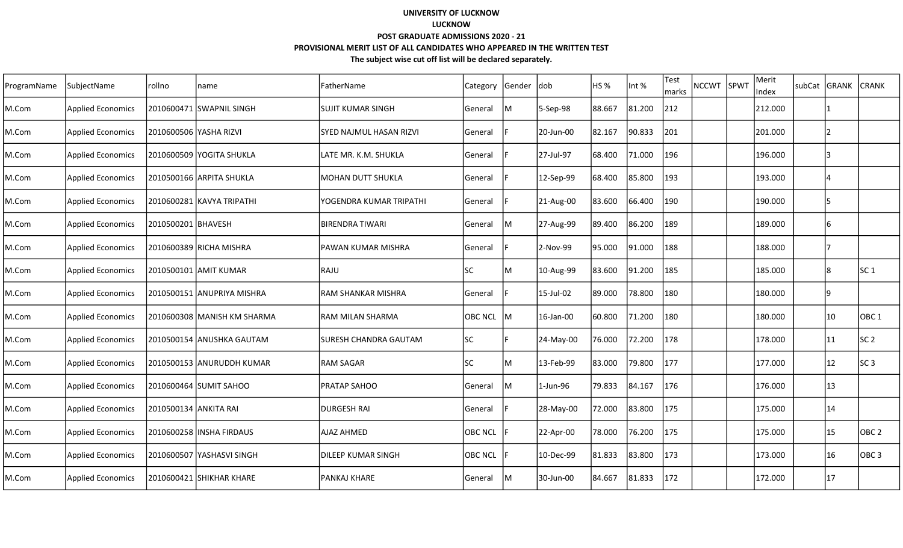**UNIVERSITY OF LUCKNOW**

**LUCKNOW**

**POST GRADUATE ADMISSIONS 2020 - 21**

**PROVISIONAL MERIT LIST OF ALL CANDIDATES WHO APPEARED IN THE WRITTEN TEST**

**The subject wise cut off list will be declared separately.**

| ProgramName | SubjectName | rollno | name | FatherName | Category | Gender | dob | HS % | Int % | Test marks | NCCWT | SPWT | Merit Index | subCat | GRANK | CRANK |
|---|---|---|---|---|---|---|---|---|---|---|---|---|---|---|---|---|
| M.Com | Applied Economics | 2010600471 | SWAPNIL SINGH | SUJIT KUMAR SINGH | General | M | 5-Sep-98 | 88.667 | 81.200 | 212 | | | 212.000 | | 1 | |
| M.Com | Applied Economics | 2010600506 | YASHA RIZVI | SYED NAJMUL HASAN RIZVI | General | F | 20-Jun-00 | 82.167 | 90.833 | 201 | | | 201.000 | | 2 | |
| M.Com | Applied Economics | 2010600509 | YOGITA SHUKLA | LATE MR. K.M. SHUKLA | General | F | 27-Jul-97 | 68.400 | 71.000 | 196 | | | 196.000 | | 3 | |
| M.Com | Applied Economics | 2010500166 | ARPITA SHUKLA | MOHAN DUTT SHUKLA | General | F | 12-Sep-99 | 68.400 | 85.800 | 193 | | | 193.000 | | 4 | |
| M.Com | Applied Economics | 2010600281 | KAVYA TRIPATHI | YOGENDRA KUMAR TRIPATHI | General | F | 21-Aug-00 | 83.600 | 66.400 | 190 | | | 190.000 | | 5 | |
| M.Com | Applied Economics | 2010500201 | BHAVESH | BIRENDRA TIWARI | General | M | 27-Aug-99 | 89.400 | 86.200 | 189 | | | 189.000 | | 6 | |
| M.Com | Applied Economics | 2010600389 | RICHA MISHRA | PAWAN KUMAR MISHRA | General | F | 2-Nov-99 | 95.000 | 91.000 | 188 | | | 188.000 | | 7 | |
| M.Com | Applied Economics | 2010500101 | AMIT KUMAR | RAJU | SC | M | 10-Aug-99 | 83.600 | 91.200 | 185 | | | 185.000 | | 8 | SC 1 |
| M.Com | Applied Economics | 2010500151 | ANUPRIYA MISHRA | RAM SHANKAR MISHRA | General | F | 15-Jul-02 | 89.000 | 78.800 | 180 | | | 180.000 | | 9 | |
| M.Com | Applied Economics | 2010600308 | MANISH KM SHARMA | RAM MILAN SHARMA | OBC NCL | M | 16-Jan-00 | 60.800 | 71.200 | 180 | | | 180.000 | | 10 | OBC 1 |
| M.Com | Applied Economics | 2010500154 | ANUSHKA GAUTAM | SURESH CHANDRA GAUTAM | SC | F | 24-May-00 | 76.000 | 72.200 | 178 | | | 178.000 | | 11 | SC 2 |
| M.Com | Applied Economics | 2010500153 | ANURUDDH KUMAR | RAM SAGAR | SC | M | 13-Feb-99 | 83.000 | 79.800 | 177 | | | 177.000 | | 12 | SC 3 |
| M.Com | Applied Economics | 2010600464 | SUMIT SAHOO | PRATAP SAHOO | General | M | 1-Jun-96 | 79.833 | 84.167 | 176 | | | 176.000 | | 13 | |
| M.Com | Applied Economics | 2010500134 | ANKITA RAI | DURGESH RAI | General | F | 28-May-00 | 72.000 | 83.800 | 175 | | | 175.000 | | 14 | |
| M.Com | Applied Economics | 2010600258 | INSHA FIRDAUS | AJAZ AHMED | OBC NCL | F | 22-Apr-00 | 78.000 | 76.200 | 175 | | | 175.000 | | 15 | OBC 2 |
| M.Com | Applied Economics | 2010600507 | YASHASVI SINGH | DILEEP KUMAR SINGH | OBC NCL | F | 10-Dec-99 | 81.833 | 83.800 | 173 | | | 173.000 | | 16 | OBC 3 |
| M.Com | Applied Economics | 2010600421 | SHIKHAR KHARE | PANKAJ KHARE | General | M | 30-Jun-00 | 84.667 | 81.833 | 172 | | | 172.000 | | 17 | |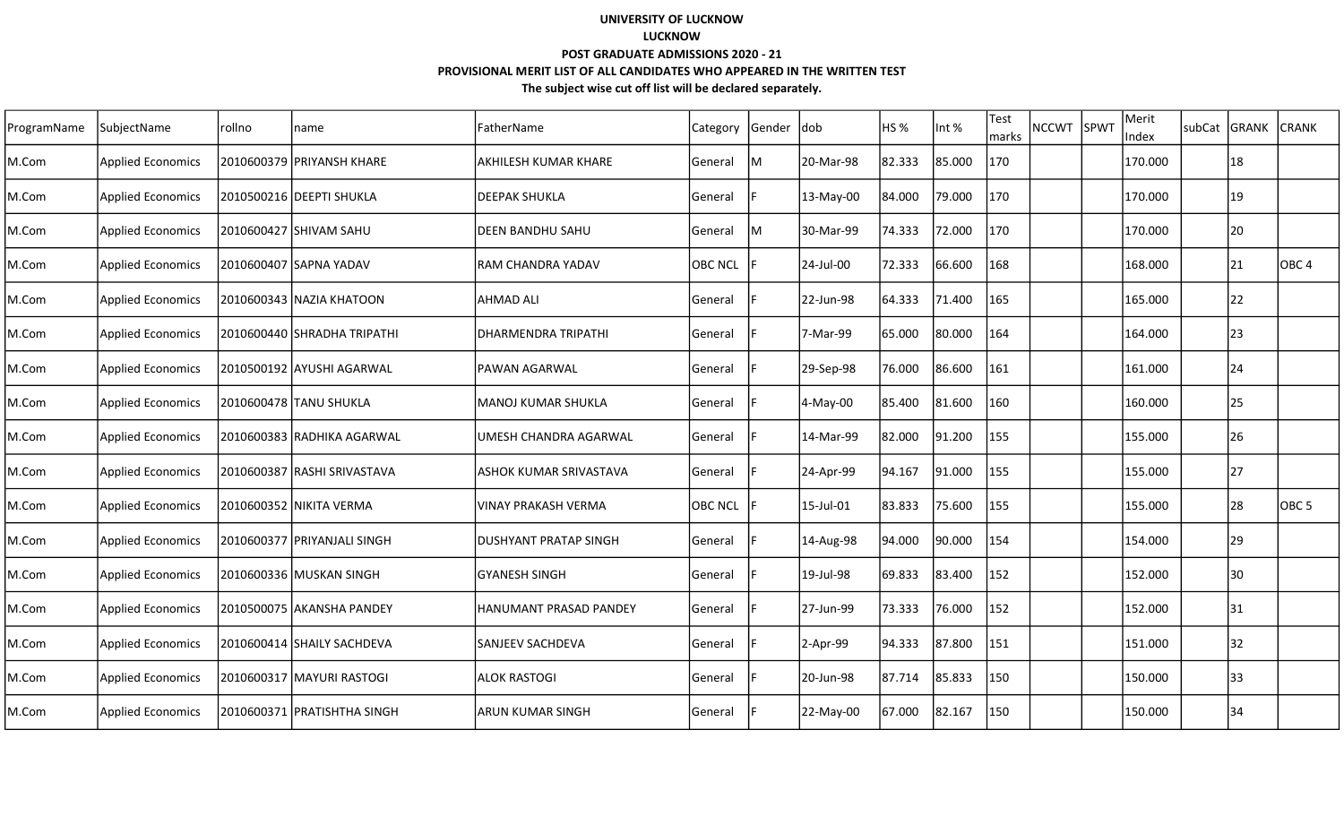**UNIVERSITY OF LUCKNOW**

**LUCKNOW**

**POST GRADUATE ADMISSIONS 2020 - 21**

**PROVISIONAL MERIT LIST OF ALL CANDIDATES WHO APPEARED IN THE WRITTEN TEST**

**The subject wise cut off list will be declared separately.**

| ProgramName | SubjectName | rollno | name | FatherName | Category | Gender | dob | HS % | Int % | Test marks | NCCWT | SPWT | Merit Index | subCat | GRANK | CRANK |
|---|---|---|---|---|---|---|---|---|---|---|---|---|---|---|---|---|
| M.Com | Applied Economics | 2010600379 | PRIYANSH KHARE | AKHILESH KUMAR KHARE | General | M | 20-Mar-98 | 82.333 | 85.000 | 170 | | | 170.000 | | 18 | |
| M.Com | Applied Economics | 2010500216 | DEEPTI SHUKLA | DEEPAK SHUKLA | General | F | 13-May-00 | 84.000 | 79.000 | 170 | | | 170.000 | | 19 | |
| M.Com | Applied Economics | 2010600427 | SHIVAM SAHU | DEEN BANDHU SAHU | General | M | 30-Mar-99 | 74.333 | 72.000 | 170 | | | 170.000 | | 20 | |
| M.Com | Applied Economics | 2010600407 | SAPNA YADAV | RAM CHANDRA YADAV | OBC NCL | F | 24-Jul-00 | 72.333 | 66.600 | 168 | | | 168.000 | | 21 | OBC 4 |
| M.Com | Applied Economics | 2010600343 | NAZIA KHATOON | AHMAD ALI | General | F | 22-Jun-98 | 64.333 | 71.400 | 165 | | | 165.000 | | 22 | |
| M.Com | Applied Economics | 2010600440 | SHRADHA TRIPATHI | DHARMENDRA TRIPATHI | General | F | 7-Mar-99 | 65.000 | 80.000 | 164 | | | 164.000 | | 23 | |
| M.Com | Applied Economics | 2010500192 | AYUSHI AGARWAL | PAWAN AGARWAL | General | F | 29-Sep-98 | 76.000 | 86.600 | 161 | | | 161.000 | | 24 | |
| M.Com | Applied Economics | 2010600478 | TANU SHUKLA | MANOJ KUMAR SHUKLA | General | F | 4-May-00 | 85.400 | 81.600 | 160 | | | 160.000 | | 25 | |
| M.Com | Applied Economics | 2010600383 | RADHIKA AGARWAL | UMESH CHANDRA AGARWAL | General | F | 14-Mar-99 | 82.000 | 91.200 | 155 | | | 155.000 | | 26 | |
| M.Com | Applied Economics | 2010600387 | RASHI SRIVASTAVA | ASHOK KUMAR SRIVASTAVA | General | F | 24-Apr-99 | 94.167 | 91.000 | 155 | | | 155.000 | | 27 | |
| M.Com | Applied Economics | 2010600352 | NIKITA VERMA | VINAY PRAKASH VERMA | OBC NCL | F | 15-Jul-01 | 83.833 | 75.600 | 155 | | | 155.000 | | 28 | OBC 5 |
| M.Com | Applied Economics | 2010600377 | PRIYANJALI SINGH | DUSHYANT PRATAP SINGH | General | F | 14-Aug-98 | 94.000 | 90.000 | 154 | | | 154.000 | | 29 | |
| M.Com | Applied Economics | 2010600336 | MUSKAN SINGH | GYANESH SINGH | General | F | 19-Jul-98 | 69.833 | 83.400 | 152 | | | 152.000 | | 30 | |
| M.Com | Applied Economics | 2010500075 | AKANSHA PANDEY | HANUMANT PRASAD PANDEY | General | F | 27-Jun-99 | 73.333 | 76.000 | 152 | | | 152.000 | | 31 | |
| M.Com | Applied Economics | 2010600414 | SHAILY SACHDEVA | SANJEEV SACHDEVA | General | F | 2-Apr-99 | 94.333 | 87.800 | 151 | | | 151.000 | | 32 | |
| M.Com | Applied Economics | 2010600317 | MAYURI RASTOGI | ALOK RASTOGI | General | F | 20-Jun-98 | 87.714 | 85.833 | 150 | | | 150.000 | | 33 | |
| M.Com | Applied Economics | 2010600371 | PRATISHTHA SINGH | ARUN KUMAR SINGH | General | F | 22-May-00 | 67.000 | 82.167 | 150 | | | 150.000 | | 34 | |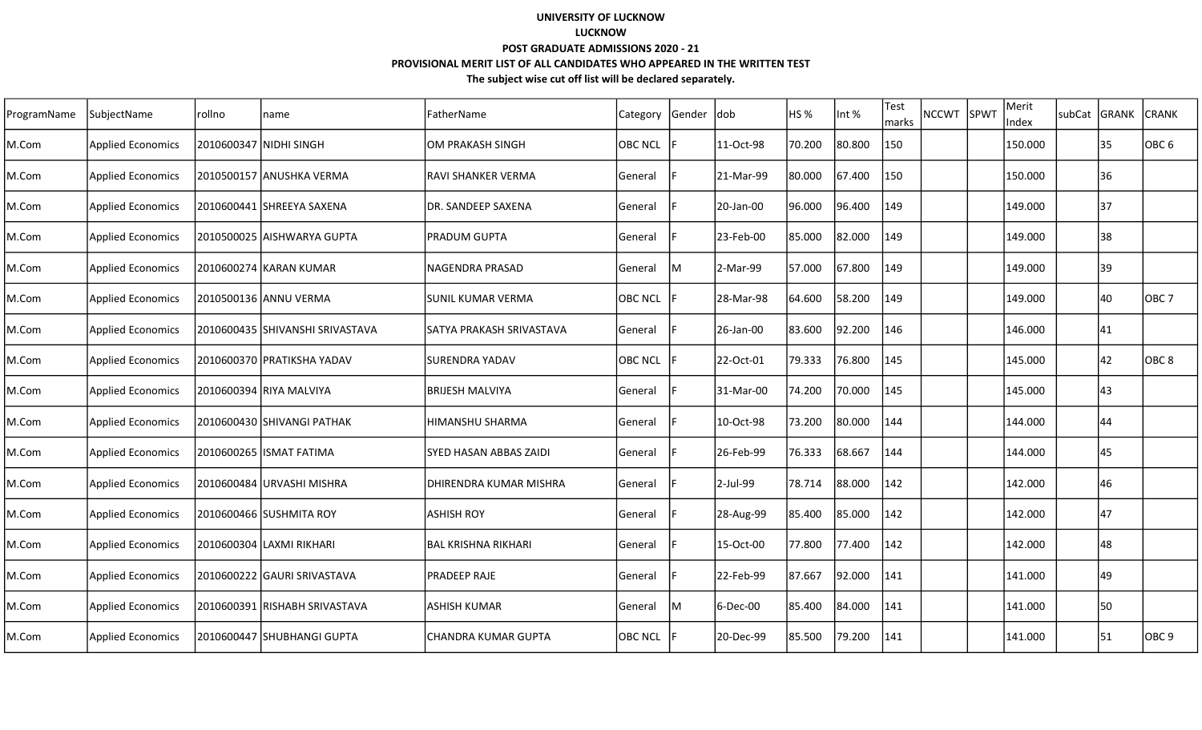**UNIVERSITY OF LUCKNOW**

**LUCKNOW**

**POST GRADUATE ADMISSIONS 2020 - 21**

**PROVISIONAL MERIT LIST OF ALL CANDIDATES WHO APPEARED IN THE WRITTEN TEST**

**The subject wise cut off list will be declared separately.**

| ProgramName | SubjectName | rollno | name | FatherName | Category | Gender | dob | HS % | Int % | Test marks | NCCWT | SPWT | Merit Index | subCat | GRANK | CRANK |
|---|---|---|---|---|---|---|---|---|---|---|---|---|---|---|---|---|
| M.Com | Applied Economics | 2010600347 | NIDHI SINGH | OM PRAKASH SINGH | OBC NCL | F | 11-Oct-98 | 70.200 | 80.800 | 150 | | | 150.000 | | 35 | OBC 6 |
| M.Com | Applied Economics | 2010500157 | ANUSHKA VERMA | RAVI SHANKER VERMA | General | F | 21-Mar-99 | 80.000 | 67.400 | 150 | | | 150.000 | | 36 | |
| M.Com | Applied Economics | 2010600441 | SHREEYA SAXENA | DR. SANDEEP SAXENA | General | F | 20-Jan-00 | 96.000 | 96.400 | 149 | | | 149.000 | | 37 | |
| M.Com | Applied Economics | 2010500025 | AISHWARYA GUPTA | PRADUM GUPTA | General | F | 23-Feb-00 | 85.000 | 82.000 | 149 | | | 149.000 | | 38 | |
| M.Com | Applied Economics | 2010600274 | KARAN KUMAR | NAGENDRA PRASAD | General | M | 2-Mar-99 | 57.000 | 67.800 | 149 | | | 149.000 | | 39 | |
| M.Com | Applied Economics | 2010500136 | ANNU VERMA | SUNIL KUMAR VERMA | OBC NCL | F | 28-Mar-98 | 64.600 | 58.200 | 149 | | | 149.000 | | 40 | OBC 7 |
| M.Com | Applied Economics | 2010600435 | SHIVANSHI SRIVASTAVA | SATYA PRAKASH SRIVASTAVA | General | F | 26-Jan-00 | 83.600 | 92.200 | 146 | | | 146.000 | | 41 | |
| M.Com | Applied Economics | 2010600370 | PRATIKSHA YADAV | SURENDRA YADAV | OBC NCL | F | 22-Oct-01 | 79.333 | 76.800 | 145 | | | 145.000 | | 42 | OBC 8 |
| M.Com | Applied Economics | 2010600394 | RIYA MALVIYA | BRIJESH MALVIYA | General | F | 31-Mar-00 | 74.200 | 70.000 | 145 | | | 145.000 | | 43 | |
| M.Com | Applied Economics | 2010600430 | SHIVANGI PATHAK | HIMANSHU SHARMA | General | F | 10-Oct-98 | 73.200 | 80.000 | 144 | | | 144.000 | | 44 | |
| M.Com | Applied Economics | 2010600265 | ISMAT FATIMA | SYED HASAN ABBAS ZAIDI | General | F | 26-Feb-99 | 76.333 | 68.667 | 144 | | | 144.000 | | 45 | |
| M.Com | Applied Economics | 2010600484 | URVASHI MISHRA | DHIRENDRA KUMAR MISHRA | General | F | 2-Jul-99 | 78.714 | 88.000 | 142 | | | 142.000 | | 46 | |
| M.Com | Applied Economics | 2010600466 | SUSHMITA ROY | ASHISH ROY | General | F | 28-Aug-99 | 85.400 | 85.000 | 142 | | | 142.000 | | 47 | |
| M.Com | Applied Economics | 2010600304 | LAXMI RIKHARI | BAL KRISHNA RIKHARI | General | F | 15-Oct-00 | 77.800 | 77.400 | 142 | | | 142.000 | | 48 | |
| M.Com | Applied Economics | 2010600222 | GAURI SRIVASTAVA | PRADEEP RAJE | General | F | 22-Feb-99 | 87.667 | 92.000 | 141 | | | 141.000 | | 49 | |
| M.Com | Applied Economics | 2010600391 | RISHABH SRIVASTAVA | ASHISH KUMAR | General | M | 6-Dec-00 | 85.400 | 84.000 | 141 | | | 141.000 | | 50 | |
| M.Com | Applied Economics | 2010600447 | SHUBHANGI GUPTA | CHANDRA KUMAR GUPTA | OBC NCL | F | 20-Dec-99 | 85.500 | 79.200 | 141 | | | 141.000 | | 51 | OBC 9 |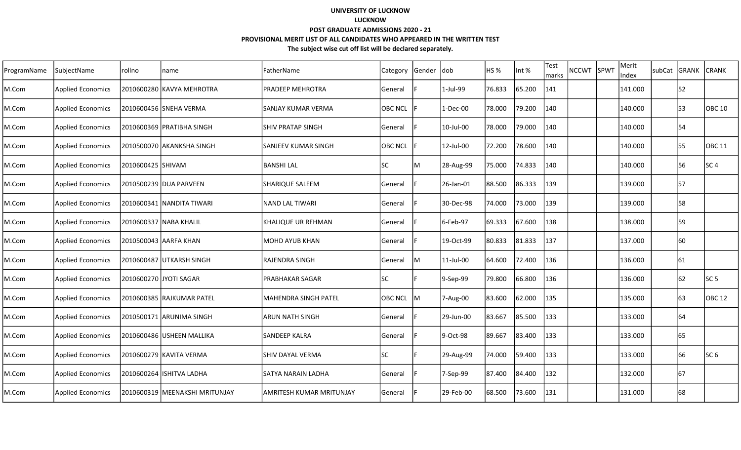**UNIVERSITY OF LUCKNOW**

**LUCKNOW**

**POST GRADUATE ADMISSIONS 2020 - 21**

**PROVISIONAL MERIT LIST OF ALL CANDIDATES WHO APPEARED IN THE WRITTEN TEST**

**The subject wise cut off list will be declared separately.**

| ProgramName | SubjectName | rollno | name | FatherName | Category | Gender | dob | HS % | Int % | Test marks | NCCWT | SPWT | Merit Index | subCat | GRANK | CRANK |
|---|---|---|---|---|---|---|---|---|---|---|---|---|---|---|---|---|
| M.Com | Applied Economics | 2010600280 | KAVYA MEHROTRA | PRADEEP MEHROTRA | General | F | 1-Jul-99 | 76.833 | 65.200 | 141 | | | 141.000 | | 52 | |
| M.Com | Applied Economics | 2010600456 | SNEHA VERMA | SANJAY KUMAR VERMA | OBC NCL | F | 1-Dec-00 | 78.000 | 79.200 | 140 | | | 140.000 | | 53 | OBC 10 |
| M.Com | Applied Economics | 2010600369 | PRATIBHA SINGH | SHIV PRATAP SINGH | General | F | 10-Jul-00 | 78.000 | 79.000 | 140 | | | 140.000 | | 54 | |
| M.Com | Applied Economics | 2010500070 | AKANKSHA SINGH | SANJEEV KUMAR SINGH | OBC NCL | F | 12-Jul-00 | 72.200 | 78.600 | 140 | | | 140.000 | | 55 | OBC 11 |
| M.Com | Applied Economics | 2010600425 | SHIVAM | BANSHI LAL | SC | M | 28-Aug-99 | 75.000 | 74.833 | 140 | | | 140.000 | | 56 | SC 4 |
| M.Com | Applied Economics | 2010500239 | DUA PARVEEN | SHARIQUE SALEEM | General | F | 26-Jan-01 | 88.500 | 86.333 | 139 | | | 139.000 | | 57 | |
| M.Com | Applied Economics | 2010600341 | NANDITA TIWARI | NAND LAL TIWARI | General | F | 30-Dec-98 | 74.000 | 73.000 | 139 | | | 139.000 | | 58 | |
| M.Com | Applied Economics | 2010600337 | NABA KHALIL | KHALIQUE UR REHMAN | General | F | 6-Feb-97 | 69.333 | 67.600 | 138 | | | 138.000 | | 59 | |
| M.Com | Applied Economics | 2010500043 | AARFA KHAN | MOHD AYUB KHAN | General | F | 19-Oct-99 | 80.833 | 81.833 | 137 | | | 137.000 | | 60 | |
| M.Com | Applied Economics | 2010600487 | UTKARSH SINGH | RAJENDRA SINGH | General | M | 11-Jul-00 | 64.600 | 72.400 | 136 | | | 136.000 | | 61 | |
| M.Com | Applied Economics | 2010600270 | JYOTI SAGAR | PRABHAKAR SAGAR | SC | F | 9-Sep-99 | 79.800 | 66.800 | 136 | | | 136.000 | | 62 | SC 5 |
| M.Com | Applied Economics | 2010600385 | RAJKUMAR PATEL | MAHENDRA SINGH PATEL | OBC NCL | M | 7-Aug-00 | 83.600 | 62.000 | 135 | | | 135.000 | | 63 | OBC 12 |
| M.Com | Applied Economics | 2010500171 | ARUNIMA SINGH | ARUN NATH SINGH | General | F | 29-Jun-00 | 83.667 | 85.500 | 133 | | | 133.000 | | 64 | |
| M.Com | Applied Economics | 2010600486 | USHEEN MALLIKA | SANDEEP KALRA | General | F | 9-Oct-98 | 89.667 | 83.400 | 133 | | | 133.000 | | 65 | |
| M.Com | Applied Economics | 2010600279 | KAVITA VERMA | SHIV DAYAL VERMA | SC | F | 29-Aug-99 | 74.000 | 59.400 | 133 | | | 133.000 | | 66 | SC 6 |
| M.Com | Applied Economics | 2010600264 | ISHITVA LADHA | SATYA NARAIN LADHA | General | F | 7-Sep-99 | 87.400 | 84.400 | 132 | | | 132.000 | | 67 | |
| M.Com | Applied Economics | 2010600319 | MEENAKSHI MRITUNJAY | AMRITESH KUMAR MRITUNJAY | General | F | 29-Feb-00 | 68.500 | 73.600 | 131 | | | 131.000 | | 68 | |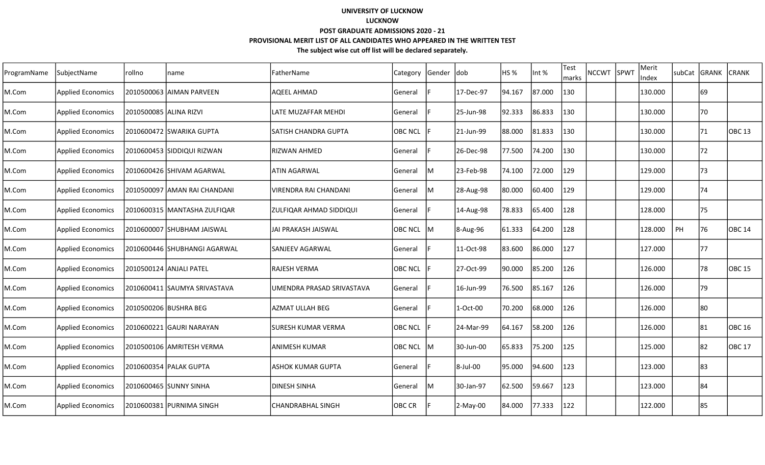**UNIVERSITY OF LUCKNOW**

**LUCKNOW**

**POST GRADUATE ADMISSIONS 2020 - 21**

**PROVISIONAL MERIT LIST OF ALL CANDIDATES WHO APPEARED IN THE WRITTEN TEST**

**The subject wise cut off list will be declared separately.**

| ProgramName | SubjectName | rollno | name | FatherName | Category | Gender | dob | HS % | Int % | Test marks | NCCWT | SPWT | Merit Index | subCat | GRANK | CRANK |
|---|---|---|---|---|---|---|---|---|---|---|---|---|---|---|---|---|
| M.Com | Applied Economics | 2010500063 | AIMAN PARVEEN | AQEEL AHMAD | General | F | 17-Dec-97 | 94.167 | 87.000 | 130 | | | 130.000 | | 69 | |
| M.Com | Applied Economics | 2010500085 | ALINA RIZVI | LATE MUZAFFAR MEHDI | General | F | 25-Jun-98 | 92.333 | 86.833 | 130 | | | 130.000 | | 70 | |
| M.Com | Applied Economics | 2010600472 | SWARIKA GUPTA | SATISH CHANDRA GUPTA | OBC NCL | F | 21-Jun-99 | 88.000 | 81.833 | 130 | | | 130.000 | | 71 | OBC 13 |
| M.Com | Applied Economics | 2010600453 | SIDDIQUI RIZWAN | RIZWAN AHMED | General | F | 26-Dec-98 | 77.500 | 74.200 | 130 | | | 130.000 | | 72 | |
| M.Com | Applied Economics | 2010600426 | SHIVAM AGARWAL | ATIN AGARWAL | General | M | 23-Feb-98 | 74.100 | 72.000 | 129 | | | 129.000 | | 73 | |
| M.Com | Applied Economics | 2010500097 | AMAN RAI CHANDANI | VIRENDRA RAI CHANDANI | General | M | 28-Aug-98 | 80.000 | 60.400 | 129 | | | 129.000 | | 74 | |
| M.Com | Applied Economics | 2010600315 | MANTASHA ZULFIQAR | ZULFIQAR AHMAD SIDDIQUI | General | F | 14-Aug-98 | 78.833 | 65.400 | 128 | | | 128.000 | | 75 | |
| M.Com | Applied Economics | 2010600007 | SHUBHAM JAISWAL | JAI PRAKASH JAISWAL | OBC NCL | M | 8-Aug-96 | 61.333 | 64.200 | 128 | | | 128.000 | PH | 76 | OBC 14 |
| M.Com | Applied Economics | 2010600446 | SHUBHANGI AGARWAL | SANJEEV AGARWAL | General | F | 11-Oct-98 | 83.600 | 86.000 | 127 | | | 127.000 | | 77 | |
| M.Com | Applied Economics | 2010500124 | ANJALI PATEL | RAJESH VERMA | OBC NCL | F | 27-Oct-99 | 90.000 | 85.200 | 126 | | | 126.000 | | 78 | OBC 15 |
| M.Com | Applied Economics | 2010600411 | SAUMYA SRIVASTAVA | UMENDRA PRASAD SRIVASTAVA | General | F | 16-Jun-99 | 76.500 | 85.167 | 126 | | | 126.000 | | 79 | |
| M.Com | Applied Economics | 2010500206 | BUSHRA BEG | AZMAT ULLAH BEG | General | F | 1-Oct-00 | 70.200 | 68.000 | 126 | | | 126.000 | | 80 | |
| M.Com | Applied Economics | 2010600221 | GAURI NARAYAN | SURESH KUMAR VERMA | OBC NCL | F | 24-Mar-99 | 64.167 | 58.200 | 126 | | | 126.000 | | 81 | OBC 16 |
| M.Com | Applied Economics | 2010500106 | AMRITESH VERMA | ANIMESH KUMAR | OBC NCL | M | 30-Jun-00 | 65.833 | 75.200 | 125 | | | 125.000 | | 82 | OBC 17 |
| M.Com | Applied Economics | 2010600354 | PALAK GUPTA | ASHOK KUMAR GUPTA | General | F | 8-Jul-00 | 95.000 | 94.600 | 123 | | | 123.000 | | 83 | |
| M.Com | Applied Economics | 2010600465 | SUNNY SINHA | DINESH SINHA | General | M | 30-Jan-97 | 62.500 | 59.667 | 123 | | | 123.000 | | 84 | |
| M.Com | Applied Economics | 2010600381 | PURNIMA SINGH | CHANDRABHAL SINGH | OBC CR | F | 2-May-00 | 84.000 | 77.333 | 122 | | | 122.000 | | 85 | |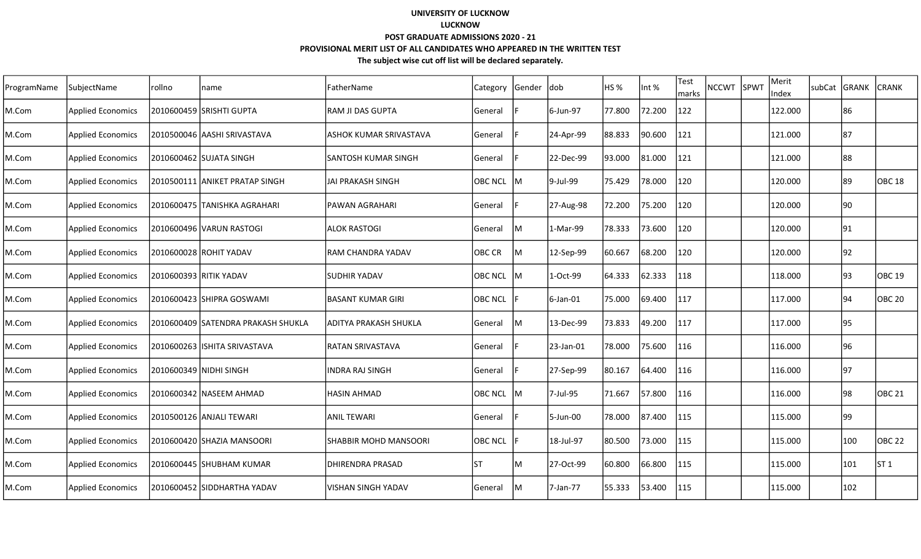**UNIVERSITY OF LUCKNOW**

**LUCKNOW**

**POST GRADUATE ADMISSIONS 2020 - 21**

**PROVISIONAL MERIT LIST OF ALL CANDIDATES WHO APPEARED IN THE WRITTEN TEST**

**The subject wise cut off list will be declared separately.**

| ProgramName | SubjectName | rollno | name | FatherName | Category | Gender | dob | HS % | Int % | Test marks | NCCWT | SPWT | Merit Index | subCat | GRANK | CRANK |
|---|---|---|---|---|---|---|---|---|---|---|---|---|---|---|---|---|
| M.Com | Applied Economics | 2010600459 | SRISHTI GUPTA | RAM JI DAS GUPTA | General | F | 6-Jun-97 | 77.800 | 72.200 | 122 | | | 122.000 | | 86 | |
| M.Com | Applied Economics | 2010500046 | AASHI SRIVASTAVA | ASHOK KUMAR SRIVASTAVA | General | F | 24-Apr-99 | 88.833 | 90.600 | 121 | | | 121.000 | | 87 | |
| M.Com | Applied Economics | 2010600462 | SUJATA SINGH | SANTOSH KUMAR SINGH | General | F | 22-Dec-99 | 93.000 | 81.000 | 121 | | | 121.000 | | 88 | |
| M.Com | Applied Economics | 2010500111 | ANIKET PRATAP SINGH | JAI PRAKASH SINGH | OBC NCL | M | 9-Jul-99 | 75.429 | 78.000 | 120 | | | 120.000 | | 89 | OBC 18 |
| M.Com | Applied Economics | 2010600475 | TANISHKA AGRAHARI | PAWAN AGRAHARI | General | F | 27-Aug-98 | 72.200 | 75.200 | 120 | | | 120.000 | | 90 | |
| M.Com | Applied Economics | 2010600496 | VARUN RASTOGI | ALOK RASTOGI | General | M | 1-Mar-99 | 78.333 | 73.600 | 120 | | | 120.000 | | 91 | |
| M.Com | Applied Economics | 2010600028 | ROHIT YADAV | RAM CHANDRA YADAV | OBC CR | M | 12-Sep-99 | 60.667 | 68.200 | 120 | | | 120.000 | | 92 | |
| M.Com | Applied Economics | 2010600393 | RITIK YADAV | SUDHIR YADAV | OBC NCL | M | 1-Oct-99 | 64.333 | 62.333 | 118 | | | 118.000 | | 93 | OBC 19 |
| M.Com | Applied Economics | 2010600423 | SHIPRA GOSWAMI | BASANT KUMAR GIRI | OBC NCL | F | 6-Jan-01 | 75.000 | 69.400 | 117 | | | 117.000 | | 94 | OBC 20 |
| M.Com | Applied Economics | 2010600409 | SATENDRA PRAKASH SHUKLA | ADITYA PRAKASH SHUKLA | General | M | 13-Dec-99 | 73.833 | 49.200 | 117 | | | 117.000 | | 95 | |
| M.Com | Applied Economics | 2010600263 | ISHITA SRIVASTAVA | RATAN SRIVASTAVA | General | F | 23-Jan-01 | 78.000 | 75.600 | 116 | | | 116.000 | | 96 | |
| M.Com | Applied Economics | 2010600349 | NIDHI SINGH | INDRA RAJ SINGH | General | F | 27-Sep-99 | 80.167 | 64.400 | 116 | | | 116.000 | | 97 | |
| M.Com | Applied Economics | 2010600342 | NASEEM AHMAD | HASIN AHMAD | OBC NCL | M | 7-Jul-95 | 71.667 | 57.800 | 116 | | | 116.000 | | 98 | OBC 21 |
| M.Com | Applied Economics | 2010500126 | ANJALI TEWARI | ANIL TEWARI | General | F | 5-Jun-00 | 78.000 | 87.400 | 115 | | | 115.000 | | 99 | |
| M.Com | Applied Economics | 2010600420 | SHAZIA MANSOORI | SHABBIR MOHD MANSOORI | OBC NCL | F | 18-Jul-97 | 80.500 | 73.000 | 115 | | | 115.000 | | 100 | OBC 22 |
| M.Com | Applied Economics | 2010600445 | SHUBHAM KUMAR | DHIRENDRA PRASAD | ST | M | 27-Oct-99 | 60.800 | 66.800 | 115 | | | 115.000 | | 101 | ST 1 |
| M.Com | Applied Economics | 2010600452 | SIDDHARTHA YADAV | VISHAN SINGH YADAV | General | M | 7-Jan-77 | 55.333 | 53.400 | 115 | | | 115.000 | | 102 | |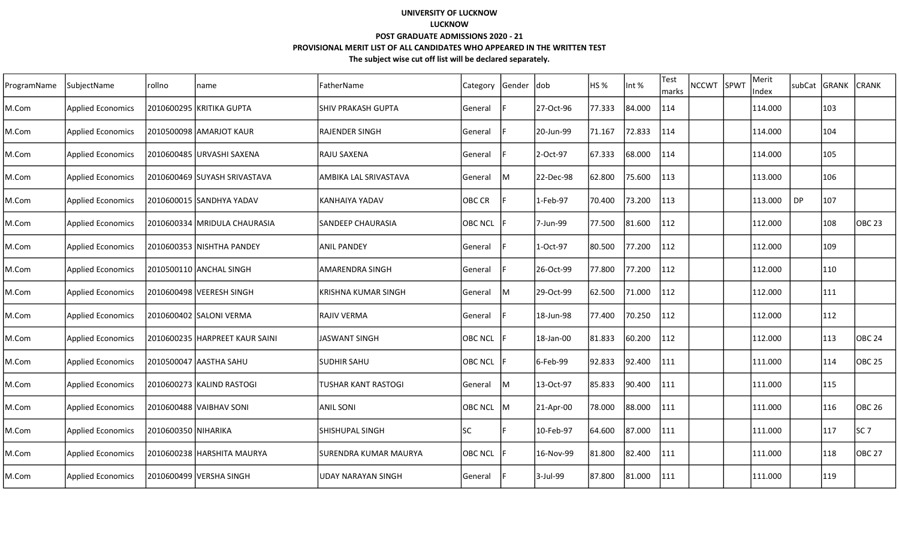**UNIVERSITY OF LUCKNOW**

**LUCKNOW**

**POST GRADUATE ADMISSIONS 2020 - 21**

**PROVISIONAL MERIT LIST OF ALL CANDIDATES WHO APPEARED IN THE WRITTEN TEST**

**The subject wise cut off list will be declared separately.**

| ProgramName | SubjectName | rollno | name | FatherName | Category | Gender | dob | HS % | Int % | Test marks | NCCWT | SPWT | Merit Index | subCat | GRANK | CRANK |
|---|---|---|---|---|---|---|---|---|---|---|---|---|---|---|---|---|
| M.Com | Applied Economics | 2010600295 | KRITIKA GUPTA | SHIV PRAKASH GUPTA | General | F | 27-Oct-96 | 77.333 | 84.000 | 114 | | | 114.000 | | 103 | |
| M.Com | Applied Economics | 2010500098 | AMARJOT KAUR | RAJENDER SINGH | General | F | 20-Jun-99 | 71.167 | 72.833 | 114 | | | 114.000 | | 104 | |
| M.Com | Applied Economics | 2010600485 | URVASHI SAXENA | RAJU SAXENA | General | F | 2-Oct-97 | 67.333 | 68.000 | 114 | | | 114.000 | | 105 | |
| M.Com | Applied Economics | 2010600469 | SUYASH SRIVASTAVA | AMBIKA LAL SRIVASTAVA | General | M | 22-Dec-98 | 62.800 | 75.600 | 113 | | | 113.000 | | 106 | |
| M.Com | Applied Economics | 2010600015 | SANDHYA YADAV | KANHAIYA YADAV | OBC CR | F | 1-Feb-97 | 70.400 | 73.200 | 113 | | | 113.000 | DP | 107 | |
| M.Com | Applied Economics | 2010600334 | MRIDULA CHAURASIA | SANDEEP CHAURASIA | OBC NCL | F | 7-Jun-99 | 77.500 | 81.600 | 112 | | | 112.000 | | 108 | OBC 23 |
| M.Com | Applied Economics | 2010600353 | NISHTHA PANDEY | ANIL PANDEY | General | F | 1-Oct-97 | 80.500 | 77.200 | 112 | | | 112.000 | | 109 | |
| M.Com | Applied Economics | 2010500110 | ANCHAL SINGH | AMARENDRA SINGH | General | F | 26-Oct-99 | 77.800 | 77.200 | 112 | | | 112.000 | | 110 | |
| M.Com | Applied Economics | 2010600498 | VEERESH SINGH | KRISHNA KUMAR SINGH | General | M | 29-Oct-99 | 62.500 | 71.000 | 112 | | | 112.000 | | 111 | |
| M.Com | Applied Economics | 2010600402 | SALONI VERMA | RAJIV VERMA | General | F | 18-Jun-98 | 77.400 | 70.250 | 112 | | | 112.000 | | 112 | |
| M.Com | Applied Economics | 2010600235 | HARPREET KAUR SAINI | JASWANT SINGH | OBC NCL | F | 18-Jan-00 | 81.833 | 60.200 | 112 | | | 112.000 | | 113 | OBC 24 |
| M.Com | Applied Economics | 2010500047 | AASTHA SAHU | SUDHIR SAHU | OBC NCL | F | 6-Feb-99 | 92.833 | 92.400 | 111 | | | 111.000 | | 114 | OBC 25 |
| M.Com | Applied Economics | 2010600273 | KALIND RASTOGI | TUSHAR KANT RASTOGI | General | M | 13-Oct-97 | 85.833 | 90.400 | 111 | | | 111.000 | | 115 | |
| M.Com | Applied Economics | 2010600488 | VAIBHAV SONI | ANIL SONI | OBC NCL | M | 21-Apr-00 | 78.000 | 88.000 | 111 | | | 111.000 | | 116 | OBC 26 |
| M.Com | Applied Economics | 2010600350 | NIHARIKA | SHISHUPAL SINGH | SC | F | 10-Feb-97 | 64.600 | 87.000 | 111 | | | 111.000 | | 117 | SC 7 |
| M.Com | Applied Economics | 2010600238 | HARSHITA MAURYA | SURENDRA KUMAR MAURYA | OBC NCL | F | 16-Nov-99 | 81.800 | 82.400 | 111 | | | 111.000 | | 118 | OBC 27 |
| M.Com | Applied Economics | 2010600499 | VERSHA SINGH | UDAY NARAYAN SINGH | General | F | 3-Jul-99 | 87.800 | 81.000 | 111 | | | 111.000 | | 119 | |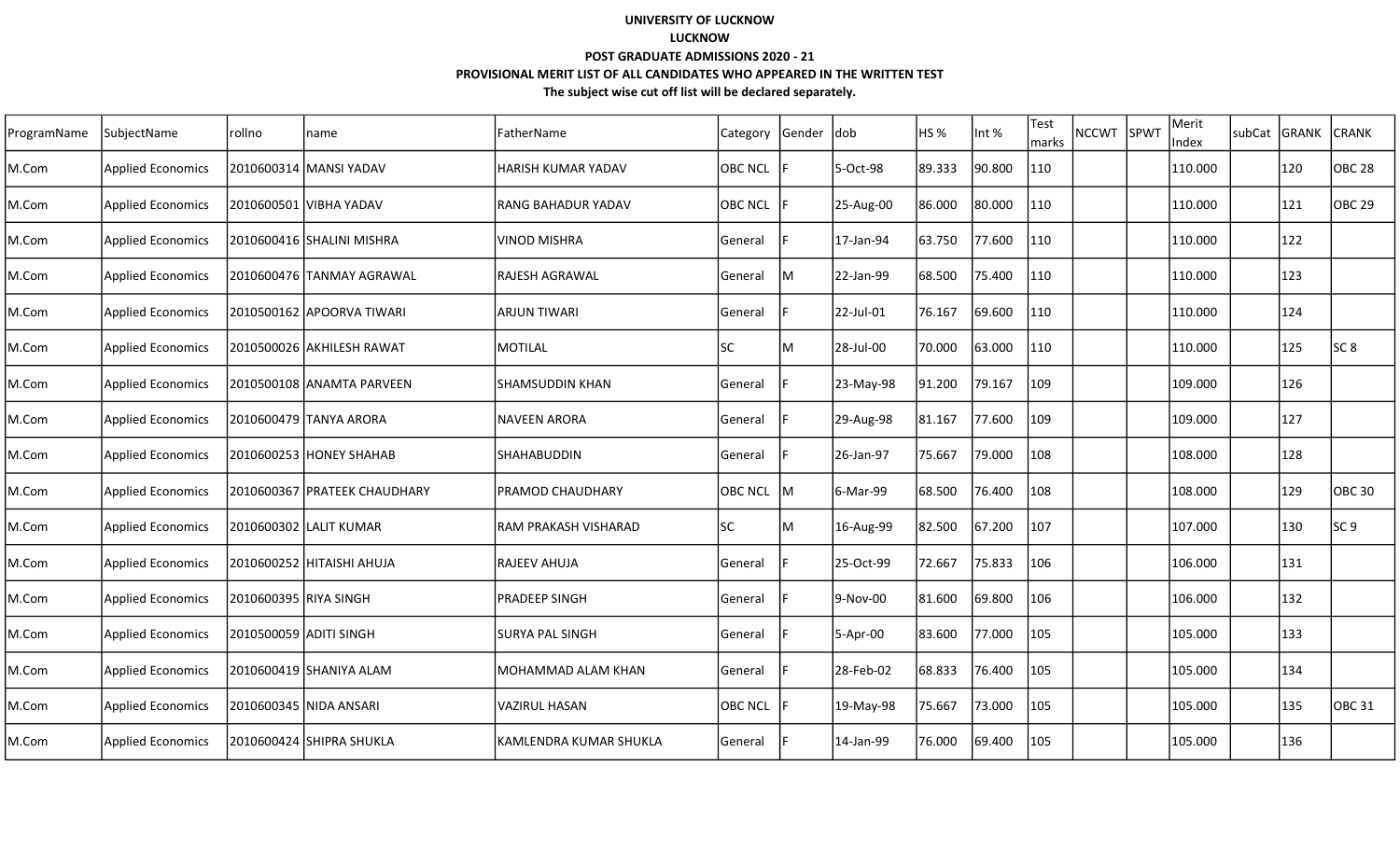**UNIVERSITY OF LUCKNOW**

**LUCKNOW**

**POST GRADUATE ADMISSIONS 2020 - 21**

**PROVISIONAL MERIT LIST OF ALL CANDIDATES WHO APPEARED IN THE WRITTEN TEST**

**The subject wise cut off list will be declared separately.**

| ProgramName | SubjectName | rollno | name | FatherName | Category | Gender | dob | HS % | Int % | Test marks | NCCWT | SPWT | Merit Index | subCat | GRANK | CRANK |
|---|---|---|---|---|---|---|---|---|---|---|---|---|---|---|---|---|
| M.Com | Applied Economics | 2010600314 | MANSI YADAV | HARISH KUMAR YADAV | OBC NCL | F | 5-Oct-98 | 89.333 | 90.800 | 110 | | | 110.000 | | 120 | OBC 28 |
| M.Com | Applied Economics | 2010600501 | VIBHA YADAV | RANG BAHADUR YADAV | OBC NCL | F | 25-Aug-00 | 86.000 | 80.000 | 110 | | | 110.000 | | 121 | OBC 29 |
| M.Com | Applied Economics | 2010600416 | SHALINI MISHRA | VINOD MISHRA | General | F | 17-Jan-94 | 63.750 | 77.600 | 110 | | | 110.000 | | 122 | |
| M.Com | Applied Economics | 2010600476 | TANMAY AGRAWAL | RAJESH AGRAWAL | General | M | 22-Jan-99 | 68.500 | 75.400 | 110 | | | 110.000 | | 123 | |
| M.Com | Applied Economics | 2010500162 | APOORVA TIWARI | ARJUN TIWARI | General | F | 22-Jul-01 | 76.167 | 69.600 | 110 | | | 110.000 | | 124 | |
| M.Com | Applied Economics | 2010500026 | AKHILESH RAWAT | MOTILAL | SC | M | 28-Jul-00 | 70.000 | 63.000 | 110 | | | 110.000 | | 125 | SC 8 |
| M.Com | Applied Economics | 2010500108 | ANAMTA PARVEEN | SHAMSUDDIN KHAN | General | F | 23-May-98 | 91.200 | 79.167 | 109 | | | 109.000 | | 126 | |
| M.Com | Applied Economics | 2010600479 | TANYA ARORA | NAVEEN ARORA | General | F | 29-Aug-98 | 81.167 | 77.600 | 109 | | | 109.000 | | 127 | |
| M.Com | Applied Economics | 2010600253 | HONEY SHAHAB | SHAHABUDDIN | General | F | 26-Jan-97 | 75.667 | 79.000 | 108 | | | 108.000 | | 128 | |
| M.Com | Applied Economics | 2010600367 | PRATEEK CHAUDHARY | PRAMOD CHAUDHARY | OBC NCL | M | 6-Mar-99 | 68.500 | 76.400 | 108 | | | 108.000 | | 129 | OBC 30 |
| M.Com | Applied Economics | 2010600302 | LALIT KUMAR | RAM PRAKASH VISHARAD | SC | M | 16-Aug-99 | 82.500 | 67.200 | 107 | | | 107.000 | | 130 | SC 9 |
| M.Com | Applied Economics | 2010600252 | HITAISHI AHUJA | RAJEEV AHUJA | General | F | 25-Oct-99 | 72.667 | 75.833 | 106 | | | 106.000 | | 131 | |
| M.Com | Applied Economics | 2010600395 | RIYA SINGH | PRADEEP SINGH | General | F | 9-Nov-00 | 81.600 | 69.800 | 106 | | | 106.000 | | 132 | |
| M.Com | Applied Economics | 2010500059 | ADITI SINGH | SURYA PAL SINGH | General | F | 5-Apr-00 | 83.600 | 77.000 | 105 | | | 105.000 | | 133 | |
| M.Com | Applied Economics | 2010600419 | SHANIYA ALAM | MOHAMMAD ALAM KHAN | General | F | 28-Feb-02 | 68.833 | 76.400 | 105 | | | 105.000 | | 134 | |
| M.Com | Applied Economics | 2010600345 | NIDA ANSARI | VAZIRUL HASAN | OBC NCL | F | 19-May-98 | 75.667 | 73.000 | 105 | | | 105.000 | | 135 | OBC 31 |
| M.Com | Applied Economics | 2010600424 | SHIPRA SHUKLA | KAMLENDRA KUMAR SHUKLA | General | F | 14-Jan-99 | 76.000 | 69.400 | 105 | | | 105.000 | | 136 | |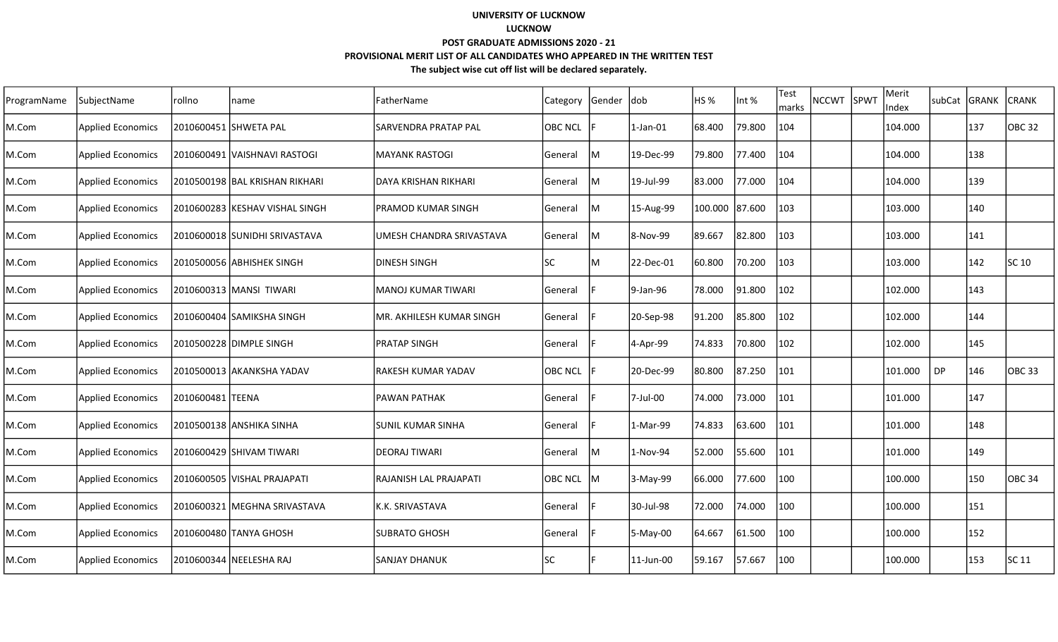**UNIVERSITY OF LUCKNOW**

**LUCKNOW**

**POST GRADUATE ADMISSIONS 2020 - 21**

**PROVISIONAL MERIT LIST OF ALL CANDIDATES WHO APPEARED IN THE WRITTEN TEST**

**The subject wise cut off list will be declared separately.**

| ProgramName | SubjectName | rollno | name | FatherName | Category | Gender | dob | HS % | Int % | Test marks | NCCWT | SPWT | Merit Index | subCat | GRANK | CRANK |
|---|---|---|---|---|---|---|---|---|---|---|---|---|---|---|---|---|
| M.Com | Applied Economics | 2010600451 | SHWETA PAL | SARVENDRA PRATAP PAL | OBC NCL | F | 1-Jan-01 | 68.400 | 79.800 | 104 | | | 104.000 | | 137 | OBC 32 |
| M.Com | Applied Economics | 2010600491 | VAISHNAVI RASTOGI | MAYANK RASTOGI | General | M | 19-Dec-99 | 79.800 | 77.400 | 104 | | | 104.000 | | 138 | |
| M.Com | Applied Economics | 2010500198 | BAL KRISHAN RIKHARI | DAYA KRISHAN RIKHARI | General | M | 19-Jul-99 | 83.000 | 77.000 | 104 | | | 104.000 | | 139 | |
| M.Com | Applied Economics | 2010600283 | KESHAV VISHAL SINGH | PRAMOD KUMAR SINGH | General | M | 15-Aug-99 | 100.000 | 87.600 | 103 | | | 103.000 | | 140 | |
| M.Com | Applied Economics | 2010600018 | SUNIDHI SRIVASTAVA | UMESH CHANDRA SRIVASTAVA | General | M | 8-Nov-99 | 89.667 | 82.800 | 103 | | | 103.000 | | 141 | |
| M.Com | Applied Economics | 2010500056 | ABHISHEK SINGH | DINESH SINGH | SC | M | 22-Dec-01 | 60.800 | 70.200 | 103 | | | 103.000 | | 142 | SC 10 |
| M.Com | Applied Economics | 2010600313 | MANSI TIWARI | MANOJ KUMAR TIWARI | General | F | 9-Jan-96 | 78.000 | 91.800 | 102 | | | 102.000 | | 143 | |
| M.Com | Applied Economics | 2010600404 | SAMIKSHA SINGH | MR. AKHILESH KUMAR SINGH | General | F | 20-Sep-98 | 91.200 | 85.800 | 102 | | | 102.000 | | 144 | |
| M.Com | Applied Economics | 2010500228 | DIMPLE SINGH | PRATAP SINGH | General | F | 4-Apr-99 | 74.833 | 70.800 | 102 | | | 102.000 | | 145 | |
| M.Com | Applied Economics | 2010500013 | AKANKSHA YADAV | RAKESH KUMAR YADAV | OBC NCL | F | 20-Dec-99 | 80.800 | 87.250 | 101 | | | 101.000 | DP | 146 | OBC 33 |
| M.Com | Applied Economics | 2010600481 | TEENA | PAWAN PATHAK | General | F | 7-Jul-00 | 74.000 | 73.000 | 101 | | | 101.000 | | 147 | |
| M.Com | Applied Economics | 2010500138 | ANSHIKA SINHA | SUNIL KUMAR SINHA | General | F | 1-Mar-99 | 74.833 | 63.600 | 101 | | | 101.000 | | 148 | |
| M.Com | Applied Economics | 2010600429 | SHIVAM TIWARI | DEORAJ TIWARI | General | M | 1-Nov-94 | 52.000 | 55.600 | 101 | | | 101.000 | | 149 | |
| M.Com | Applied Economics | 2010600505 | VISHAL PRAJAPATI | RAJANISH LAL PRAJAPATI | OBC NCL | M | 3-May-99 | 66.000 | 77.600 | 100 | | | 100.000 | | 150 | OBC 34 |
| M.Com | Applied Economics | 2010600321 | MEGHNA SRIVASTAVA | K.K. SRIVASTAVA | General | F | 30-Jul-98 | 72.000 | 74.000 | 100 | | | 100.000 | | 151 | |
| M.Com | Applied Economics | 2010600480 | TANYA GHOSH | SUBRATO GHOSH | General | F | 5-May-00 | 64.667 | 61.500 | 100 | | | 100.000 | | 152 | |
| M.Com | Applied Economics | 2010600344 | NEELESHA RAJ | SANJAY DHANUK | SC | F | 11-Jun-00 | 59.167 | 57.667 | 100 | | | 100.000 | | 153 | SC 11 |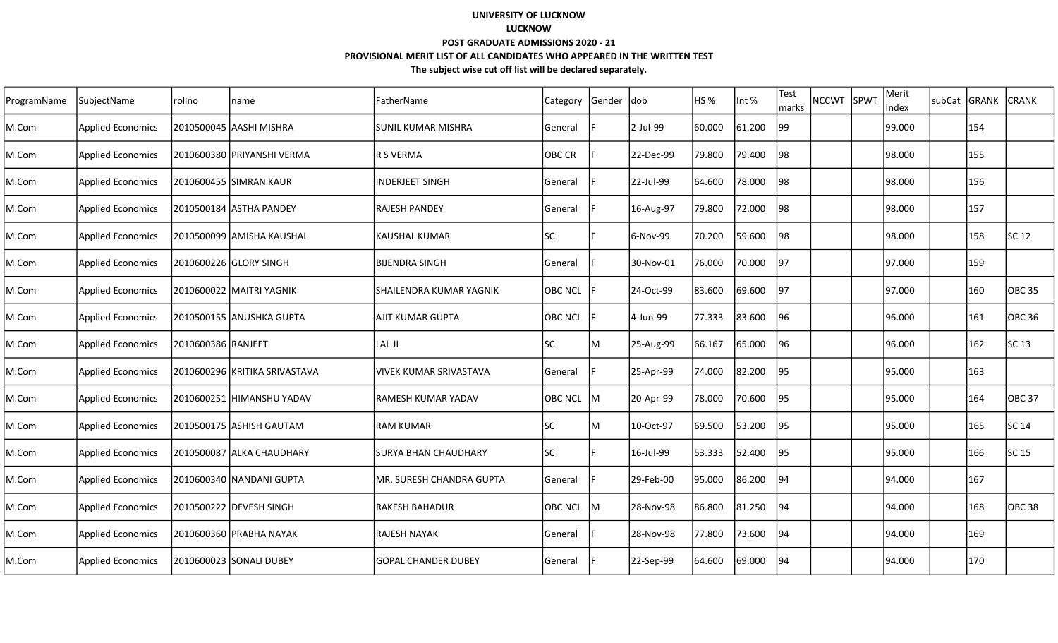**UNIVERSITY OF LUCKNOW**

**LUCKNOW**

**POST GRADUATE ADMISSIONS 2020 - 21**

**PROVISIONAL MERIT LIST OF ALL CANDIDATES WHO APPEARED IN THE WRITTEN TEST**

**The subject wise cut off list will be declared separately.**

| ProgramName | SubjectName | rollno | name | FatherName | Category | Gender | dob | HS % | Int % | Test marks | NCCWT | SPWT | Merit Index | subCat | GRANK | CRANK |
|---|---|---|---|---|---|---|---|---|---|---|---|---|---|---|---|---|
| M.Com | Applied Economics | 2010500045 | AASHI MISHRA | SUNIL KUMAR MISHRA | General | F | 2-Jul-99 | 60.000 | 61.200 | 99 | | | 99.000 | | 154 | |
| M.Com | Applied Economics | 2010600380 | PRIYANSHI VERMA | R S VERMA | OBC CR | F | 22-Dec-99 | 79.800 | 79.400 | 98 | | | 98.000 | | 155 | |
| M.Com | Applied Economics | 2010600455 | SIMRAN KAUR | INDERJEET SINGH | General | F | 22-Jul-99 | 64.600 | 78.000 | 98 | | | 98.000 | | 156 | |
| M.Com | Applied Economics | 2010500184 | ASTHA PANDEY | RAJESH PANDEY | General | F | 16-Aug-97 | 79.800 | 72.000 | 98 | | | 98.000 | | 157 | |
| M.Com | Applied Economics | 2010500099 | AMISHA KAUSHAL | KAUSHAL KUMAR | SC | F | 6-Nov-99 | 70.200 | 59.600 | 98 | | | 98.000 | | 158 | SC 12 |
| M.Com | Applied Economics | 2010600226 | GLORY SINGH | BIJENDRA SINGH | General | F | 30-Nov-01 | 76.000 | 70.000 | 97 | | | 97.000 | | 159 | |
| M.Com | Applied Economics | 2010600022 | MAITRI YAGNIK | SHAILENDRA KUMAR YAGNIK | OBC NCL | F | 24-Oct-99 | 83.600 | 69.600 | 97 | | | 97.000 | | 160 | OBC 35 |
| M.Com | Applied Economics | 2010500155 | ANUSHKA GUPTA | AJIT KUMAR GUPTA | OBC NCL | F | 4-Jun-99 | 77.333 | 83.600 | 96 | | | 96.000 | | 161 | OBC 36 |
| M.Com | Applied Economics | 2010600386 | RANJEET | LAL JI | SC | M | 25-Aug-99 | 66.167 | 65.000 | 96 | | | 96.000 | | 162 | SC 13 |
| M.Com | Applied Economics | 2010600296 | KRITIKA SRIVASTAVA | VIVEK KUMAR SRIVASTAVA | General | F | 25-Apr-99 | 74.000 | 82.200 | 95 | | | 95.000 | | 163 | |
| M.Com | Applied Economics | 2010600251 | HIMANSHU YADAV | RAMESH KUMAR YADAV | OBC NCL | M | 20-Apr-99 | 78.000 | 70.600 | 95 | | | 95.000 | | 164 | OBC 37 |
| M.Com | Applied Economics | 2010500175 | ASHISH GAUTAM | RAM KUMAR | SC | M | 10-Oct-97 | 69.500 | 53.200 | 95 | | | 95.000 | | 165 | SC 14 |
| M.Com | Applied Economics | 2010500087 | ALKA CHAUDHARY | SURYA BHAN CHAUDHARY | SC | F | 16-Jul-99 | 53.333 | 52.400 | 95 | | | 95.000 | | 166 | SC 15 |
| M.Com | Applied Economics | 2010600340 | NANDANI GUPTA | MR. SURESH CHANDRA GUPTA | General | F | 29-Feb-00 | 95.000 | 86.200 | 94 | | | 94.000 | | 167 | |
| M.Com | Applied Economics | 2010500222 | DEVESH SINGH | RAKESH BAHADUR | OBC NCL | M | 28-Nov-98 | 86.800 | 81.250 | 94 | | | 94.000 | | 168 | OBC 38 |
| M.Com | Applied Economics | 2010600360 | PRABHA NAYAK | RAJESH NAYAK | General | F | 28-Nov-98 | 77.800 | 73.600 | 94 | | | 94.000 | | 169 | |
| M.Com | Applied Economics | 2010600023 | SONALI DUBEY | GOPAL CHANDER DUBEY | General | F | 22-Sep-99 | 64.600 | 69.000 | 94 | | | 94.000 | | 170 | |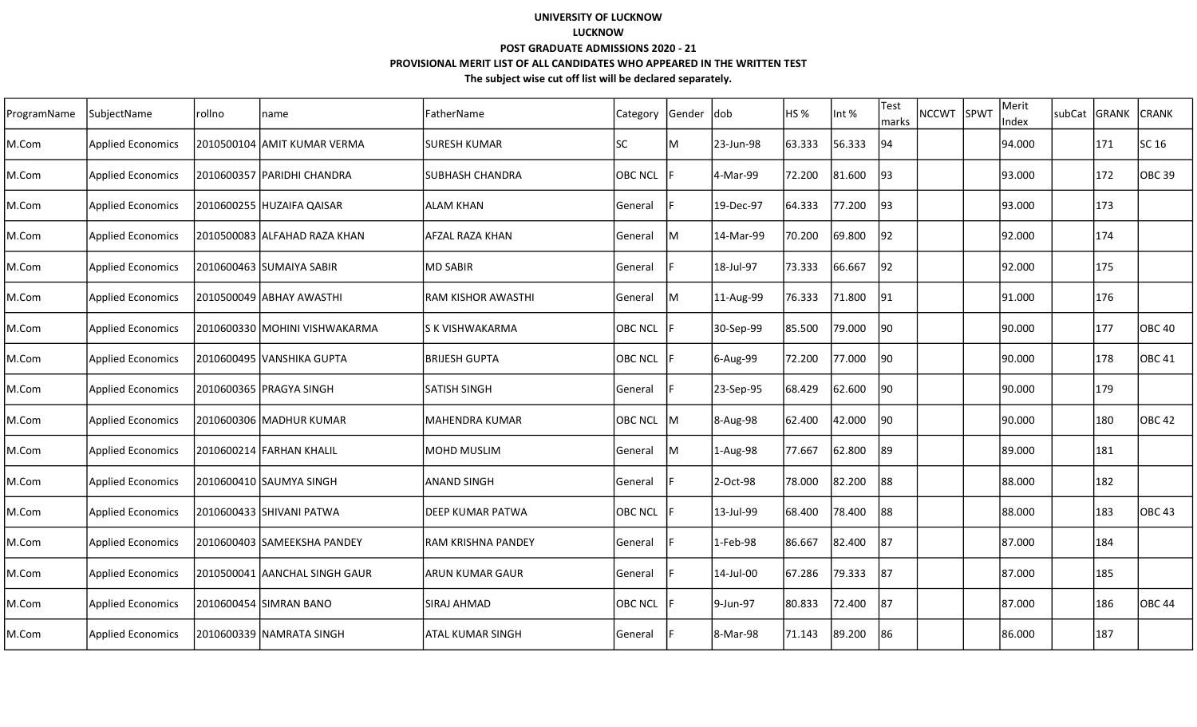**UNIVERSITY OF LUCKNOW**

**LUCKNOW**

**POST GRADUATE ADMISSIONS 2020 - 21**

**PROVISIONAL MERIT LIST OF ALL CANDIDATES WHO APPEARED IN THE WRITTEN TEST**

**The subject wise cut off list will be declared separately.**

| ProgramName | SubjectName | rollno | name | FatherName | Category | Gender | dob | HS % | Int % | Test marks | NCCWT | SPWT | Merit Index | subCat | GRANK | CRANK |
|---|---|---|---|---|---|---|---|---|---|---|---|---|---|---|---|---|
| M.Com | Applied Economics | 2010500104 | AMIT KUMAR VERMA | SURESH KUMAR | SC | M | 23-Jun-98 | 63.333 | 56.333 | 94 | | | 94.000 | | 171 | SC 16 |
| M.Com | Applied Economics | 2010600357 | PARIDHI CHANDRA | SUBHASH CHANDRA | OBC NCL | F | 4-Mar-99 | 72.200 | 81.600 | 93 | | | 93.000 | | 172 | OBC 39 |
| M.Com | Applied Economics | 2010600255 | HUZAIFA QAISAR | ALAM KHAN | General | F | 19-Dec-97 | 64.333 | 77.200 | 93 | | | 93.000 | | 173 | |
| M.Com | Applied Economics | 2010500083 | ALFAHAD RAZA KHAN | AFZAL RAZA KHAN | General | M | 14-Mar-99 | 70.200 | 69.800 | 92 | | | 92.000 | | 174 | |
| M.Com | Applied Economics | 2010600463 | SUMAIYA SABIR | MD SABIR | General | F | 18-Jul-97 | 73.333 | 66.667 | 92 | | | 92.000 | | 175 | |
| M.Com | Applied Economics | 2010500049 | ABHAY AWASTHI | RAM KISHOR AWASTHI | General | M | 11-Aug-99 | 76.333 | 71.800 | 91 | | | 91.000 | | 176 | |
| M.Com | Applied Economics | 2010600330 | MOHINI VISHWAKARMA | S K VISHWAKARMA | OBC NCL | F | 30-Sep-99 | 85.500 | 79.000 | 90 | | | 90.000 | | 177 | OBC 40 |
| M.Com | Applied Economics | 2010600495 | VANSHIKA GUPTA | BRIJESH GUPTA | OBC NCL | F | 6-Aug-99 | 72.200 | 77.000 | 90 | | | 90.000 | | 178 | OBC 41 |
| M.Com | Applied Economics | 2010600365 | PRAGYA SINGH | SATISH SINGH | General | F | 23-Sep-95 | 68.429 | 62.600 | 90 | | | 90.000 | | 179 | |
| M.Com | Applied Economics | 2010600306 | MADHUR KUMAR | MAHENDRA KUMAR | OBC NCL | M | 8-Aug-98 | 62.400 | 42.000 | 90 | | | 90.000 | | 180 | OBC 42 |
| M.Com | Applied Economics | 2010600214 | FARHAN KHALIL | MOHD MUSLIM | General | M | 1-Aug-98 | 77.667 | 62.800 | 89 | | | 89.000 | | 181 | |
| M.Com | Applied Economics | 2010600410 | SAUMYA SINGH | ANAND SINGH | General | F | 2-Oct-98 | 78.000 | 82.200 | 88 | | | 88.000 | | 182 | |
| M.Com | Applied Economics | 2010600433 | SHIVANI PATWA | DEEP KUMAR PATWA | OBC NCL | F | 13-Jul-99 | 68.400 | 78.400 | 88 | | | 88.000 | | 183 | OBC 43 |
| M.Com | Applied Economics | 2010600403 | SAMEEKSHA PANDEY | RAM KRISHNA PANDEY | General | F | 1-Feb-98 | 86.667 | 82.400 | 87 | | | 87.000 | | 184 | |
| M.Com | Applied Economics | 2010500041 | AANCHAL SINGH GAUR | ARUN KUMAR GAUR | General | F | 14-Jul-00 | 67.286 | 79.333 | 87 | | | 87.000 | | 185 | |
| M.Com | Applied Economics | 2010600454 | SIMRAN BANO | SIRAJ AHMAD | OBC NCL | F | 9-Jun-97 | 80.833 | 72.400 | 87 | | | 87.000 | | 186 | OBC 44 |
| M.Com | Applied Economics | 2010600339 | NAMRATA SINGH | ATAL KUMAR SINGH | General | F | 8-Mar-98 | 71.143 | 89.200 | 86 | | | 86.000 | | 187 | |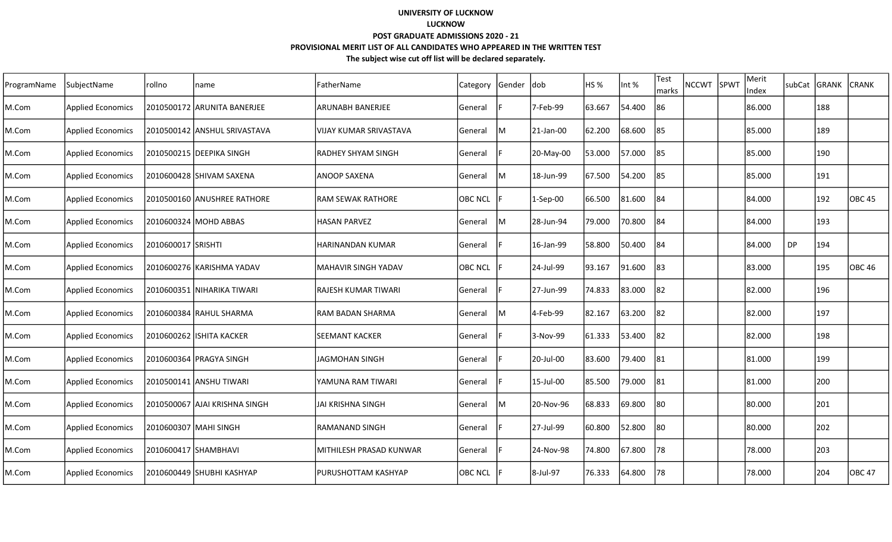**UNIVERSITY OF LUCKNOW**

**LUCKNOW**

**POST GRADUATE ADMISSIONS 2020 - 21**

**PROVISIONAL MERIT LIST OF ALL CANDIDATES WHO APPEARED IN THE WRITTEN TEST**

**The subject wise cut off list will be declared separately.**

| ProgramName | SubjectName | rollno | name | FatherName | Category | Gender | dob | HS % | Int % | Test marks | NCCWT | SPWT | Merit Index | subCat | GRANK | CRANK |
|---|---|---|---|---|---|---|---|---|---|---|---|---|---|---|---|---|
| M.Com | Applied Economics | 2010500172 | ARUNITA BANERJEE | ARUNABH BANERJEE | General | F | 7-Feb-99 | 63.667 | 54.400 | 86 | | | 86.000 | | 188 | |
| M.Com | Applied Economics | 2010500142 | ANSHUL SRIVASTAVA | VIJAY KUMAR SRIVASTAVA | General | M | 21-Jan-00 | 62.200 | 68.600 | 85 | | | 85.000 | | 189 | |
| M.Com | Applied Economics | 2010500215 | DEEPIKA SINGH | RADHEY SHYAM SINGH | General | F | 20-May-00 | 53.000 | 57.000 | 85 | | | 85.000 | | 190 | |
| M.Com | Applied Economics | 2010600428 | SHIVAM SAXENA | ANOOP SAXENA | General | M | 18-Jun-99 | 67.500 | 54.200 | 85 | | | 85.000 | | 191 | |
| M.Com | Applied Economics | 2010500160 | ANUSHREE RATHORE | RAM SEWAK RATHORE | OBC NCL | F | 1-Sep-00 | 66.500 | 81.600 | 84 | | | 84.000 | | 192 | OBC 45 |
| M.Com | Applied Economics | 2010600324 | MOHD ABBAS | HASAN PARVEZ | General | M | 28-Jun-94 | 79.000 | 70.800 | 84 | | | 84.000 | | 193 | |
| M.Com | Applied Economics | 2010600017 | SRISHTI | HARINANDAN KUMAR | General | F | 16-Jan-99 | 58.800 | 50.400 | 84 | | | 84.000 | DP | 194 | |
| M.Com | Applied Economics | 2010600276 | KARISHMA YADAV | MAHAVIR SINGH YADAV | OBC NCL | F | 24-Jul-99 | 93.167 | 91.600 | 83 | | | 83.000 | | 195 | OBC 46 |
| M.Com | Applied Economics | 2010600351 | NIHARIKA TIWARI | RAJESH KUMAR TIWARI | General | F | 27-Jun-99 | 74.833 | 83.000 | 82 | | | 82.000 | | 196 | |
| M.Com | Applied Economics | 2010600384 | RAHUL SHARMA | RAM BADAN SHARMA | General | M | 4-Feb-99 | 82.167 | 63.200 | 82 | | | 82.000 | | 197 | |
| M.Com | Applied Economics | 2010600262 | ISHITA KACKER | SEEMANT KACKER | General | F | 3-Nov-99 | 61.333 | 53.400 | 82 | | | 82.000 | | 198 | |
| M.Com | Applied Economics | 2010600364 | PRAGYA SINGH | JAGMOHAN SINGH | General | F | 20-Jul-00 | 83.600 | 79.400 | 81 | | | 81.000 | | 199 | |
| M.Com | Applied Economics | 2010500141 | ANSHU TIWARI | YAMUNA RAM TIWARI | General | F | 15-Jul-00 | 85.500 | 79.000 | 81 | | | 81.000 | | 200 | |
| M.Com | Applied Economics | 2010500067 | AJAI KRISHNA SINGH | JAI KRISHNA SINGH | General | M | 20-Nov-96 | 68.833 | 69.800 | 80 | | | 80.000 | | 201 | |
| M.Com | Applied Economics | 2010600307 | MAHI SINGH | RAMANAND SINGH | General | F | 27-Jul-99 | 60.800 | 52.800 | 80 | | | 80.000 | | 202 | |
| M.Com | Applied Economics | 2010600417 | SHAMBHAVI | MITHILESH PRASAD KUNWAR | General | F | 24-Nov-98 | 74.800 | 67.800 | 78 | | | 78.000 | | 203 | |
| M.Com | Applied Economics | 2010600449 | SHUBHI KASHYAP | PURUSHOTTAM KASHYAP | OBC NCL | F | 8-Jul-97 | 76.333 | 64.800 | 78 | | | 78.000 | | 204 | OBC 47 |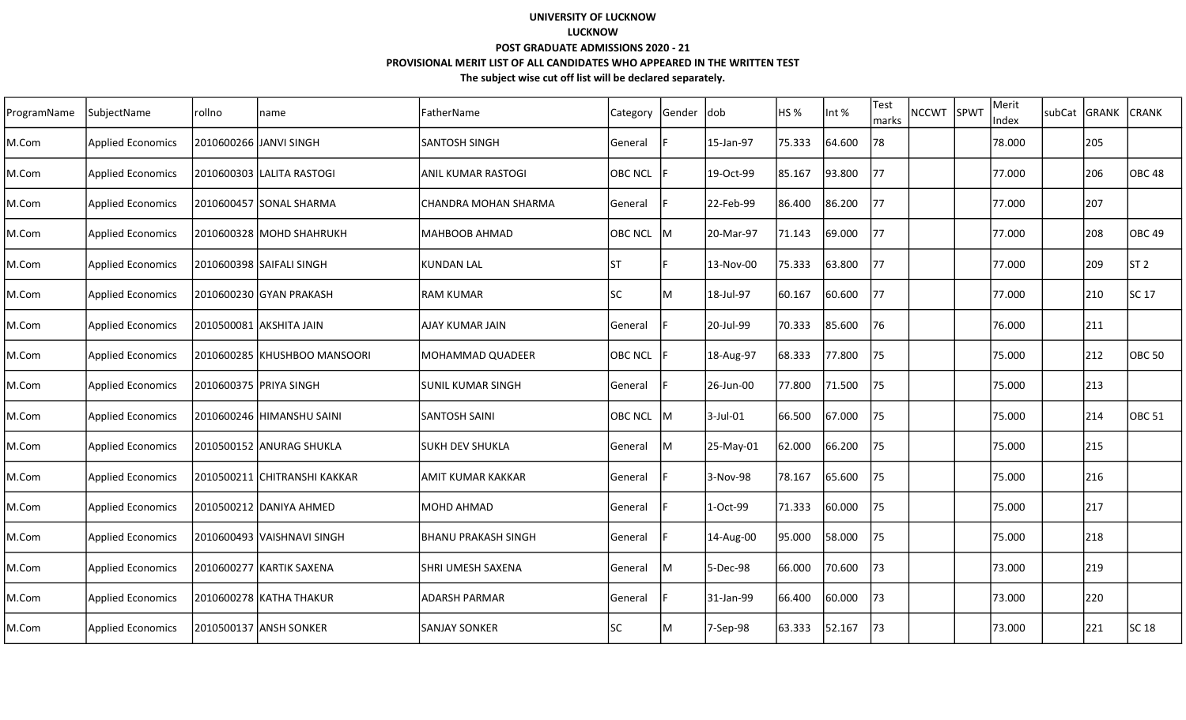**UNIVERSITY OF LUCKNOW**

**LUCKNOW**

**POST GRADUATE ADMISSIONS 2020 - 21**

**PROVISIONAL MERIT LIST OF ALL CANDIDATES WHO APPEARED IN THE WRITTEN TEST**

**The subject wise cut off list will be declared separately.**

| ProgramName | SubjectName | rollno | name | FatherName | Category | Gender | dob | HS % | Int % | Test marks | NCCWT | SPWT | Merit Index | subCat | GRANK | CRANK |
|---|---|---|---|---|---|---|---|---|---|---|---|---|---|---|---|---|
| M.Com | Applied Economics | 2010600266 | JANVI SINGH | SANTOSH SINGH | General | F | 15-Jan-97 | 75.333 | 64.600 | 78 | | | 78.000 | | 205 | |
| M.Com | Applied Economics | 2010600303 | LALITA RASTOGI | ANIL KUMAR RASTOGI | OBC NCL | F | 19-Oct-99 | 85.167 | 93.800 | 77 | | | 77.000 | | 206 | OBC 48 |
| M.Com | Applied Economics | 2010600457 | SONAL SHARMA | CHANDRA MOHAN SHARMA | General | F | 22-Feb-99 | 86.400 | 86.200 | 77 | | | 77.000 | | 207 | |
| M.Com | Applied Economics | 2010600328 | MOHD SHAHRUKH | MAHBOOB AHMAD | OBC NCL | M | 20-Mar-97 | 71.143 | 69.000 | 77 | | | 77.000 | | 208 | OBC 49 |
| M.Com | Applied Economics | 2010600398 | SAIFALI SINGH | KUNDAN LAL | ST | F | 13-Nov-00 | 75.333 | 63.800 | 77 | | | 77.000 | | 209 | ST 2 |
| M.Com | Applied Economics | 2010600230 | GYAN PRAKASH | RAM KUMAR | SC | M | 18-Jul-97 | 60.167 | 60.600 | 77 | | | 77.000 | | 210 | SC 17 |
| M.Com | Applied Economics | 2010500081 | AKSHITA JAIN | AJAY KUMAR JAIN | General | F | 20-Jul-99 | 70.333 | 85.600 | 76 | | | 76.000 | | 211 | |
| M.Com | Applied Economics | 2010600285 | KHUSHBOO MANSOORI | MOHAMMAD QUADEER | OBC NCL | F | 18-Aug-97 | 68.333 | 77.800 | 75 | | | 75.000 | | 212 | OBC 50 |
| M.Com | Applied Economics | 2010600375 | PRIYA SINGH | SUNIL KUMAR SINGH | General | F | 26-Jun-00 | 77.800 | 71.500 | 75 | | | 75.000 | | 213 | |
| M.Com | Applied Economics | 2010600246 | HIMANSHU SAINI | SANTOSH SAINI | OBC NCL | M | 3-Jul-01 | 66.500 | 67.000 | 75 | | | 75.000 | | 214 | OBC 51 |
| M.Com | Applied Economics | 2010500152 | ANURAG SHUKLA | SUKH DEV SHUKLA | General | M | 25-May-01 | 62.000 | 66.200 | 75 | | | 75.000 | | 215 | |
| M.Com | Applied Economics | 2010500211 | CHITRANSHI KAKKAR | AMIT KUMAR KAKKAR | General | F | 3-Nov-98 | 78.167 | 65.600 | 75 | | | 75.000 | | 216 | |
| M.Com | Applied Economics | 2010500212 | DANIYA AHMED | MOHD AHMAD | General | F | 1-Oct-99 | 71.333 | 60.000 | 75 | | | 75.000 | | 217 | |
| M.Com | Applied Economics | 2010600493 | VAISHNAVI SINGH | BHANU PRAKASH SINGH | General | F | 14-Aug-00 | 95.000 | 58.000 | 75 | | | 75.000 | | 218 | |
| M.Com | Applied Economics | 2010600277 | KARTIK SAXENA | SHRI UMESH SAXENA | General | M | 5-Dec-98 | 66.000 | 70.600 | 73 | | | 73.000 | | 219 | |
| M.Com | Applied Economics | 2010600278 | KATHA THAKUR | ADARSH PARMAR | General | F | 31-Jan-99 | 66.400 | 60.000 | 73 | | | 73.000 | | 220 | |
| M.Com | Applied Economics | 2010500137 | ANSH SONKER | SANJAY SONKER | SC | M | 7-Sep-98 | 63.333 | 52.167 | 73 | | | 73.000 | | 221 | SC 18 |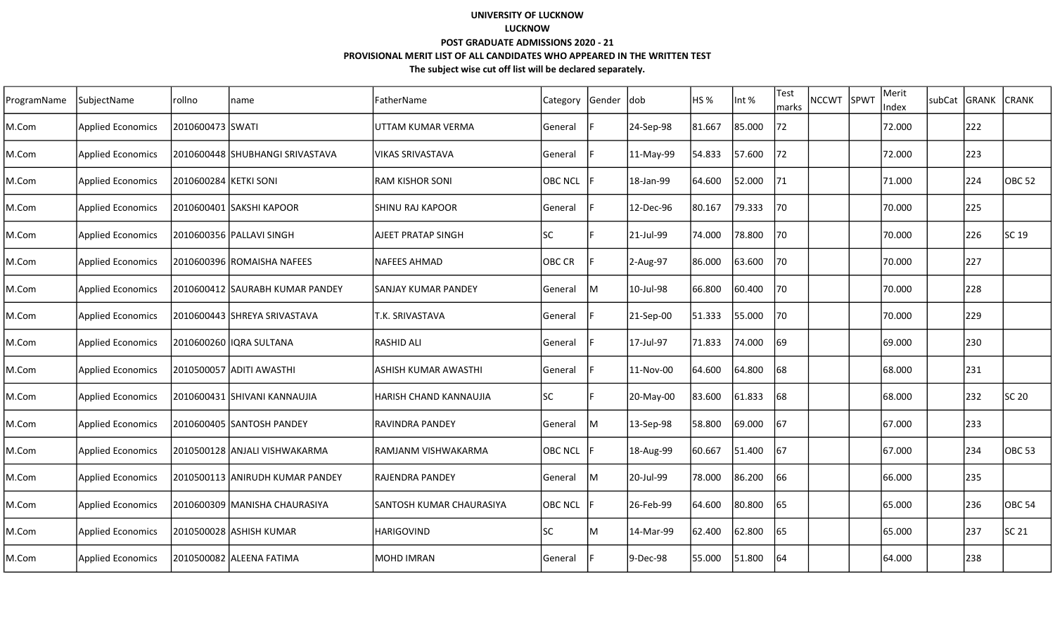**UNIVERSITY OF LUCKNOW**

**LUCKNOW**

**POST GRADUATE ADMISSIONS 2020 - 21**

**PROVISIONAL MERIT LIST OF ALL CANDIDATES WHO APPEARED IN THE WRITTEN TEST**

**The subject wise cut off list will be declared separately.**

| ProgramName | SubjectName | rollno | name | FatherName | Category | Gender | dob | HS % | Int % | Test marks | NCCWT | SPWT | Merit Index | subCat | GRANK | CRANK |
|---|---|---|---|---|---|---|---|---|---|---|---|---|---|---|---|---|
| M.Com | Applied Economics | 2010600473 | SWATI | UTTAM KUMAR VERMA | General | F | 24-Sep-98 | 81.667 | 85.000 | 72 | | | 72.000 | | 222 | |
| M.Com | Applied Economics | 2010600448 | SHUBHANGI SRIVASTAVA | VIKAS SRIVASTAVA | General | F | 11-May-99 | 54.833 | 57.600 | 72 | | | 72.000 | | 223 | |
| M.Com | Applied Economics | 2010600284 | KETKI SONI | RAM KISHOR SONI | OBC NCL | F | 18-Jan-99 | 64.600 | 52.000 | 71 | | | 71.000 | | 224 | OBC 52 |
| M.Com | Applied Economics | 2010600401 | SAKSHI KAPOOR | SHINU RAJ KAPOOR | General | F | 12-Dec-96 | 80.167 | 79.333 | 70 | | | 70.000 | | 225 | |
| M.Com | Applied Economics | 2010600356 | PALLAVI SINGH | AJEET PRATAP SINGH | SC | F | 21-Jul-99 | 74.000 | 78.800 | 70 | | | 70.000 | | 226 | SC 19 |
| M.Com | Applied Economics | 2010600396 | ROMAISHA NAFEES | NAFEES AHMAD | OBC CR | F | 2-Aug-97 | 86.000 | 63.600 | 70 | | | 70.000 | | 227 | |
| M.Com | Applied Economics | 2010600412 | SAURABH KUMAR PANDEY | SANJAY KUMAR PANDEY | General | M | 10-Jul-98 | 66.800 | 60.400 | 70 | | | 70.000 | | 228 | |
| M.Com | Applied Economics | 2010600443 | SHREYA SRIVASTAVA | T.K. SRIVASTAVA | General | F | 21-Sep-00 | 51.333 | 55.000 | 70 | | | 70.000 | | 229 | |
| M.Com | Applied Economics | 2010600260 | IQRA SULTANA | RASHID ALI | General | F | 17-Jul-97 | 71.833 | 74.000 | 69 | | | 69.000 | | 230 | |
| M.Com | Applied Economics | 2010500057 | ADITI AWASTHI | ASHISH KUMAR AWASTHI | General | F | 11-Nov-00 | 64.600 | 64.800 | 68 | | | 68.000 | | 231 | |
| M.Com | Applied Economics | 2010600431 | SHIVANI KANNAUJIA | HARISH CHAND KANNAUJIA | SC | F | 20-May-00 | 83.600 | 61.833 | 68 | | | 68.000 | | 232 | SC 20 |
| M.Com | Applied Economics | 2010600405 | SANTOSH PANDEY | RAVINDRA PANDEY | General | M | 13-Sep-98 | 58.800 | 69.000 | 67 | | | 67.000 | | 233 | |
| M.Com | Applied Economics | 2010500128 | ANJALI VISHWAKARMA | RAMJANM VISHWAKARMA | OBC NCL | F | 18-Aug-99 | 60.667 | 51.400 | 67 | | | 67.000 | | 234 | OBC 53 |
| M.Com | Applied Economics | 2010500113 | ANIRUDH KUMAR PANDEY | RAJENDRA PANDEY | General | M | 20-Jul-99 | 78.000 | 86.200 | 66 | | | 66.000 | | 235 | |
| M.Com | Applied Economics | 2010600309 | MANISHA CHAURASIYA | SANTOSH KUMAR CHAURASIYA | OBC NCL | F | 26-Feb-99 | 64.600 | 80.800 | 65 | | | 65.000 | | 236 | OBC 54 |
| M.Com | Applied Economics | 2010500028 | ASHISH KUMAR | HARIGOVIND | SC | M | 14-Mar-99 | 62.400 | 62.800 | 65 | | | 65.000 | | 237 | SC 21 |
| M.Com | Applied Economics | 2010500082 | ALEENA FATIMA | MOHD IMRAN | General | F | 9-Dec-98 | 55.000 | 51.800 | 64 | | | 64.000 | | 238 | |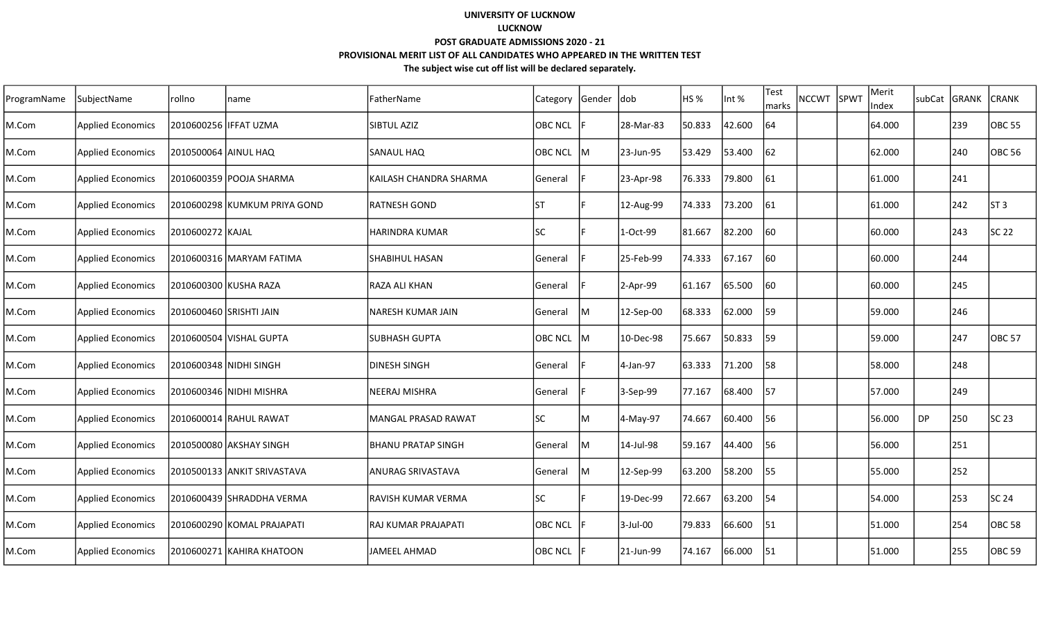**UNIVERSITY OF LUCKNOW**

**LUCKNOW**

**POST GRADUATE ADMISSIONS 2020 - 21**

**PROVISIONAL MERIT LIST OF ALL CANDIDATES WHO APPEARED IN THE WRITTEN TEST**

**The subject wise cut off list will be declared separately.**

| ProgramName | SubjectName | rollno | name | FatherName | Category | Gender | dob | HS % | Int % | Test marks | NCCWT | SPWT | Merit Index | subCat | GRANK | CRANK |
|---|---|---|---|---|---|---|---|---|---|---|---|---|---|---|---|---|
| M.Com | Applied Economics | 2010600256 | IFFAT UZMA | SIBTUL AZIZ | OBC NCL | F | 28-Mar-83 | 50.833 | 42.600 | 64 | | | 64.000 | | 239 | OBC 55 |
| M.Com | Applied Economics | 2010500064 | AINUL HAQ | SANAUL HAQ | OBC NCL | M | 23-Jun-95 | 53.429 | 53.400 | 62 | | | 62.000 | | 240 | OBC 56 |
| M.Com | Applied Economics | 2010600359 | POOJA SHARMA | KAILASH CHANDRA SHARMA | General | F | 23-Apr-98 | 76.333 | 79.800 | 61 | | | 61.000 | | 241 | |
| M.Com | Applied Economics | 2010600298 | KUMKUM PRIYA GOND | RATNESH GOND | ST | F | 12-Aug-99 | 74.333 | 73.200 | 61 | | | 61.000 | | 242 | ST 3 |
| M.Com | Applied Economics | 2010600272 | KAJAL | HARINDRA KUMAR | SC | F | 1-Oct-99 | 81.667 | 82.200 | 60 | | | 60.000 | | 243 | SC 22 |
| M.Com | Applied Economics | 2010600316 | MARYAM FATIMA | SHABIHUL HASAN | General | F | 25-Feb-99 | 74.333 | 67.167 | 60 | | | 60.000 | | 244 | |
| M.Com | Applied Economics | 2010600300 | KUSHA RAZA | RAZA ALI KHAN | General | F | 2-Apr-99 | 61.167 | 65.500 | 60 | | | 60.000 | | 245 | |
| M.Com | Applied Economics | 2010600460 | SRISHTI JAIN | NARESH KUMAR JAIN | General | M | 12-Sep-00 | 68.333 | 62.000 | 59 | | | 59.000 | | 246 | |
| M.Com | Applied Economics | 2010600504 | VISHAL GUPTA | SUBHASH GUPTA | OBC NCL | M | 10-Dec-98 | 75.667 | 50.833 | 59 | | | 59.000 | | 247 | OBC 57 |
| M.Com | Applied Economics | 2010600348 | NIDHI SINGH | DINESH SINGH | General | F | 4-Jan-97 | 63.333 | 71.200 | 58 | | | 58.000 | | 248 | |
| M.Com | Applied Economics | 2010600346 | NIDHI MISHRA | NEERAJ MISHRA | General | F | 3-Sep-99 | 77.167 | 68.400 | 57 | | | 57.000 | | 249 | |
| M.Com | Applied Economics | 2010600014 | RAHUL RAWAT | MANGAL PRASAD RAWAT | SC | M | 4-May-97 | 74.667 | 60.400 | 56 | | | 56.000 | DP | 250 | SC 23 |
| M.Com | Applied Economics | 2010500080 | AKSHAY SINGH | BHANU PRATAP SINGH | General | M | 14-Jul-98 | 59.167 | 44.400 | 56 | | | 56.000 | | 251 | |
| M.Com | Applied Economics | 2010500133 | ANKIT SRIVASTAVA | ANURAG SRIVASTAVA | General | M | 12-Sep-99 | 63.200 | 58.200 | 55 | | | 55.000 | | 252 | |
| M.Com | Applied Economics | 2010600439 | SHRADDHA VERMA | RAVISH KUMAR VERMA | SC | F | 19-Dec-99 | 72.667 | 63.200 | 54 | | | 54.000 | | 253 | SC 24 |
| M.Com | Applied Economics | 2010600290 | KOMAL PRAJAPATI | RAJ KUMAR PRAJAPATI | OBC NCL | F | 3-Jul-00 | 79.833 | 66.600 | 51 | | | 51.000 | | 254 | OBC 58 |
| M.Com | Applied Economics | 2010600271 | KAHIRA KHATOON | JAMEEL AHMAD | OBC NCL | F | 21-Jun-99 | 74.167 | 66.000 | 51 | | | 51.000 | | 255 | OBC 59 |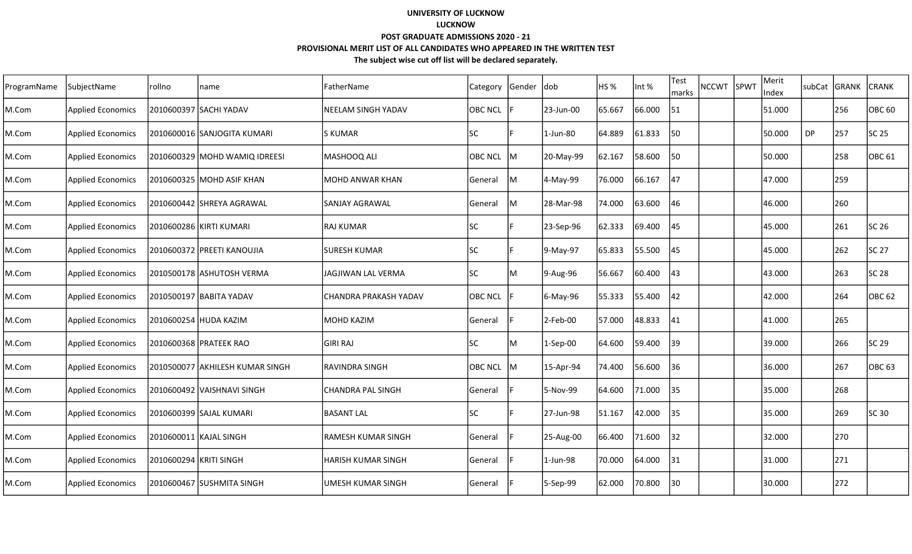**UNIVERSITY OF LUCKNOW**

**LUCKNOW**

**POST GRADUATE ADMISSIONS 2020 - 21**

**PROVISIONAL MERIT LIST OF ALL CANDIDATES WHO APPEARED IN THE WRITTEN TEST**

**The subject wise cut off list will be declared separately.**

| ProgramName | SubjectName | rollno | name | FatherName | Category | Gender | dob | HS % | Int % | Test marks | NCCWT | SPWT | Merit Index | subCat | GRANK | CRANK |
|---|---|---|---|---|---|---|---|---|---|---|---|---|---|---|---|---|
| M.Com | Applied Economics | 2010600397 | SACHI YADAV | NEELAM SINGH YADAV | OBC NCL | F | 23-Jun-00 | 65.667 | 66.000 | 51 | | | 51.000 | | 256 | OBC 60 |
| M.Com | Applied Economics | 2010600016 | SANJOGITA KUMARI | S KUMAR | SC | F | 1-Jun-80 | 64.889 | 61.833 | 50 | | | 50.000 | DP | 257 | SC 25 |
| M.Com | Applied Economics | 2010600329 | MOHD WAMIQ IDREESI | MASHOOQ ALI | OBC NCL | M | 20-May-99 | 62.167 | 58.600 | 50 | | | 50.000 | | 258 | OBC 61 |
| M.Com | Applied Economics | 2010600325 | MOHD ASIF KHAN | MOHD ANWAR KHAN | General | M | 4-May-99 | 76.000 | 66.167 | 47 | | | 47.000 | | 259 | |
| M.Com | Applied Economics | 2010600442 | SHREYA AGRAWAL | SANJAY AGRAWAL | General | M | 28-Mar-98 | 74.000 | 63.600 | 46 | | | 46.000 | | 260 | |
| M.Com | Applied Economics | 2010600286 | KIRTI KUMARI | RAJ KUMAR | SC | F | 23-Sep-96 | 62.333 | 69.400 | 45 | | | 45.000 | | 261 | SC 26 |
| M.Com | Applied Economics | 2010600372 | PREETI KANOUJIA | SURESH KUMAR | SC | F | 9-May-97 | 65.833 | 55.500 | 45 | | | 45.000 | | 262 | SC 27 |
| M.Com | Applied Economics | 2010500178 | ASHUTOSH VERMA | JAGJIWAN LAL VERMA | SC | M | 9-Aug-96 | 56.667 | 60.400 | 43 | | | 43.000 | | 263 | SC 28 |
| M.Com | Applied Economics | 2010500197 | BABITA YADAV | CHANDRA PRAKASH YADAV | OBC NCL | F | 6-May-96 | 55.333 | 55.400 | 42 | | | 42.000 | | 264 | OBC 62 |
| M.Com | Applied Economics | 2010600254 | HUDA KAZIM | MOHD KAZIM | General | F | 2-Feb-00 | 57.000 | 48.833 | 41 | | | 41.000 | | 265 | |
| M.Com | Applied Economics | 2010600368 | PRATEEK RAO | GIRI RAJ | SC | M | 1-Sep-00 | 64.600 | 59.400 | 39 | | | 39.000 | | 266 | SC 29 |
| M.Com | Applied Economics | 2010500077 | AKHILESH KUMAR SINGH | RAVINDRA SINGH | OBC NCL | M | 15-Apr-94 | 74.400 | 56.600 | 36 | | | 36.000 | | 267 | OBC 63 |
| M.Com | Applied Economics | 2010600492 | VAISHNAVI SINGH | CHANDRA PAL SINGH | General | F | 5-Nov-99 | 64.600 | 71.000 | 35 | | | 35.000 | | 268 | |
| M.Com | Applied Economics | 2010600399 | SAJAL KUMARI | BASANT LAL | SC | F | 27-Jun-98 | 51.167 | 42.000 | 35 | | | 35.000 | | 269 | SC 30 |
| M.Com | Applied Economics | 2010600011 | KAJAL SINGH | RAMESH KUMAR SINGH | General | F | 25-Aug-00 | 66.400 | 71.600 | 32 | | | 32.000 | | 270 | |
| M.Com | Applied Economics | 2010600294 | KRITI SINGH | HARISH KUMAR SINGH | General | F | 1-Jun-98 | 70.000 | 64.000 | 31 | | | 31.000 | | 271 | |
| M.Com | Applied Economics | 2010600467 | SUSHMITA SINGH | UMESH KUMAR SINGH | General | F | 5-Sep-99 | 62.000 | 70.800 | 30 | | | 30.000 | | 272 | |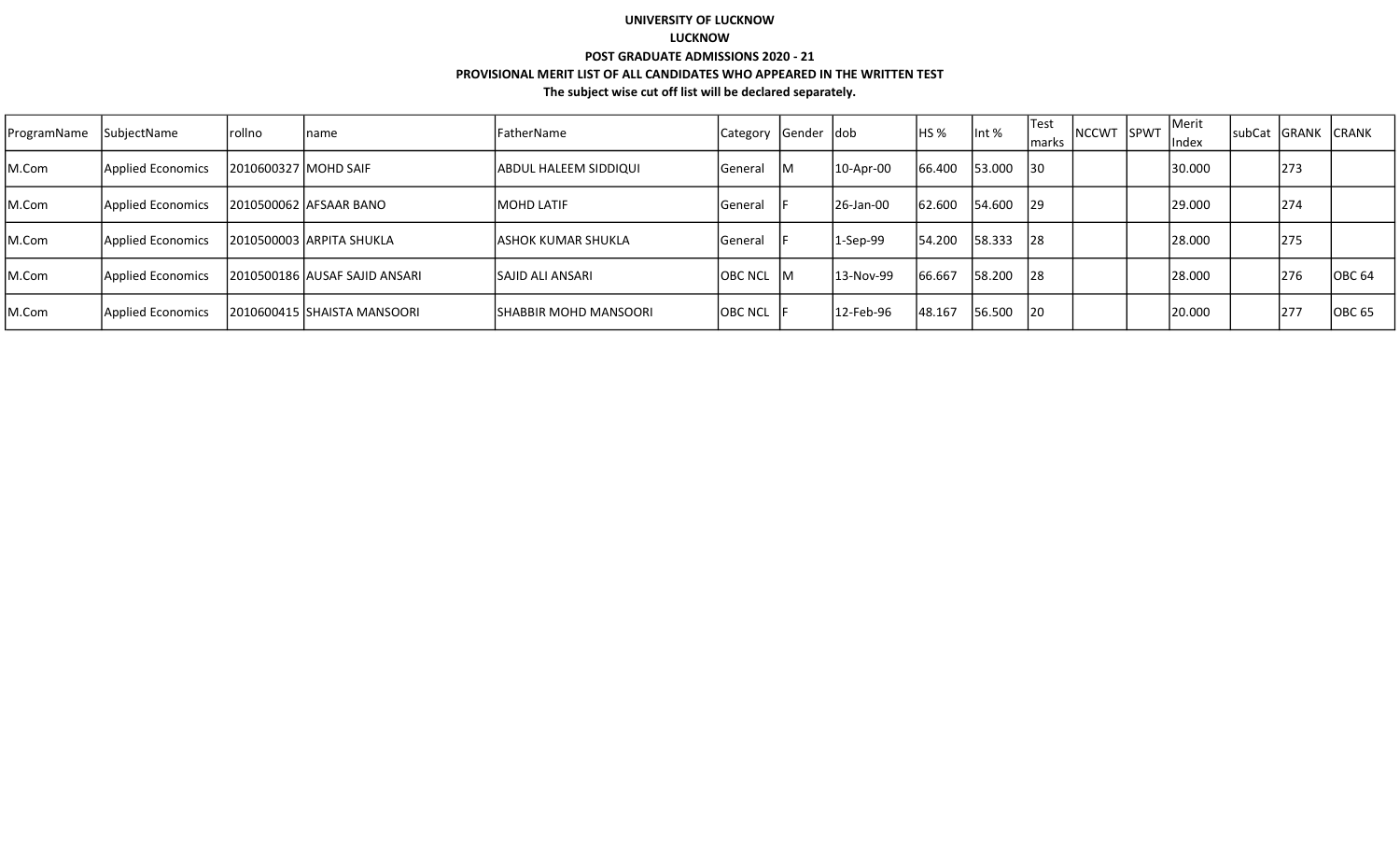**UNIVERSITY OF LUCKNOW**

**LUCKNOW**

**POST GRADUATE ADMISSIONS 2020 - 21**

**PROVISIONAL MERIT LIST OF ALL CANDIDATES WHO APPEARED IN THE WRITTEN TEST**

**The subject wise cut off list will be declared separately.**

| ProgramName | SubjectName | rollno | name | FatherName | Category | Gender | dob | HS % | Int % | Test marks | NCCWT | SPWT | Merit Index | subCat | GRANK | CRANK |
|---|---|---|---|---|---|---|---|---|---|---|---|---|---|---|---|---|
| M.Com | Applied Economics | 2010600327 | MOHD SAIF | ABDUL HALEEM SIDDIQUI | General | M | 10-Apr-00 | 66.400 | 53.000 | 30 | | | 30.000 | | 273 | |
| M.Com | Applied Economics | 2010500062 | AFSAAR BANO | MOHD LATIF | General | F | 26-Jan-00 | 62.600 | 54.600 | 29 | | | 29.000 | | 274 | |
| M.Com | Applied Economics | 2010500003 | ARPITA SHUKLA | ASHOK KUMAR SHUKLA | General | F | 1-Sep-99 | 54.200 | 58.333 | 28 | | | 28.000 | | 275 | |
| M.Com | Applied Economics | 2010500186 | AUSAF SAJID ANSARI | SAJID ALI ANSARI | OBC NCL | M | 13-Nov-99 | 66.667 | 58.200 | 28 | | | 28.000 | | 276 | OBC 64 |
| M.Com | Applied Economics | 2010600415 | SHAISTA MANSOORI | SHABBIR MOHD MANSOORI | OBC NCL | F | 12-Feb-96 | 48.167 | 56.500 | 20 | | | 20.000 | | 277 | OBC 65 |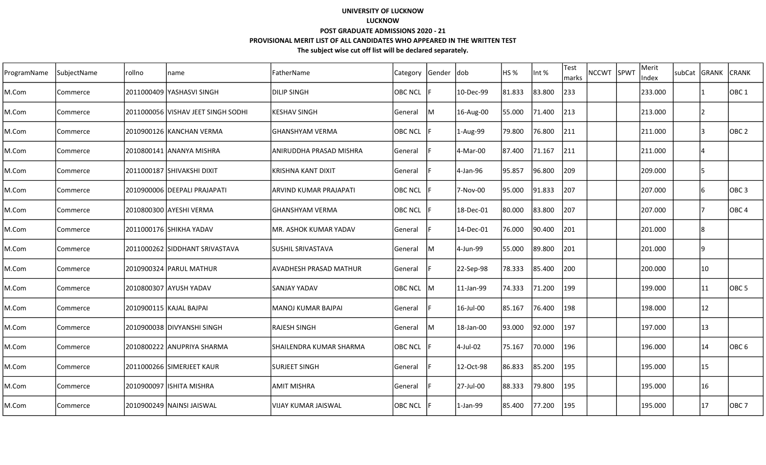**UNIVERSITY OF LUCKNOW**

**LUCKNOW**

**POST GRADUATE ADMISSIONS 2020 - 21**

**PROVISIONAL MERIT LIST OF ALL CANDIDATES WHO APPEARED IN THE WRITTEN TEST**

**The subject wise cut off list will be declared separately.**

| ProgramName | SubjectName | rollno | name | FatherName | Category | Gender | dob | HS % | Int % | Test marks | NCCWT | SPWT | Merit Index | subCat | GRANK | CRANK |
|---|---|---|---|---|---|---|---|---|---|---|---|---|---|---|---|---|
| M.Com | Commerce | 2011000409 | YASHASVI SINGH | DILIP SINGH | OBC NCL | F | 10-Dec-99 | 81.833 | 83.800 | 233 | | | 233.000 | | 1 | OBC 1 |
| M.Com | Commerce | 2011000056 | VISHAV JEET SINGH SODHI | KESHAV SINGH | General | M | 16-Aug-00 | 55.000 | 71.400 | 213 | | | 213.000 | | 2 | |
| M.Com | Commerce | 2010900126 | KANCHAN VERMA | GHANSHYAM VERMA | OBC NCL | F | 1-Aug-99 | 79.800 | 76.800 | 211 | | | 211.000 | | 3 | OBC 2 |
| M.Com | Commerce | 2010800141 | ANANYA MISHRA | ANIRUDDHA PRASAD MISHRA | General | F | 4-Mar-00 | 87.400 | 71.167 | 211 | | | 211.000 | | 4 | |
| M.Com | Commerce | 2011000187 | SHIVAKSHI DIXIT | KRISHNA KANT DIXIT | General | F | 4-Jan-96 | 95.857 | 96.800 | 209 | | | 209.000 | | 5 | |
| M.Com | Commerce | 2010900006 | DEEPALI PRAJAPATI | ARVIND KUMAR PRAJAPATI | OBC NCL | F | 7-Nov-00 | 95.000 | 91.833 | 207 | | | 207.000 | | 6 | OBC 3 |
| M.Com | Commerce | 2010800300 | AYESHI VERMA | GHANSHYAM VERMA | OBC NCL | F | 18-Dec-01 | 80.000 | 83.800 | 207 | | | 207.000 | | 7 | OBC 4 |
| M.Com | Commerce | 2011000176 | SHIKHA YADAV | MR. ASHOK KUMAR YADAV | General | F | 14-Dec-01 | 76.000 | 90.400 | 201 | | | 201.000 | | 8 | |
| M.Com | Commerce | 2011000262 | SIDDHANT SRIVASTAVA | SUSHIL SRIVASTAVA | General | M | 4-Jun-99 | 55.000 | 89.800 | 201 | | | 201.000 | | 9 | |
| M.Com | Commerce | 2010900324 | PARUL MATHUR | AVADHESH PRASAD MATHUR | General | F | 22-Sep-98 | 78.333 | 85.400 | 200 | | | 200.000 | | 10 | |
| M.Com | Commerce | 2010800307 | AYUSH YADAV | SANJAY YADAV | OBC NCL | M | 11-Jan-99 | 74.333 | 71.200 | 199 | | | 199.000 | | 11 | OBC 5 |
| M.Com | Commerce | 2010900115 | KAJAL BAJPAI | MANOJ KUMAR BAJPAI | General | F | 16-Jul-00 | 85.167 | 76.400 | 198 | | | 198.000 | | 12 | |
| M.Com | Commerce | 2010900038 | DIVYANSHI SINGH | RAJESH SINGH | General | M | 18-Jan-00 | 93.000 | 92.000 | 197 | | | 197.000 | | 13 | |
| M.Com | Commerce | 2010800222 | ANUPRIYA SHARMA | SHAILENDRA KUMAR SHARMA | OBC NCL | F | 4-Jul-02 | 75.167 | 70.000 | 196 | | | 196.000 | | 14 | OBC 6 |
| M.Com | Commerce | 2011000266 | SIMERJEET KAUR | SURJEET SINGH | General | F | 12-Oct-98 | 86.833 | 85.200 | 195 | | | 195.000 | | 15 | |
| M.Com | Commerce | 2010900097 | ISHITA MISHRA | AMIT MISHRA | General | F | 27-Jul-00 | 88.333 | 79.800 | 195 | | | 195.000 | | 16 | |
| M.Com | Commerce | 2010900249 | NAINSI JAISWAL | VIJAY KUMAR JAISWAL | OBC NCL | F | 1-Jan-99 | 85.400 | 77.200 | 195 | | | 195.000 | | 17 | OBC 7 |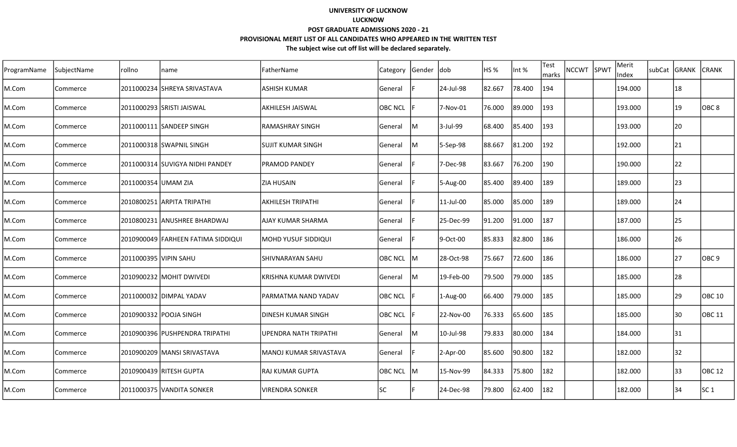**UNIVERSITY OF LUCKNOW**

**LUCKNOW**

**POST GRADUATE ADMISSIONS 2020 - 21**

**PROVISIONAL MERIT LIST OF ALL CANDIDATES WHO APPEARED IN THE WRITTEN TEST**

**The subject wise cut off list will be declared separately.**

| ProgramName | SubjectName | rollno | name | FatherName | Category | Gender | dob | HS % | Int % | Test marks | NCCWT | SPWT | Merit Index | subCat | GRANK | CRANK |
|---|---|---|---|---|---|---|---|---|---|---|---|---|---|---|---|---|
| M.Com | Commerce | 2011000234 | SHREYA SRIVASTAVA | ASHISH KUMAR | General | F | 24-Jul-98 | 82.667 | 78.400 | 194 | | | 194.000 | | 18 | |
| M.Com | Commerce | 2011000293 | SRISTI JAISWAL | AKHILESH JAISWAL | OBC NCL | F | 7-Nov-01 | 76.000 | 89.000 | 193 | | | 193.000 | | 19 | OBC 8 |
| M.Com | Commerce | 2011000111 | SANDEEP SINGH | RAMASHRAY SINGH | General | M | 3-Jul-99 | 68.400 | 85.400 | 193 | | | 193.000 | | 20 | |
| M.Com | Commerce | 2011000318 | SWAPNIL SINGH | SUJIT KUMAR SINGH | General | M | 5-Sep-98 | 88.667 | 81.200 | 192 | | | 192.000 | | 21 | |
| M.Com | Commerce | 2011000314 | SUVIGYA NIDHI PANDEY | PRAMOD PANDEY | General | F | 7-Dec-98 | 83.667 | 76.200 | 190 | | | 190.000 | | 22 | |
| M.Com | Commerce | 2011000354 | UMAM ZIA | ZIA HUSAIN | General | F | 5-Aug-00 | 85.400 | 89.400 | 189 | | | 189.000 | | 23 | |
| M.Com | Commerce | 2010800251 | ARPITA TRIPATHI | AKHILESH TRIPATHI | General | F | 11-Jul-00 | 85.000 | 85.000 | 189 | | | 189.000 | | 24 | |
| M.Com | Commerce | 2010800231 | ANUSHREE BHARDWAJ | AJAY KUMAR SHARMA | General | F | 25-Dec-99 | 91.200 | 91.000 | 187 | | | 187.000 | | 25 | |
| M.Com | Commerce | 2010900049 | FARHEEN FATIMA SIDDIQUI | MOHD YUSUF SIDDIQUI | General | F | 9-Oct-00 | 85.833 | 82.800 | 186 | | | 186.000 | | 26 | |
| M.Com | Commerce | 2011000395 | VIPIN SAHU | SHIVNARAYAN SAHU | OBC NCL | M | 28-Oct-98 | 75.667 | 72.600 | 186 | | | 186.000 | | 27 | OBC 9 |
| M.Com | Commerce | 2010900232 | MOHIT DWIVEDI | KRISHNA KUMAR DWIVEDI | General | M | 19-Feb-00 | 79.500 | 79.000 | 185 | | | 185.000 | | 28 | |
| M.Com | Commerce | 2011000032 | DIMPAL YADAV | PARMATMA NAND YADAV | OBC NCL | F | 1-Aug-00 | 66.400 | 79.000 | 185 | | | 185.000 | | 29 | OBC 10 |
| M.Com | Commerce | 2010900332 | POOJA SINGH | DINESH KUMAR SINGH | OBC NCL | F | 22-Nov-00 | 76.333 | 65.600 | 185 | | | 185.000 | | 30 | OBC 11 |
| M.Com | Commerce | 2010900396 | PUSHPENDRA TRIPATHI | UPENDRA NATH TRIPATHI | General | M | 10-Jul-98 | 79.833 | 80.000 | 184 | | | 184.000 | | 31 | |
| M.Com | Commerce | 2010900209 | MANSI SRIVASTAVA | MANOJ KUMAR SRIVASTAVA | General | F | 2-Apr-00 | 85.600 | 90.800 | 182 | | | 182.000 | | 32 | |
| M.Com | Commerce | 2010900439 | RITESH GUPTA | RAJ KUMAR GUPTA | OBC NCL | M | 15-Nov-99 | 84.333 | 75.800 | 182 | | | 182.000 | | 33 | OBC 12 |
| M.Com | Commerce | 2011000375 | VANDITA SONKER | VIRENDRA SONKER | SC | F | 24-Dec-98 | 79.800 | 62.400 | 182 | | | 182.000 | | 34 | SC 1 |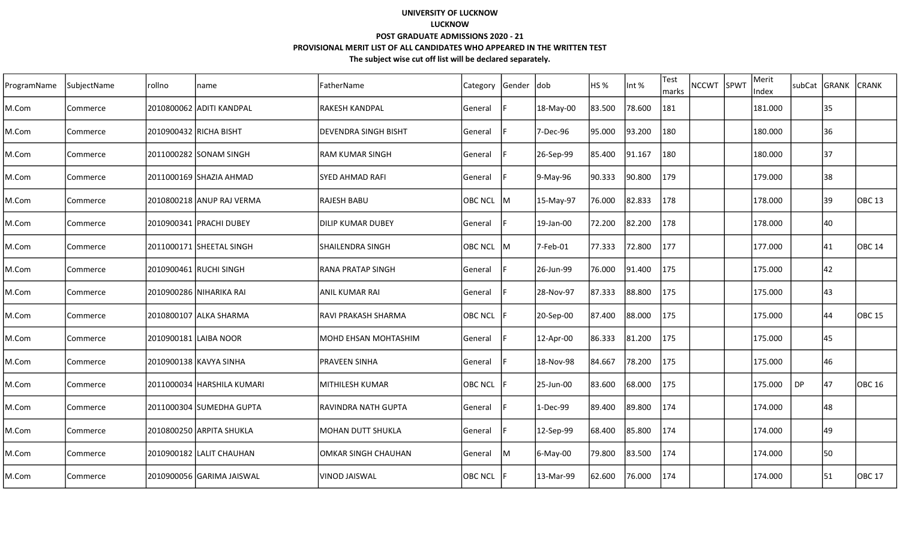**UNIVERSITY OF LUCKNOW**

**LUCKNOW**

**POST GRADUATE ADMISSIONS 2020 - 21**

**PROVISIONAL MERIT LIST OF ALL CANDIDATES WHO APPEARED IN THE WRITTEN TEST**

**The subject wise cut off list will be declared separately.**

| ProgramName | SubjectName | rollno | name | FatherName | Category | Gender | dob | HS % | Int % | Test marks | NCCWT | SPWT | Merit Index | subCat | GRANK | CRANK |
|---|---|---|---|---|---|---|---|---|---|---|---|---|---|---|---|---|
| M.Com | Commerce | 2010800062 | ADITI KANDPAL | RAKESH KANDPAL | General | F | 18-May-00 | 83.500 | 78.600 | 181 | | | 181.000 | | 35 | |
| M.Com | Commerce | 2010900432 | RICHA BISHT | DEVENDRA SINGH BISHT | General | F | 7-Dec-96 | 95.000 | 93.200 | 180 | | | 180.000 | | 36 | |
| M.Com | Commerce | 2011000282 | SONAM SINGH | RAM KUMAR SINGH | General | F | 26-Sep-99 | 85.400 | 91.167 | 180 | | | 180.000 | | 37 | |
| M.Com | Commerce | 2011000169 | SHAZIA AHMAD | SYED AHMAD RAFI | General | F | 9-May-96 | 90.333 | 90.800 | 179 | | | 179.000 | | 38 | |
| M.Com | Commerce | 2010800218 | ANUP RAJ VERMA | RAJESH BABU | OBC NCL | M | 15-May-97 | 76.000 | 82.833 | 178 | | | 178.000 | | 39 | OBC 13 |
| M.Com | Commerce | 2010900341 | PRACHI DUBEY | DILIP KUMAR DUBEY | General | F | 19-Jan-00 | 72.200 | 82.200 | 178 | | | 178.000 | | 40 | |
| M.Com | Commerce | 2011000171 | SHEETAL SINGH | SHAILENDRA SINGH | OBC NCL | M | 7-Feb-01 | 77.333 | 72.800 | 177 | | | 177.000 | | 41 | OBC 14 |
| M.Com | Commerce | 2010900461 | RUCHI SINGH | RANA PRATAP SINGH | General | F | 26-Jun-99 | 76.000 | 91.400 | 175 | | | 175.000 | | 42 | |
| M.Com | Commerce | 2010900286 | NIHARIKA RAI | ANIL KUMAR RAI | General | F | 28-Nov-97 | 87.333 | 88.800 | 175 | | | 175.000 | | 43 | |
| M.Com | Commerce | 2010800107 | ALKA SHARMA | RAVI PRAKASH SHARMA | OBC NCL | F | 20-Sep-00 | 87.400 | 88.000 | 175 | | | 175.000 | | 44 | OBC 15 |
| M.Com | Commerce | 2010900181 | LAIBA NOOR | MOHD EHSAN MOHTASHIM | General | F | 12-Apr-00 | 86.333 | 81.200 | 175 | | | 175.000 | | 45 | |
| M.Com | Commerce | 2010900138 | KAVYA SINHA | PRAVEEN SINHA | General | F | 18-Nov-98 | 84.667 | 78.200 | 175 | | | 175.000 | | 46 | |
| M.Com | Commerce | 2011000034 | HARSHILA KUMARI | MITHILESH KUMAR | OBC NCL | F | 25-Jun-00 | 83.600 | 68.000 | 175 | | | 175.000 | DP | 47 | OBC 16 |
| M.Com | Commerce | 2011000304 | SUMEDHA GUPTA | RAVINDRA NATH GUPTA | General | F | 1-Dec-99 | 89.400 | 89.800 | 174 | | | 174.000 | | 48 | |
| M.Com | Commerce | 2010800250 | ARPITA SHUKLA | MOHAN DUTT SHUKLA | General | F | 12-Sep-99 | 68.400 | 85.800 | 174 | | | 174.000 | | 49 | |
| M.Com | Commerce | 2010900182 | LALIT CHAUHAN | OMKAR SINGH CHAUHAN | General | M | 6-May-00 | 79.800 | 83.500 | 174 | | | 174.000 | | 50 | |
| M.Com | Commerce | 2010900056 | GARIMA JAISWAL | VINOD JAISWAL | OBC NCL | F | 13-Mar-99 | 62.600 | 76.000 | 174 | | | 174.000 | | 51 | OBC 17 |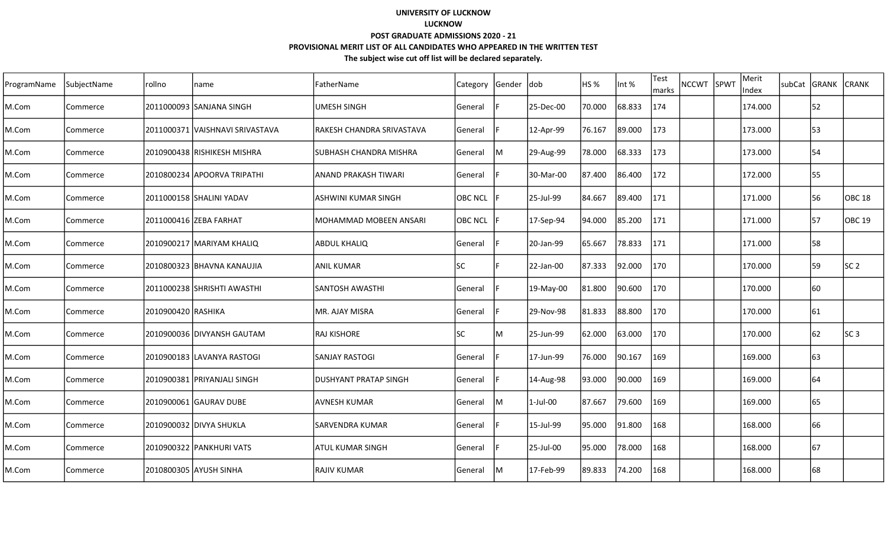**UNIVERSITY OF LUCKNOW**

**LUCKNOW**

**POST GRADUATE ADMISSIONS 2020 - 21**

**PROVISIONAL MERIT LIST OF ALL CANDIDATES WHO APPEARED IN THE WRITTEN TEST**

**The subject wise cut off list will be declared separately.**

| ProgramName | SubjectName | rollno | name | FatherName | Category | Gender | dob | HS % | Int % | Test marks | NCCWT | SPWT | Merit Index | subCat | GRANK | CRANK |
|---|---|---|---|---|---|---|---|---|---|---|---|---|---|---|---|---|
| M.Com | Commerce | 2011000093 | SANJANA SINGH | UMESH SINGH | General | F | 25-Dec-00 | 70.000 | 68.833 | 174 | | | 174.000 | | 52 | |
| M.Com | Commerce | 2011000371 | VAISHNAVI SRIVASTAVA | RAKESH CHANDRA SRIVASTAVA | General | F | 12-Apr-99 | 76.167 | 89.000 | 173 | | | 173.000 | | 53 | |
| M.Com | Commerce | 2010900438 | RISHIKESH MISHRA | SUBHASH CHANDRA MISHRA | General | M | 29-Aug-99 | 78.000 | 68.333 | 173 | | | 173.000 | | 54 | |
| M.Com | Commerce | 2010800234 | APOORVA TRIPATHI | ANAND PRAKASH TIWARI | General | F | 30-Mar-00 | 87.400 | 86.400 | 172 | | | 172.000 | | 55 | |
| M.Com | Commerce | 2011000158 | SHALINI YADAV | ASHWINI KUMAR SINGH | OBC NCL | F | 25-Jul-99 | 84.667 | 89.400 | 171 | | | 171.000 | | 56 | OBC 18 |
| M.Com | Commerce | 2011000416 | ZEBA FARHAT | MOHAMMAD MOBEEN ANSARI | OBC NCL | F | 17-Sep-94 | 94.000 | 85.200 | 171 | | | 171.000 | | 57 | OBC 19 |
| M.Com | Commerce | 2010900217 | MARIYAM KHALIQ | ABDUL KHALIQ | General | F | 20-Jan-99 | 65.667 | 78.833 | 171 | | | 171.000 | | 58 | |
| M.Com | Commerce | 2010800323 | BHAVNA KANAUJIA | ANIL KUMAR | SC | F | 22-Jan-00 | 87.333 | 92.000 | 170 | | | 170.000 | | 59 | SC 2 |
| M.Com | Commerce | 2011000238 | SHRISHTI AWASTHI | SANTOSH AWASTHI | General | F | 19-May-00 | 81.800 | 90.600 | 170 | | | 170.000 | | 60 | |
| M.Com | Commerce | 2010900420 | RASHIKA | MR. AJAY MISRA | General | F | 29-Nov-98 | 81.833 | 88.800 | 170 | | | 170.000 | | 61 | |
| M.Com | Commerce | 2010900036 | DIVYANSH GAUTAM | RAJ KISHORE | SC | M | 25-Jun-99 | 62.000 | 63.000 | 170 | | | 170.000 | | 62 | SC 3 |
| M.Com | Commerce | 2010900183 | LAVANYA RASTOGI | SANJAY RASTOGI | General | F | 17-Jun-99 | 76.000 | 90.167 | 169 | | | 169.000 | | 63 | |
| M.Com | Commerce | 2010900381 | PRIYANJALI SINGH | DUSHYANT PRATAP SINGH | General | F | 14-Aug-98 | 93.000 | 90.000 | 169 | | | 169.000 | | 64 | |
| M.Com | Commerce | 2010900061 | GAURAV DUBE | AVNESH KUMAR | General | M | 1-Jul-00 | 87.667 | 79.600 | 169 | | | 169.000 | | 65 | |
| M.Com | Commerce | 2010900032 | DIVYA SHUKLA | SARVENDRA KUMAR | General | F | 15-Jul-99 | 95.000 | 91.800 | 168 | | | 168.000 | | 66 | |
| M.Com | Commerce | 2010900322 | PANKHURI VATS | ATUL KUMAR SINGH | General | F | 25-Jul-00 | 95.000 | 78.000 | 168 | | | 168.000 | | 67 | |
| M.Com | Commerce | 2010800305 | AYUSH SINHA | RAJIV KUMAR | General | M | 17-Feb-99 | 89.833 | 74.200 | 168 | | | 168.000 | | 68 | |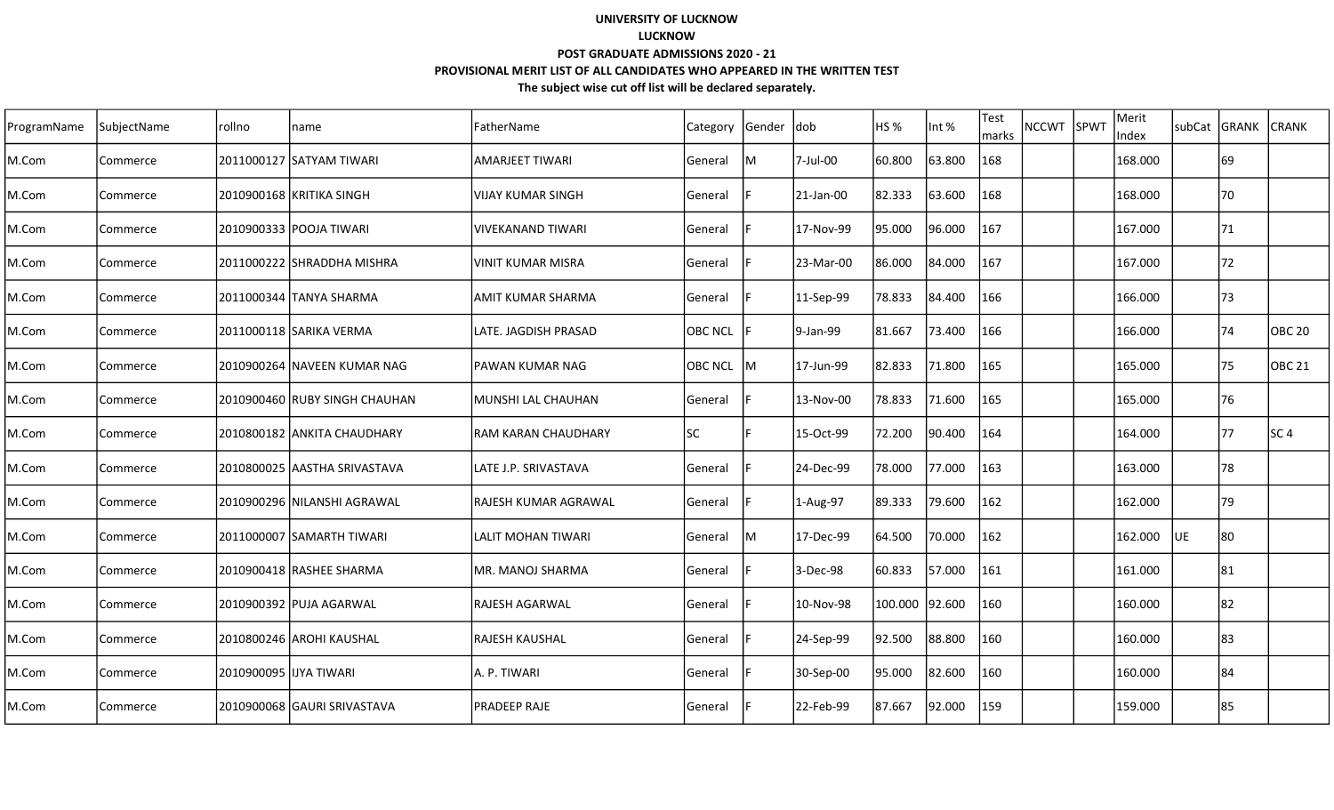**UNIVERSITY OF LUCKNOW**

**LUCKNOW**

**POST GRADUATE ADMISSIONS 2020 - 21**

**PROVISIONAL MERIT LIST OF ALL CANDIDATES WHO APPEARED IN THE WRITTEN TEST**

**The subject wise cut off list will be declared separately.**

| ProgramName | SubjectName | rollno | name | FatherName | Category | Gender | dob | HS % | Int % | Test marks | NCCWT | SPWT | Merit Index | subCat | GRANK | CRANK |
|---|---|---|---|---|---|---|---|---|---|---|---|---|---|---|---|---|
| M.Com | Commerce | 2011000127 | SATYAM TIWARI | AMARJEET TIWARI | General | M | 7-Jul-00 | 60.800 | 63.800 | 168 | | | 168.000 | | 69 | |
| M.Com | Commerce | 2010900168 | KRITIKA SINGH | VIJAY KUMAR SINGH | General | F | 21-Jan-00 | 82.333 | 63.600 | 168 | | | 168.000 | | 70 | |
| M.Com | Commerce | 2010900333 | POOJA TIWARI | VIVEKANAND TIWARI | General | F | 17-Nov-99 | 95.000 | 96.000 | 167 | | | 167.000 | | 71 | |
| M.Com | Commerce | 2011000222 | SHRADDHA MISHRA | VINIT KUMAR MISRA | General | F | 23-Mar-00 | 86.000 | 84.000 | 167 | | | 167.000 | | 72 | |
| M.Com | Commerce | 2011000344 | TANYA SHARMA | AMIT KUMAR SHARMA | General | F | 11-Sep-99 | 78.833 | 84.400 | 166 | | | 166.000 | | 73 | |
| M.Com | Commerce | 2011000118 | SARIKA VERMA | LATE. JAGDISH PRASAD | OBC NCL | F | 9-Jan-99 | 81.667 | 73.400 | 166 | | | 166.000 | | 74 | OBC 20 |
| M.Com | Commerce | 2010900264 | NAVEEN KUMAR NAG | PAWAN KUMAR NAG | OBC NCL | M | 17-Jun-99 | 82.833 | 71.800 | 165 | | | 165.000 | | 75 | OBC 21 |
| M.Com | Commerce | 2010900460 | RUBY SINGH CHAUHAN | MUNSHI LAL CHAUHAN | General | F | 13-Nov-00 | 78.833 | 71.600 | 165 | | | 165.000 | | 76 | |
| M.Com | Commerce | 2010800182 | ANKITA CHAUDHARY | RAM KARAN CHAUDHARY | SC | F | 15-Oct-99 | 72.200 | 90.400 | 164 | | | 164.000 | | 77 | SC 4 |
| M.Com | Commerce | 2010800025 | AASTHA SRIVASTAVA | LATE J.P. SRIVASTAVA | General | F | 24-Dec-99 | 78.000 | 77.000 | 163 | | | 163.000 | | 78 | |
| M.Com | Commerce | 2010900296 | NILANSHI AGRAWAL | RAJESH KUMAR AGRAWAL | General | F | 1-Aug-97 | 89.333 | 79.600 | 162 | | | 162.000 | | 79 | |
| M.Com | Commerce | 2011000007 | SAMARTH TIWARI | LALIT MOHAN TIWARI | General | M | 17-Dec-99 | 64.500 | 70.000 | 162 | | | 162.000 | UE | 80 | |
| M.Com | Commerce | 2010900418 | RASHEE SHARMA | MR. MANOJ SHARMA | General | F | 3-Dec-98 | 60.833 | 57.000 | 161 | | | 161.000 | | 81 | |
| M.Com | Commerce | 2010900392 | PUJA AGARWAL | RAJESH AGARWAL | General | F | 10-Nov-98 | 100.000 | 92.600 | 160 | | | 160.000 | | 82 | |
| M.Com | Commerce | 2010800246 | AROHI KAUSHAL | RAJESH KAUSHAL | General | F | 24-Sep-99 | 92.500 | 88.800 | 160 | | | 160.000 | | 83 | |
| M.Com | Commerce | 2010900095 | IJYA TIWARI | A. P. TIWARI | General | F | 30-Sep-00 | 95.000 | 82.600 | 160 | | | 160.000 | | 84 | |
| M.Com | Commerce | 2010900068 | GAURI SRIVASTAVA | PRADEEP RAJE | General | F | 22-Feb-99 | 87.667 | 92.000 | 159 | | | 159.000 | | 85 | |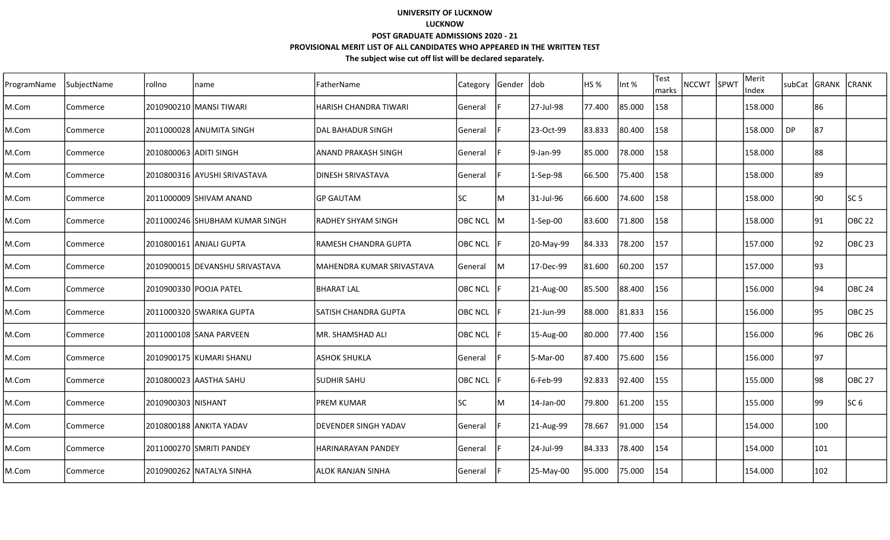**UNIVERSITY OF LUCKNOW**

**LUCKNOW**

**POST GRADUATE ADMISSIONS 2020 - 21**

**PROVISIONAL MERIT LIST OF ALL CANDIDATES WHO APPEARED IN THE WRITTEN TEST**

**The subject wise cut off list will be declared separately.**

| ProgramName | SubjectName | rollno | name | FatherName | Category | Gender | dob | HS % | Int % | Test marks | NCCWT | SPWT | Merit Index | subCat | GRANK | CRANK |
|---|---|---|---|---|---|---|---|---|---|---|---|---|---|---|---|---|
| M.Com | Commerce | 2010900210 | MANSI TIWARI | HARISH CHANDRA TIWARI | General | F | 27-Jul-98 | 77.400 | 85.000 | 158 | | | 158.000 | | 86 | |
| M.Com | Commerce | 2011000028 | ANUMITA SINGH | DAL BAHADUR SINGH | General | F | 23-Oct-99 | 83.833 | 80.400 | 158 | | | 158.000 | DP | 87 | |
| M.Com | Commerce | 2010800063 | ADITI SINGH | ANAND PRAKASH SINGH | General | F | 9-Jan-99 | 85.000 | 78.000 | 158 | | | 158.000 | | 88 | |
| M.Com | Commerce | 2010800316 | AYUSHI SRIVASTAVA | DINESH SRIVASTAVA | General | F | 1-Sep-98 | 66.500 | 75.400 | 158 | | | 158.000 | | 89 | |
| M.Com | Commerce | 2011000009 | SHIVAM ANAND | GP GAUTAM | SC | M | 31-Jul-96 | 66.600 | 74.600 | 158 | | | 158.000 | | 90 | SC 5 |
| M.Com | Commerce | 2011000246 | SHUBHAM KUMAR SINGH | RADHEY SHYAM SINGH | OBC NCL | M | 1-Sep-00 | 83.600 | 71.800 | 158 | | | 158.000 | | 91 | OBC 22 |
| M.Com | Commerce | 2010800161 | ANJALI GUPTA | RAMESH CHANDRA GUPTA | OBC NCL | F | 20-May-99 | 84.333 | 78.200 | 157 | | | 157.000 | | 92 | OBC 23 |
| M.Com | Commerce | 2010900015 | DEVANSHU SRIVASTAVA | MAHENDRA KUMAR SRIVASTAVA | General | M | 17-Dec-99 | 81.600 | 60.200 | 157 | | | 157.000 | | 93 | |
| M.Com | Commerce | 2010900330 | POOJA PATEL | BHARAT LAL | OBC NCL | F | 21-Aug-00 | 85.500 | 88.400 | 156 | | | 156.000 | | 94 | OBC 24 |
| M.Com | Commerce | 2011000320 | SWARIKA GUPTA | SATISH CHANDRA GUPTA | OBC NCL | F | 21-Jun-99 | 88.000 | 81.833 | 156 | | | 156.000 | | 95 | OBC 25 |
| M.Com | Commerce | 2011000108 | SANA PARVEEN | MR. SHAMSHAD ALI | OBC NCL | F | 15-Aug-00 | 80.000 | 77.400 | 156 | | | 156.000 | | 96 | OBC 26 |
| M.Com | Commerce | 2010900175 | KUMARI SHANU | ASHOK SHUKLA | General | F | 5-Mar-00 | 87.400 | 75.600 | 156 | | | 156.000 | | 97 | |
| M.Com | Commerce | 2010800023 | AASTHA SAHU | SUDHIR SAHU | OBC NCL | F | 6-Feb-99 | 92.833 | 92.400 | 155 | | | 155.000 | | 98 | OBC 27 |
| M.Com | Commerce | 2010900303 | NISHANT | PREM KUMAR | SC | M | 14-Jan-00 | 79.800 | 61.200 | 155 | | | 155.000 | | 99 | SC 6 |
| M.Com | Commerce | 2010800188 | ANKITA YADAV | DEVENDER SINGH YADAV | General | F | 21-Aug-99 | 78.667 | 91.000 | 154 | | | 154.000 | | 100 | |
| M.Com | Commerce | 2011000270 | SMRITI PANDEY | HARINARAYAN PANDEY | General | F | 24-Jul-99 | 84.333 | 78.400 | 154 | | | 154.000 | | 101 | |
| M.Com | Commerce | 2010900262 | NATALYA SINHA | ALOK RANJAN SINHA | General | F | 25-May-00 | 95.000 | 75.000 | 154 | | | 154.000 | | 102 | |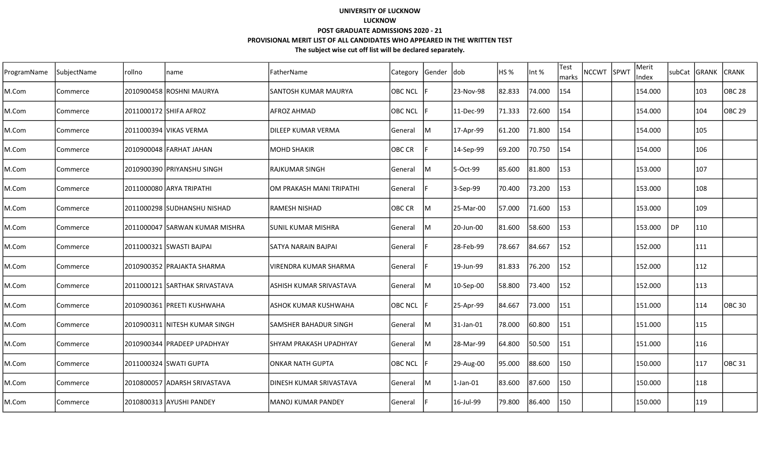**UNIVERSITY OF LUCKNOW**

**LUCKNOW**

**POST GRADUATE ADMISSIONS 2020 - 21**

**PROVISIONAL MERIT LIST OF ALL CANDIDATES WHO APPEARED IN THE WRITTEN TEST**

**The subject wise cut off list will be declared separately.**

| ProgramName | SubjectName | rollno | name | FatherName | Category | Gender | dob | HS % | Int % | Test marks | NCCWT | SPWT | Merit Index | subCat | GRANK | CRANK |
|---|---|---|---|---|---|---|---|---|---|---|---|---|---|---|---|---|
| M.Com | Commerce | 2010900458 | ROSHNI MAURYA | SANTOSH KUMAR MAURYA | OBC NCL | F | 23-Nov-98 | 82.833 | 74.000 | 154 | | | 154.000 | | 103 | OBC 28 |
| M.Com | Commerce | 2011000172 | SHIFA AFROZ | AFROZ AHMAD | OBC NCL | F | 11-Dec-99 | 71.333 | 72.600 | 154 | | | 154.000 | | 104 | OBC 29 |
| M.Com | Commerce | 2011000394 | VIKAS VERMA | DILEEP KUMAR VERMA | General | M | 17-Apr-99 | 61.200 | 71.800 | 154 | | | 154.000 | | 105 | |
| M.Com | Commerce | 2010900048 | FARHAT JAHAN | MOHD SHAKIR | OBC CR | F | 14-Sep-99 | 69.200 | 70.750 | 154 | | | 154.000 | | 106 | |
| M.Com | Commerce | 2010900390 | PRIYANSHU SINGH | RAJKUMAR SINGH | General | M | 5-Oct-99 | 85.600 | 81.800 | 153 | | | 153.000 | | 107 | |
| M.Com | Commerce | 2011000080 | ARYA TRIPATHI | OM PRAKASH MANI TRIPATHI | General | F | 3-Sep-99 | 70.400 | 73.200 | 153 | | | 153.000 | | 108 | |
| M.Com | Commerce | 2011000298 | SUDHANSHU NISHAD | RAMESH NISHAD | OBC CR | M | 25-Mar-00 | 57.000 | 71.600 | 153 | | | 153.000 | | 109 | |
| M.Com | Commerce | 2011000047 | SARWAN KUMAR MISHRA | SUNIL KUMAR MISHRA | General | M | 20-Jun-00 | 81.600 | 58.600 | 153 | | | 153.000 | DP | 110 | |
| M.Com | Commerce | 2011000321 | SWASTI BAJPAI | SATYA NARAIN BAJPAI | General | F | 28-Feb-99 | 78.667 | 84.667 | 152 | | | 152.000 | | 111 | |
| M.Com | Commerce | 2010900352 | PRAJAKTA SHARMA | VIRENDRA KUMAR SHARMA | General | F | 19-Jun-99 | 81.833 | 76.200 | 152 | | | 152.000 | | 112 | |
| M.Com | Commerce | 2011000121 | SARTHAK SRIVASTAVA | ASHISH KUMAR SRIVASTAVA | General | M | 10-Sep-00 | 58.800 | 73.400 | 152 | | | 152.000 | | 113 | |
| M.Com | Commerce | 2010900361 | PREETI KUSHWAHA | ASHOK KUMAR KUSHWAHA | OBC NCL | F | 25-Apr-99 | 84.667 | 73.000 | 151 | | | 151.000 | | 114 | OBC 30 |
| M.Com | Commerce | 2010900311 | NITESH KUMAR SINGH | SAMSHER BAHADUR SINGH | General | M | 31-Jan-01 | 78.000 | 60.800 | 151 | | | 151.000 | | 115 | |
| M.Com | Commerce | 2010900344 | PRADEEP UPADHYAY | SHYAM PRAKASH UPADHYAY | General | M | 28-Mar-99 | 64.800 | 50.500 | 151 | | | 151.000 | | 116 | |
| M.Com | Commerce | 2011000324 | SWATI GUPTA | ONKAR NATH GUPTA | OBC NCL | F | 29-Aug-00 | 95.000 | 88.600 | 150 | | | 150.000 | | 117 | OBC 31 |
| M.Com | Commerce | 2010800057 | ADARSH SRIVASTAVA | DINESH KUMAR SRIVASTAVA | General | M | 1-Jan-01 | 83.600 | 87.600 | 150 | | | 150.000 | | 118 | |
| M.Com | Commerce | 2010800313 | AYUSHI PANDEY | MANOJ KUMAR PANDEY | General | F | 16-Jul-99 | 79.800 | 86.400 | 150 | | | 150.000 | | 119 | |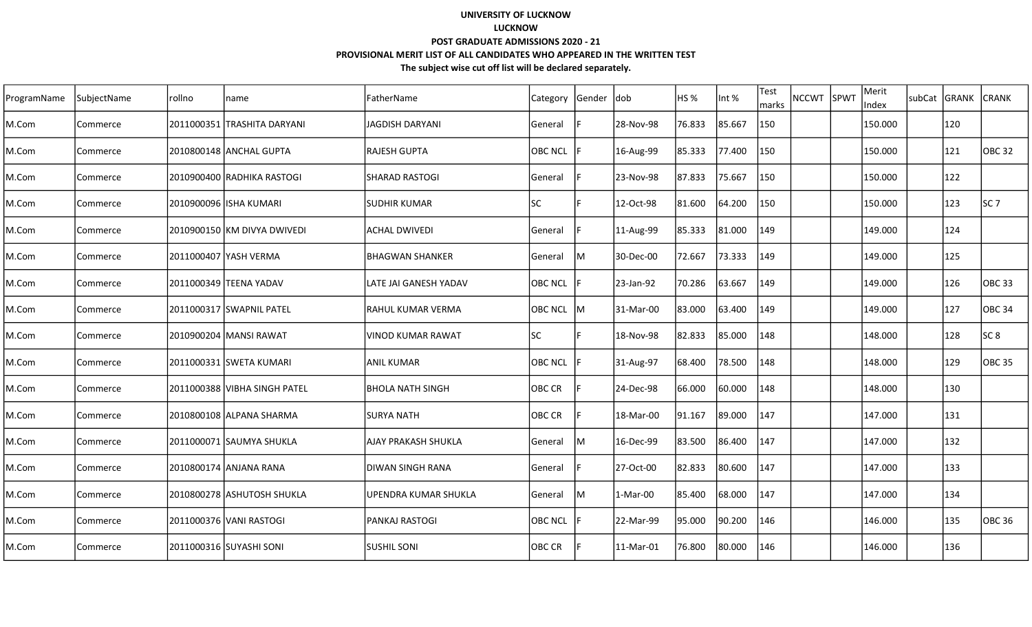**UNIVERSITY OF LUCKNOW**

**LUCKNOW**

**POST GRADUATE ADMISSIONS 2020 - 21**

**PROVISIONAL MERIT LIST OF ALL CANDIDATES WHO APPEARED IN THE WRITTEN TEST**

**The subject wise cut off list will be declared separately.**

| ProgramName | SubjectName | rollno | name | FatherName | Category | Gender | dob | HS % | Int % | Test marks | NCCWT | SPWT | Merit Index | subCat | GRANK | CRANK |
|---|---|---|---|---|---|---|---|---|---|---|---|---|---|---|---|---|
| M.Com | Commerce | 2011000351 | TRASHITA DARYANI | JAGDISH DARYANI | General | F | 28-Nov-98 | 76.833 | 85.667 | 150 | | | 150.000 | | 120 | |
| M.Com | Commerce | 2010800148 | ANCHAL GUPTA | RAJESH GUPTA | OBC NCL | F | 16-Aug-99 | 85.333 | 77.400 | 150 | | | 150.000 | | 121 | OBC 32 |
| M.Com | Commerce | 2010900400 | RADHIKA RASTOGI | SHARAD RASTOGI | General | F | 23-Nov-98 | 87.833 | 75.667 | 150 | | | 150.000 | | 122 | |
| M.Com | Commerce | 2010900096 | ISHA KUMARI | SUDHIR KUMAR | SC | F | 12-Oct-98 | 81.600 | 64.200 | 150 | | | 150.000 | | 123 | SC 7 |
| M.Com | Commerce | 2010900150 | KM DIVYA DWIVEDI | ACHAL DWIVEDI | General | F | 11-Aug-99 | 85.333 | 81.000 | 149 | | | 149.000 | | 124 | |
| M.Com | Commerce | 2011000407 | YASH VERMA | BHAGWAN SHANKER | General | M | 30-Dec-00 | 72.667 | 73.333 | 149 | | | 149.000 | | 125 | |
| M.Com | Commerce | 2011000349 | TEENA YADAV | LATE JAI GANESH YADAV | OBC NCL | F | 23-Jan-92 | 70.286 | 63.667 | 149 | | | 149.000 | | 126 | OBC 33 |
| M.Com | Commerce | 2011000317 | SWAPNIL PATEL | RAHUL KUMAR VERMA | OBC NCL | M | 31-Mar-00 | 83.000 | 63.400 | 149 | | | 149.000 | | 127 | OBC 34 |
| M.Com | Commerce | 2010900204 | MANSI RAWAT | VINOD KUMAR RAWAT | SC | F | 18-Nov-98 | 82.833 | 85.000 | 148 | | | 148.000 | | 128 | SC 8 |
| M.Com | Commerce | 2011000331 | SWETA KUMARI | ANIL KUMAR | OBC NCL | F | 31-Aug-97 | 68.400 | 78.500 | 148 | | | 148.000 | | 129 | OBC 35 |
| M.Com | Commerce | 2011000388 | VIBHA SINGH PATEL | BHOLA NATH SINGH | OBC CR | F | 24-Dec-98 | 66.000 | 60.000 | 148 | | | 148.000 | | 130 | |
| M.Com | Commerce | 2010800108 | ALPANA SHARMA | SURYA NATH | OBC CR | F | 18-Mar-00 | 91.167 | 89.000 | 147 | | | 147.000 | | 131 | |
| M.Com | Commerce | 2011000071 | SAUMYA SHUKLA | AJAY PRAKASH SHUKLA | General | M | 16-Dec-99 | 83.500 | 86.400 | 147 | | | 147.000 | | 132 | |
| M.Com | Commerce | 2010800174 | ANJANA RANA | DIWAN SINGH RANA | General | F | 27-Oct-00 | 82.833 | 80.600 | 147 | | | 147.000 | | 133 | |
| M.Com | Commerce | 2010800278 | ASHUTOSH SHUKLA | UPENDRA KUMAR SHUKLA | General | M | 1-Mar-00 | 85.400 | 68.000 | 147 | | | 147.000 | | 134 | |
| M.Com | Commerce | 2011000376 | VANI RASTOGI | PANKAJ RASTOGI | OBC NCL | F | 22-Mar-99 | 95.000 | 90.200 | 146 | | | 146.000 | | 135 | OBC 36 |
| M.Com | Commerce | 2011000316 | SUYASHI SONI | SUSHIL SONI | OBC CR | F | 11-Mar-01 | 76.800 | 80.000 | 146 | | | 146.000 | | 136 | |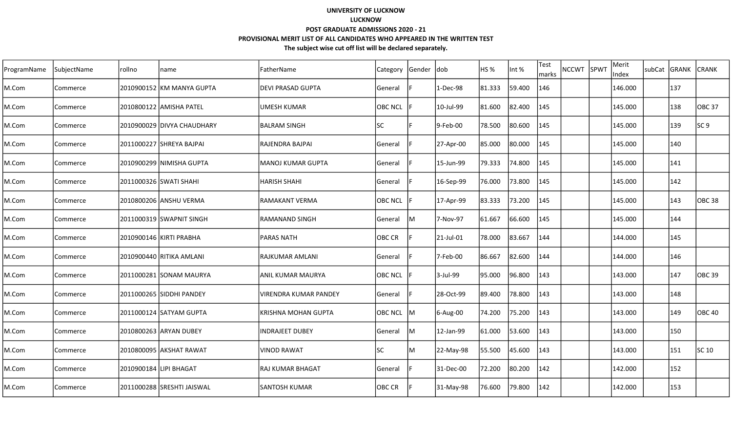**UNIVERSITY OF LUCKNOW**

**LUCKNOW**

**POST GRADUATE ADMISSIONS 2020 - 21**

**PROVISIONAL MERIT LIST OF ALL CANDIDATES WHO APPEARED IN THE WRITTEN TEST**

**The subject wise cut off list will be declared separately.**

| ProgramName | SubjectName | rollno | name | FatherName | Category | Gender | dob | HS % | Int % | Test marks | NCCWT | SPWT | Merit Index | subCat | GRANK | CRANK |
|---|---|---|---|---|---|---|---|---|---|---|---|---|---|---|---|---|
| M.Com | Commerce | 2010900152 | KM MANYA GUPTA | DEVI PRASAD GUPTA | General | F | 1-Dec-98 | 81.333 | 59.400 | 146 | | | 146.000 | | 137 | |
| M.Com | Commerce | 2010800122 | AMISHA PATEL | UMESH KUMAR | OBC NCL | F | 10-Jul-99 | 81.600 | 82.400 | 145 | | | 145.000 | | 138 | OBC 37 |
| M.Com | Commerce | 2010900029 | DIVYA CHAUDHARY | BALRAM SINGH | SC | F | 9-Feb-00 | 78.500 | 80.600 | 145 | | | 145.000 | | 139 | SC 9 |
| M.Com | Commerce | 2011000227 | SHREYA BAJPAI | RAJENDRA BAJPAI | General | F | 27-Apr-00 | 85.000 | 80.000 | 145 | | | 145.000 | | 140 | |
| M.Com | Commerce | 2010900299 | NIMISHA GUPTA | MANOJ KUMAR GUPTA | General | F | 15-Jun-99 | 79.333 | 74.800 | 145 | | | 145.000 | | 141 | |
| M.Com | Commerce | 2011000326 | SWATI SHAHI | HARISH SHAHI | General | F | 16-Sep-99 | 76.000 | 73.800 | 145 | | | 145.000 | | 142 | |
| M.Com | Commerce | 2010800206 | ANSHU VERMA | RAMAKANT VERMA | OBC NCL | F | 17-Apr-99 | 83.333 | 73.200 | 145 | | | 145.000 | | 143 | OBC 38 |
| M.Com | Commerce | 2011000319 | SWAPNIT SINGH | RAMANAND SINGH | General | M | 7-Nov-97 | 61.667 | 66.600 | 145 | | | 145.000 | | 144 | |
| M.Com | Commerce | 2010900146 | KIRTI PRABHA | PARAS NATH | OBC CR | F | 21-Jul-01 | 78.000 | 83.667 | 144 | | | 144.000 | | 145 | |
| M.Com | Commerce | 2010900440 | RITIKA AMLANI | RAJKUMAR AMLANI | General | F | 7-Feb-00 | 86.667 | 82.600 | 144 | | | 144.000 | | 146 | |
| M.Com | Commerce | 2011000281 | SONAM MAURYA | ANIL KUMAR MAURYA | OBC NCL | F | 3-Jul-99 | 95.000 | 96.800 | 143 | | | 143.000 | | 147 | OBC 39 |
| M.Com | Commerce | 2011000265 | SIDDHI PANDEY | VIRENDRA KUMAR PANDEY | General | F | 28-Oct-99 | 89.400 | 78.800 | 143 | | | 143.000 | | 148 | |
| M.Com | Commerce | 2011000124 | SATYAM GUPTA | KRISHNA MOHAN GUPTA | OBC NCL | M | 6-Aug-00 | 74.200 | 75.200 | 143 | | | 143.000 | | 149 | OBC 40 |
| M.Com | Commerce | 2010800263 | ARYAN DUBEY | INDRAJEET DUBEY | General | M | 12-Jan-99 | 61.000 | 53.600 | 143 | | | 143.000 | | 150 | |
| M.Com | Commerce | 2010800095 | AKSHAT RAWAT | VINOD RAWAT | SC | M | 22-May-98 | 55.500 | 45.600 | 143 | | | 143.000 | | 151 | SC 10 |
| M.Com | Commerce | 2010900184 | LIPI BHAGAT | RAJ KUMAR BHAGAT | General | F | 31-Dec-00 | 72.200 | 80.200 | 142 | | | 142.000 | | 152 | |
| M.Com | Commerce | 2011000288 | SRESHTI JAISWAL | SANTOSH KUMAR | OBC CR | F | 31-May-98 | 76.600 | 79.800 | 142 | | | 142.000 | | 153 | |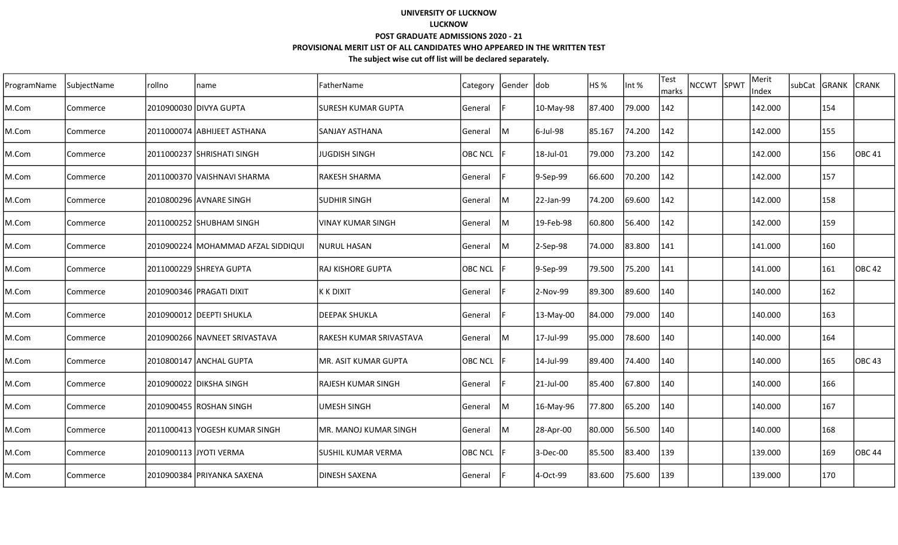**UNIVERSITY OF LUCKNOW**

**LUCKNOW**

**POST GRADUATE ADMISSIONS 2020 - 21**

**PROVISIONAL MERIT LIST OF ALL CANDIDATES WHO APPEARED IN THE WRITTEN TEST**

**The subject wise cut off list will be declared separately.**

| ProgramName | SubjectName | rollno | name | FatherName | Category | Gender | dob | HS % | Int % | Test marks | NCCWT | SPWT | Merit Index | subCat | GRANK | CRANK |
|---|---|---|---|---|---|---|---|---|---|---|---|---|---|---|---|---|
| M.Com | Commerce | 2010900030 | DIVYA GUPTA | SURESH KUMAR GUPTA | General | F | 10-May-98 | 87.400 | 79.000 | 142 | | | 142.000 | | 154 | |
| M.Com | Commerce | 2011000074 | ABHIJEET ASTHANA | SANJAY ASTHANA | General | M | 6-Jul-98 | 85.167 | 74.200 | 142 | | | 142.000 | | 155 | |
| M.Com | Commerce | 2011000237 | SHRISHATI SINGH | JUGDISH SINGH | OBC NCL | F | 18-Jul-01 | 79.000 | 73.200 | 142 | | | 142.000 | | 156 | OBC 41 |
| M.Com | Commerce | 2011000370 | VAISHNAVI SHARMA | RAKESH SHARMA | General | F | 9-Sep-99 | 66.600 | 70.200 | 142 | | | 142.000 | | 157 | |
| M.Com | Commerce | 2010800296 | AVNARE SINGH | SUDHIR SINGH | General | M | 22-Jan-99 | 74.200 | 69.600 | 142 | | | 142.000 | | 158 | |
| M.Com | Commerce | 2011000252 | SHUBHAM SINGH | VINAY KUMAR SINGH | General | M | 19-Feb-98 | 60.800 | 56.400 | 142 | | | 142.000 | | 159 | |
| M.Com | Commerce | 2010900224 | MOHAMMAD AFZAL SIDDIQUI | NURUL HASAN | General | M | 2-Sep-98 | 74.000 | 83.800 | 141 | | | 141.000 | | 160 | |
| M.Com | Commerce | 2011000229 | SHREYA GUPTA | RAJ KISHORE GUPTA | OBC NCL | F | 9-Sep-99 | 79.500 | 75.200 | 141 | | | 141.000 | | 161 | OBC 42 |
| M.Com | Commerce | 2010900346 | PRAGATI DIXIT | K K DIXIT | General | F | 2-Nov-99 | 89.300 | 89.600 | 140 | | | 140.000 | | 162 | |
| M.Com | Commerce | 2010900012 | DEEPTI SHUKLA | DEEPAK SHUKLA | General | F | 13-May-00 | 84.000 | 79.000 | 140 | | | 140.000 | | 163 | |
| M.Com | Commerce | 2010900266 | NAVNEET SRIVASTAVA | RAKESH KUMAR SRIVASTAVA | General | M | 17-Jul-99 | 95.000 | 78.600 | 140 | | | 140.000 | | 164 | |
| M.Com | Commerce | 2010800147 | ANCHAL GUPTA | MR. ASIT KUMAR GUPTA | OBC NCL | F | 14-Jul-99 | 89.400 | 74.400 | 140 | | | 140.000 | | 165 | OBC 43 |
| M.Com | Commerce | 2010900022 | DIKSHA SINGH | RAJESH KUMAR SINGH | General | F | 21-Jul-00 | 85.400 | 67.800 | 140 | | | 140.000 | | 166 | |
| M.Com | Commerce | 2010900455 | ROSHAN SINGH | UMESH SINGH | General | M | 16-May-96 | 77.800 | 65.200 | 140 | | | 140.000 | | 167 | |
| M.Com | Commerce | 2011000413 | YOGESH KUMAR SINGH | MR. MANOJ KUMAR SINGH | General | M | 28-Apr-00 | 80.000 | 56.500 | 140 | | | 140.000 | | 168 | |
| M.Com | Commerce | 2010900113 | JYOTI VERMA | SUSHIL KUMAR VERMA | OBC NCL | F | 3-Dec-00 | 85.500 | 83.400 | 139 | | | 139.000 | | 169 | OBC 44 |
| M.Com | Commerce | 2010900384 | PRIYANKA SAXENA | DINESH SAXENA | General | F | 4-Oct-99 | 83.600 | 75.600 | 139 | | | 139.000 | | 170 | |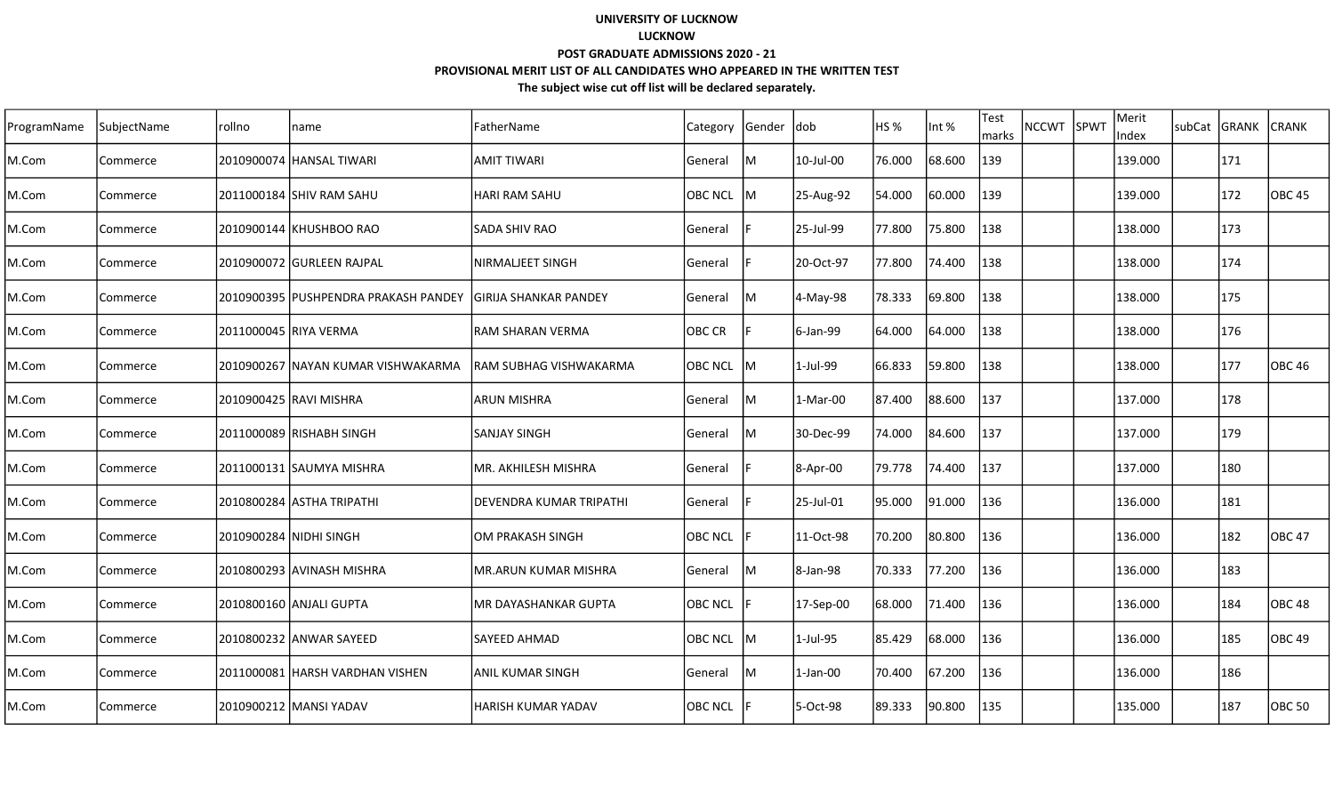**UNIVERSITY OF LUCKNOW**

**LUCKNOW**

**POST GRADUATE ADMISSIONS 2020 - 21**

**PROVISIONAL MERIT LIST OF ALL CANDIDATES WHO APPEARED IN THE WRITTEN TEST**

**The subject wise cut off list will be declared separately.**

| ProgramName | SubjectName | rollno | name | FatherName | Category | Gender | dob | HS % | Int % | Test marks | NCCWT | SPWT | Merit Index | subCat | GRANK | CRANK |
|---|---|---|---|---|---|---|---|---|---|---|---|---|---|---|---|---|
| M.Com | Commerce | 2010900074 | HANSAL TIWARI | AMIT TIWARI | General | M | 10-Jul-00 | 76.000 | 68.600 | 139 | | | 139.000 | | 171 | |
| M.Com | Commerce | 2011000184 | SHIV RAM SAHU | HARI RAM SAHU | OBC NCL | M | 25-Aug-92 | 54.000 | 60.000 | 139 | | | 139.000 | | 172 | OBC 45 |
| M.Com | Commerce | 2010900144 | KHUSHBOO RAO | SADA SHIV RAO | General | F | 25-Jul-99 | 77.800 | 75.800 | 138 | | | 138.000 | | 173 | |
| M.Com | Commerce | 2010900072 | GURLEEN RAJPAL | NIRMALJEET SINGH | General | F | 20-Oct-97 | 77.800 | 74.400 | 138 | | | 138.000 | | 174 | |
| M.Com | Commerce | 2010900395 | PUSHPENDRA PRAKASH PANDEY | GIRIJA SHANKAR PANDEY | General | M | 4-May-98 | 78.333 | 69.800 | 138 | | | 138.000 | | 175 | |
| M.Com | Commerce | 2011000045 | RIYA VERMA | RAM SHARAN VERMA | OBC CR | F | 6-Jan-99 | 64.000 | 64.000 | 138 | | | 138.000 | | 176 | |
| M.Com | Commerce | 2010900267 | NAYAN KUMAR VISHWAKARMA | RAM SUBHAG VISHWAKARMA | OBC NCL | M | 1-Jul-99 | 66.833 | 59.800 | 138 | | | 138.000 | | 177 | OBC 46 |
| M.Com | Commerce | 2010900425 | RAVI MISHRA | ARUN MISHRA | General | M | 1-Mar-00 | 87.400 | 88.600 | 137 | | | 137.000 | | 178 | |
| M.Com | Commerce | 2011000089 | RISHABH SINGH | SANJAY SINGH | General | M | 30-Dec-99 | 74.000 | 84.600 | 137 | | | 137.000 | | 179 | |
| M.Com | Commerce | 2011000131 | SAUMYA MISHRA | MR. AKHILESH MISHRA | General | F | 8-Apr-00 | 79.778 | 74.400 | 137 | | | 137.000 | | 180 | |
| M.Com | Commerce | 2010800284 | ASTHA TRIPATHI | DEVENDRA KUMAR TRIPATHI | General | F | 25-Jul-01 | 95.000 | 91.000 | 136 | | | 136.000 | | 181 | |
| M.Com | Commerce | 2010900284 | NIDHI SINGH | OM PRAKASH SINGH | OBC NCL | F | 11-Oct-98 | 70.200 | 80.800 | 136 | | | 136.000 | | 182 | OBC 47 |
| M.Com | Commerce | 2010800293 | AVINASH MISHRA | MR.ARUN KUMAR MISHRA | General | M | 8-Jan-98 | 70.333 | 77.200 | 136 | | | 136.000 | | 183 | |
| M.Com | Commerce | 2010800160 | ANJALI GUPTA | MR DAYASHANKAR GUPTA | OBC NCL | F | 17-Sep-00 | 68.000 | 71.400 | 136 | | | 136.000 | | 184 | OBC 48 |
| M.Com | Commerce | 2010800232 | ANWAR SAYEED | SAYEED AHMAD | OBC NCL | M | 1-Jul-95 | 85.429 | 68.000 | 136 | | | 136.000 | | 185 | OBC 49 |
| M.Com | Commerce | 2011000081 | HARSH VARDHAN VISHEN | ANIL KUMAR SINGH | General | M | 1-Jan-00 | 70.400 | 67.200 | 136 | | | 136.000 | | 186 | |
| M.Com | Commerce | 2010900212 | MANSI YADAV | HARISH KUMAR YADAV | OBC NCL | F | 5-Oct-98 | 89.333 | 90.800 | 135 | | | 135.000 | | 187 | OBC 50 |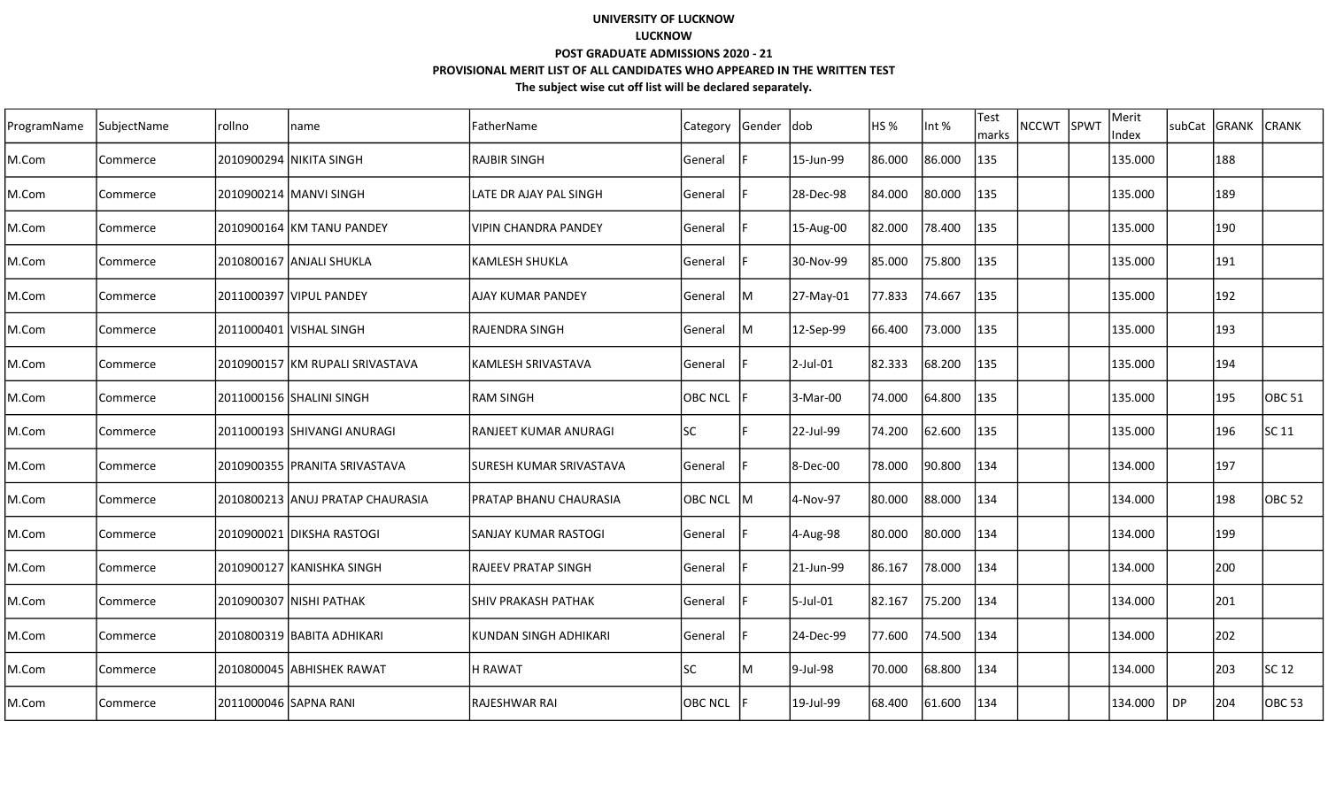**UNIVERSITY OF LUCKNOW**

**LUCKNOW**

**POST GRADUATE ADMISSIONS 2020 - 21**

**PROVISIONAL MERIT LIST OF ALL CANDIDATES WHO APPEARED IN THE WRITTEN TEST**

**The subject wise cut off list will be declared separately.**

| ProgramName | SubjectName | rollno | name | FatherName | Category | Gender | dob | HS % | Int % | Test marks | NCCWT | SPWT | Merit Index | subCat | GRANK | CRANK |
|---|---|---|---|---|---|---|---|---|---|---|---|---|---|---|---|---|
| M.Com | Commerce | 2010900294 | NIKITA SINGH | RAJBIR SINGH | General | F | 15-Jun-99 | 86.000 | 86.000 | 135 | | | 135.000 | | 188 | |
| M.Com | Commerce | 2010900214 | MANVI SINGH | LATE DR AJAY PAL SINGH | General | F | 28-Dec-98 | 84.000 | 80.000 | 135 | | | 135.000 | | 189 | |
| M.Com | Commerce | 2010900164 | KM TANU PANDEY | VIPIN CHANDRA PANDEY | General | F | 15-Aug-00 | 82.000 | 78.400 | 135 | | | 135.000 | | 190 | |
| M.Com | Commerce | 2010800167 | ANJALI SHUKLA | KAMLESH SHUKLA | General | F | 30-Nov-99 | 85.000 | 75.800 | 135 | | | 135.000 | | 191 | |
| M.Com | Commerce | 2011000397 | VIPUL PANDEY | AJAY KUMAR PANDEY | General | M | 27-May-01 | 77.833 | 74.667 | 135 | | | 135.000 | | 192 | |
| M.Com | Commerce | 2011000401 | VISHAL SINGH | RAJENDRA SINGH | General | M | 12-Sep-99 | 66.400 | 73.000 | 135 | | | 135.000 | | 193 | |
| M.Com | Commerce | 2010900157 | KM RUPALI SRIVASTAVA | KAMLESH SRIVASTAVA | General | F | 2-Jul-01 | 82.333 | 68.200 | 135 | | | 135.000 | | 194 | |
| M.Com | Commerce | 2011000156 | SHALINI SINGH | RAM SINGH | OBC NCL | F | 3-Mar-00 | 74.000 | 64.800 | 135 | | | 135.000 | | 195 | OBC 51 |
| M.Com | Commerce | 2011000193 | SHIVANGI ANURAGI | RANJEET KUMAR ANURAGI | SC | F | 22-Jul-99 | 74.200 | 62.600 | 135 | | | 135.000 | | 196 | SC 11 |
| M.Com | Commerce | 2010900355 | PRANITA SRIVASTAVA | SURESH KUMAR SRIVASTAVA | General | F | 8-Dec-00 | 78.000 | 90.800 | 134 | | | 134.000 | | 197 | |
| M.Com | Commerce | 2010800213 | ANUJ PRATAP CHAURASIA | PRATAP BHANU CHAURASIA | OBC NCL | M | 4-Nov-97 | 80.000 | 88.000 | 134 | | | 134.000 | | 198 | OBC 52 |
| M.Com | Commerce | 2010900021 | DIKSHA RASTOGI | SANJAY KUMAR RASTOGI | General | F | 4-Aug-98 | 80.000 | 80.000 | 134 | | | 134.000 | | 199 | |
| M.Com | Commerce | 2010900127 | KANISHKA SINGH | RAJEEV PRATAP SINGH | General | F | 21-Jun-99 | 86.167 | 78.000 | 134 | | | 134.000 | | 200 | |
| M.Com | Commerce | 2010900307 | NISHI PATHAK | SHIV PRAKASH PATHAK | General | F | 5-Jul-01 | 82.167 | 75.200 | 134 | | | 134.000 | | 201 | |
| M.Com | Commerce | 2010800319 | BABITA ADHIKARI | KUNDAN SINGH ADHIKARI | General | F | 24-Dec-99 | 77.600 | 74.500 | 134 | | | 134.000 | | 202 | |
| M.Com | Commerce | 2010800045 | ABHISHEK RAWAT | H RAWAT | SC | M | 9-Jul-98 | 70.000 | 68.800 | 134 | | | 134.000 | | 203 | SC 12 |
| M.Com | Commerce | 2011000046 | SAPNA RANI | RAJESHWAR RAI | OBC NCL | F | 19-Jul-99 | 68.400 | 61.600 | 134 | | | 134.000 | DP | 204 | OBC 53 |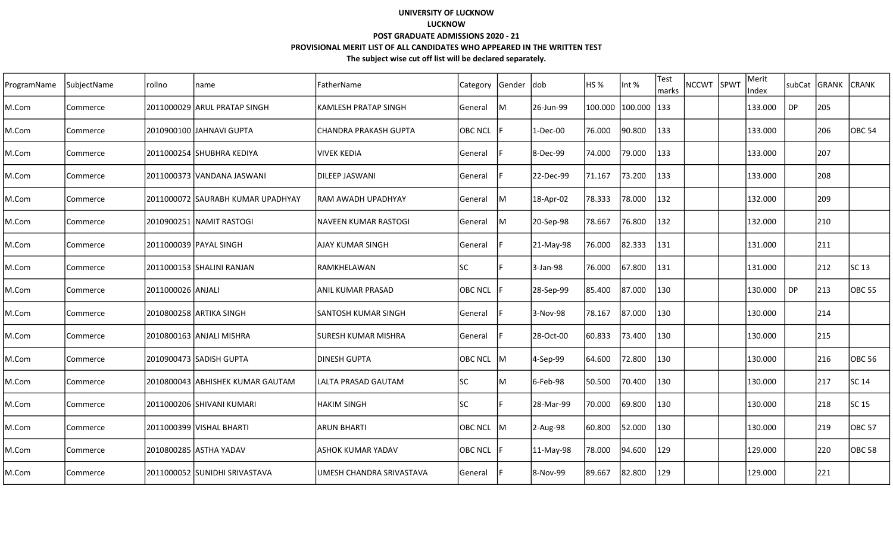**UNIVERSITY OF LUCKNOW**

**LUCKNOW**

**POST GRADUATE ADMISSIONS 2020 - 21**

**PROVISIONAL MERIT LIST OF ALL CANDIDATES WHO APPEARED IN THE WRITTEN TEST**

**The subject wise cut off list will be declared separately.**

| ProgramName | SubjectName | rollno | name | FatherName | Category | Gender | dob | HS % | Int % | Test marks | NCCWT | SPWT | Merit Index | subCat | GRANK | CRANK |
|---|---|---|---|---|---|---|---|---|---|---|---|---|---|---|---|---|
| M.Com | Commerce | 2011000029 | ARUL PRATAP SINGH | KAMLESH PRATAP SINGH | General | M | 26-Jun-99 | 100.000 | 100.000 | 133 | | | 133.000 | DP | 205 | |
| M.Com | Commerce | 2010900100 | JAHNAVI GUPTA | CHANDRA PRAKASH GUPTA | OBC NCL | F | 1-Dec-00 | 76.000 | 90.800 | 133 | | | 133.000 | | 206 | OBC 54 |
| M.Com | Commerce | 2011000254 | SHUBHRA KEDIYA | VIVEK KEDIA | General | F | 8-Dec-99 | 74.000 | 79.000 | 133 | | | 133.000 | | 207 | |
| M.Com | Commerce | 2011000373 | VANDANA JASWANI | DILEEP JASWANI | General | F | 22-Dec-99 | 71.167 | 73.200 | 133 | | | 133.000 | | 208 | |
| M.Com | Commerce | 2011000072 | SAURABH KUMAR UPADHYAY | RAM AWADH UPADHYAY | General | M | 18-Apr-02 | 78.333 | 78.000 | 132 | | | 132.000 | | 209 | |
| M.Com | Commerce | 2010900251 | NAMIT RASTOGI | NAVEEN KUMAR RASTOGI | General | M | 20-Sep-98 | 78.667 | 76.800 | 132 | | | 132.000 | | 210 | |
| M.Com | Commerce | 2011000039 | PAYAL SINGH | AJAY KUMAR SINGH | General | F | 21-May-98 | 76.000 | 82.333 | 131 | | | 131.000 | | 211 | |
| M.Com | Commerce | 2011000153 | SHALINI RANJAN | RAMKHELAWAN | SC | F | 3-Jan-98 | 76.000 | 67.800 | 131 | | | 131.000 | | 212 | SC 13 |
| M.Com | Commerce | 2011000026 | ANJALI | ANIL KUMAR PRASAD | OBC NCL | F | 28-Sep-99 | 85.400 | 87.000 | 130 | | | 130.000 | DP | 213 | OBC 55 |
| M.Com | Commerce | 2010800258 | ARTIKA SINGH | SANTOSH KUMAR SINGH | General | F | 3-Nov-98 | 78.167 | 87.000 | 130 | | | 130.000 | | 214 | |
| M.Com | Commerce | 2010800163 | ANJALI MISHRA | SURESH KUMAR MISHRA | General | F | 28-Oct-00 | 60.833 | 73.400 | 130 | | | 130.000 | | 215 | |
| M.Com | Commerce | 2010900473 | SADISH GUPTA | DINESH GUPTA | OBC NCL | M | 4-Sep-99 | 64.600 | 72.800 | 130 | | | 130.000 | | 216 | OBC 56 |
| M.Com | Commerce | 2010800043 | ABHISHEK KUMAR GAUTAM | LALTA PRASAD GAUTAM | SC | M | 6-Feb-98 | 50.500 | 70.400 | 130 | | | 130.000 | | 217 | SC 14 |
| M.Com | Commerce | 2011000206 | SHIVANI KUMARI | HAKIM SINGH | SC | F | 28-Mar-99 | 70.000 | 69.800 | 130 | | | 130.000 | | 218 | SC 15 |
| M.Com | Commerce | 2011000399 | VISHAL BHARTI | ARUN BHARTI | OBC NCL | M | 2-Aug-98 | 60.800 | 52.000 | 130 | | | 130.000 | | 219 | OBC 57 |
| M.Com | Commerce | 2010800285 | ASTHA YADAV | ASHOK KUMAR YADAV | OBC NCL | F | 11-May-98 | 78.000 | 94.600 | 129 | | | 129.000 | | 220 | OBC 58 |
| M.Com | Commerce | 2011000052 | SUNIDHI SRIVASTAVA | UMESH CHANDRA SRIVASTAVA | General | F | 8-Nov-99 | 89.667 | 82.800 | 129 | | | 129.000 | | 221 | |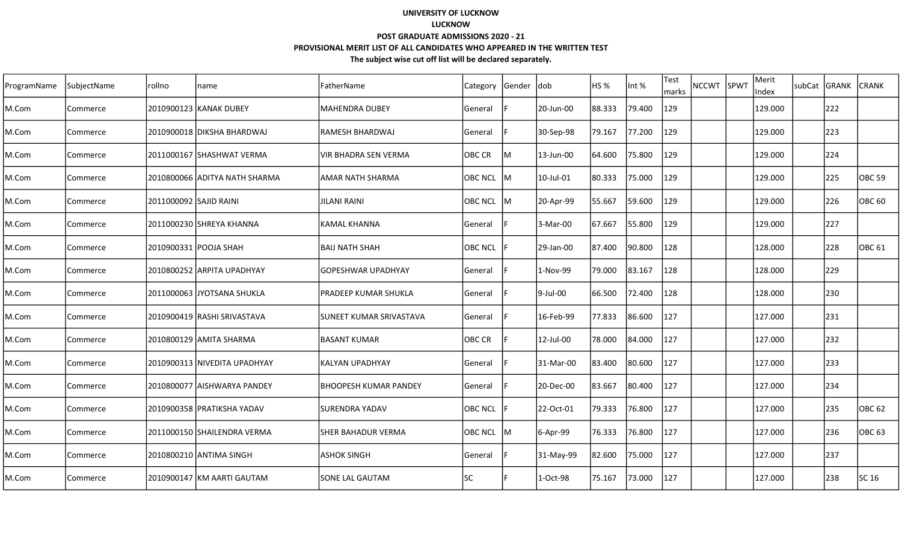**UNIVERSITY OF LUCKNOW**

**LUCKNOW**

**POST GRADUATE ADMISSIONS 2020 - 21**

**PROVISIONAL MERIT LIST OF ALL CANDIDATES WHO APPEARED IN THE WRITTEN TEST**

**The subject wise cut off list will be declared separately.**

| ProgramName | SubjectName | rollno | name | FatherName | Category | Gender | dob | HS % | Int % | Test marks | NCCWT | SPWT | Merit Index | subCat | GRANK | CRANK |
|---|---|---|---|---|---|---|---|---|---|---|---|---|---|---|---|---|
| M.Com | Commerce | 2010900123 | KANAK DUBEY | MAHENDRA DUBEY | General | F | 20-Jun-00 | 88.333 | 79.400 | 129 | | | 129.000 | | 222 | |
| M.Com | Commerce | 2010900018 | DIKSHA BHARDWAJ | RAMESH BHARDWAJ | General | F | 30-Sep-98 | 79.167 | 77.200 | 129 | | | 129.000 | | 223 | |
| M.Com | Commerce | 2011000167 | SHASHWAT VERMA | VIR BHADRA SEN VERMA | OBC CR | M | 13-Jun-00 | 64.600 | 75.800 | 129 | | | 129.000 | | 224 | |
| M.Com | Commerce | 2010800066 | ADITYA NATH SHARMA | AMAR NATH SHARMA | OBC NCL | M | 10-Jul-01 | 80.333 | 75.000 | 129 | | | 129.000 | | 225 | OBC 59 |
| M.Com | Commerce | 2011000092 | SAJID RAINI | JILANI RAINI | OBC NCL | M | 20-Apr-99 | 55.667 | 59.600 | 129 | | | 129.000 | | 226 | OBC 60 |
| M.Com | Commerce | 2011000230 | SHREYA KHANNA | KAMAL KHANNA | General | F | 3-Mar-00 | 67.667 | 55.800 | 129 | | | 129.000 | | 227 | |
| M.Com | Commerce | 2010900331 | POOJA SHAH | BAIJ NATH SHAH | OBC NCL | F | 29-Jan-00 | 87.400 | 90.800 | 128 | | | 128.000 | | 228 | OBC 61 |
| M.Com | Commerce | 2010800252 | ARPITA UPADHYAY | GOPESHWAR UPADHYAY | General | F | 1-Nov-99 | 79.000 | 83.167 | 128 | | | 128.000 | | 229 | |
| M.Com | Commerce | 2011000063 | JYOTSANA SHUKLA | PRADEEP KUMAR SHUKLA | General | F | 9-Jul-00 | 66.500 | 72.400 | 128 | | | 128.000 | | 230 | |
| M.Com | Commerce | 2010900419 | RASHI SRIVASTAVA | SUNEET KUMAR SRIVASTAVA | General | F | 16-Feb-99 | 77.833 | 86.600 | 127 | | | 127.000 | | 231 | |
| M.Com | Commerce | 2010800129 | AMITA SHARMA | BASANT KUMAR | OBC CR | F | 12-Jul-00 | 78.000 | 84.000 | 127 | | | 127.000 | | 232 | |
| M.Com | Commerce | 2010900313 | NIVEDITA UPADHYAY | KALYAN UPADHYAY | General | F | 31-Mar-00 | 83.400 | 80.600 | 127 | | | 127.000 | | 233 | |
| M.Com | Commerce | 2010800077 | AISHWARYA PANDEY | BHOOPESH KUMAR PANDEY | General | F | 20-Dec-00 | 83.667 | 80.400 | 127 | | | 127.000 | | 234 | |
| M.Com | Commerce | 2010900358 | PRATIKSHA YADAV | SURENDRA YADAV | OBC NCL | F | 22-Oct-01 | 79.333 | 76.800 | 127 | | | 127.000 | | 235 | OBC 62 |
| M.Com | Commerce | 2011000150 | SHAILENDRA VERMA | SHER BAHADUR VERMA | OBC NCL | M | 6-Apr-99 | 76.333 | 76.800 | 127 | | | 127.000 | | 236 | OBC 63 |
| M.Com | Commerce | 2010800210 | ANTIMA SINGH | ASHOK SINGH | General | F | 31-May-99 | 82.600 | 75.000 | 127 | | | 127.000 | | 237 | |
| M.Com | Commerce | 2010900147 | KM AARTI GAUTAM | SONE LAL GAUTAM | SC | F | 1-Oct-98 | 75.167 | 73.000 | 127 | | | 127.000 | | 238 | SC 16 |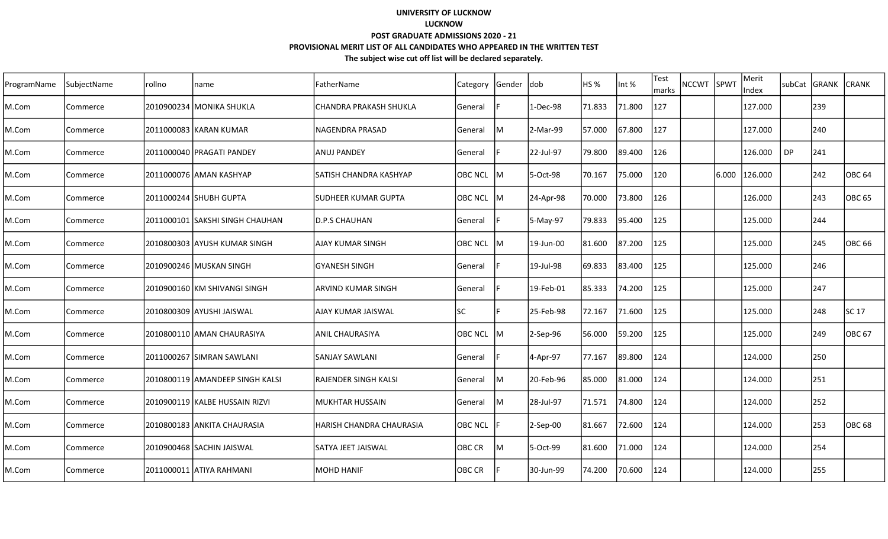**UNIVERSITY OF LUCKNOW**

**LUCKNOW**

**POST GRADUATE ADMISSIONS 2020 - 21**

**PROVISIONAL MERIT LIST OF ALL CANDIDATES WHO APPEARED IN THE WRITTEN TEST**

**The subject wise cut off list will be declared separately.**

| ProgramName | SubjectName | rollno | name | FatherName | Category | Gender | dob | HS % | Int % | Test marks | NCCWT | SPWT | Merit Index | subCat | GRANK | CRANK |
|---|---|---|---|---|---|---|---|---|---|---|---|---|---|---|---|---|
| M.Com | Commerce | 2010900234 | MONIKA SHUKLA | CHANDRA PRAKASH SHUKLA | General | F | 1-Dec-98 | 71.833 | 71.800 | 127 | | | 127.000 | | 239 | |
| M.Com | Commerce | 2011000083 | KARAN KUMAR | NAGENDRA PRASAD | General | M | 2-Mar-99 | 57.000 | 67.800 | 127 | | | 127.000 | | 240 | |
| M.Com | Commerce | 2011000040 | PRAGATI PANDEY | ANUJ PANDEY | General | F | 22-Jul-97 | 79.800 | 89.400 | 126 | | | 126.000 | DP | 241 | |
| M.Com | Commerce | 2011000076 | AMAN KASHYAP | SATISH CHANDRA KASHYAP | OBC NCL | M | 5-Oct-98 | 70.167 | 75.000 | 120 | | 6.000 | 126.000 | | 242 | OBC 64 |
| M.Com | Commerce | 2011000244 | SHUBH GUPTA | SUDHEER KUMAR GUPTA | OBC NCL | M | 24-Apr-98 | 70.000 | 73.800 | 126 | | | 126.000 | | 243 | OBC 65 |
| M.Com | Commerce | 2011000101 | SAKSHI SINGH CHAUHAN | D.P.S CHAUHAN | General | F | 5-May-97 | 79.833 | 95.400 | 125 | | | 125.000 | | 244 | |
| M.Com | Commerce | 2010800303 | AYUSH KUMAR SINGH | AJAY KUMAR SINGH | OBC NCL | M | 19-Jun-00 | 81.600 | 87.200 | 125 | | | 125.000 | | 245 | OBC 66 |
| M.Com | Commerce | 2010900246 | MUSKAN SINGH | GYANESH SINGH | General | F | 19-Jul-98 | 69.833 | 83.400 | 125 | | | 125.000 | | 246 | |
| M.Com | Commerce | 2010900160 | KM SHIVANGI SINGH | ARVIND KUMAR SINGH | General | F | 19-Feb-01 | 85.333 | 74.200 | 125 | | | 125.000 | | 247 | |
| M.Com | Commerce | 2010800309 | AYUSHI JAISWAL | AJAY KUMAR JAISWAL | SC | F | 25-Feb-98 | 72.167 | 71.600 | 125 | | | 125.000 | | 248 | SC 17 |
| M.Com | Commerce | 2010800110 | AMAN CHAURASIYA | ANIL CHAURASIYA | OBC NCL | M | 2-Sep-96 | 56.000 | 59.200 | 125 | | | 125.000 | | 249 | OBC 67 |
| M.Com | Commerce | 2011000267 | SIMRAN SAWLANI | SANJAY SAWLANI | General | F | 4-Apr-97 | 77.167 | 89.800 | 124 | | | 124.000 | | 250 | |
| M.Com | Commerce | 2010800119 | AMANDEEP SINGH KALSI | RAJENDER SINGH KALSI | General | M | 20-Feb-96 | 85.000 | 81.000 | 124 | | | 124.000 | | 251 | |
| M.Com | Commerce | 2010900119 | KALBE HUSSAIN RIZVI | MUKHTAR HUSSAIN | General | M | 28-Jul-97 | 71.571 | 74.800 | 124 | | | 124.000 | | 252 | |
| M.Com | Commerce | 2010800183 | ANKITA CHAURASIA | HARISH CHANDRA CHAURASIA | OBC NCL | F | 2-Sep-00 | 81.667 | 72.600 | 124 | | | 124.000 | | 253 | OBC 68 |
| M.Com | Commerce | 2010900468 | SACHIN JAISWAL | SATYA JEET JAISWAL | OBC CR | M | 5-Oct-99 | 81.600 | 71.000 | 124 | | | 124.000 | | 254 | |
| M.Com | Commerce | 2011000011 | ATIYA RAHMANI | MOHD HANIF | OBC CR | F | 30-Jun-99 | 74.200 | 70.600 | 124 | | | 124.000 | | 255 | |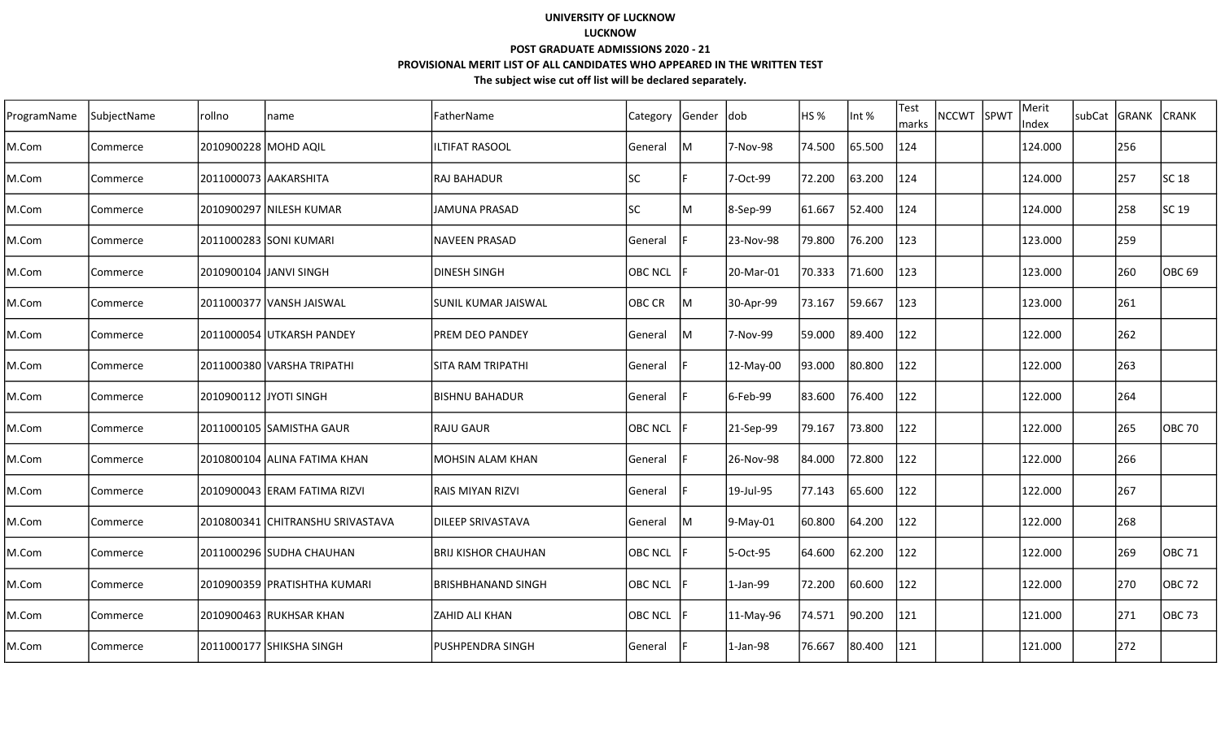**UNIVERSITY OF LUCKNOW**

**LUCKNOW**

**POST GRADUATE ADMISSIONS 2020 - 21**

**PROVISIONAL MERIT LIST OF ALL CANDIDATES WHO APPEARED IN THE WRITTEN TEST**

**The subject wise cut off list will be declared separately.**

| ProgramName | SubjectName | rollno | name | FatherName | Category | Gender | dob | HS % | Int % | Test marks | NCCWT | SPWT | Merit Index | subCat | GRANK | CRANK |
|---|---|---|---|---|---|---|---|---|---|---|---|---|---|---|---|---|
| M.Com | Commerce | 2010900228 | MOHD AQIL | ILTIFAT RASOOL | General | M | 7-Nov-98 | 74.500 | 65.500 | 124 | | | 124.000 | | 256 | |
| M.Com | Commerce | 2011000073 | AAKARSHITA | RAJ BAHADUR | SC | F | 7-Oct-99 | 72.200 | 63.200 | 124 | | | 124.000 | | 257 | SC 18 |
| M.Com | Commerce | 2010900297 | NILESH KUMAR | JAMUNA PRASAD | SC | M | 8-Sep-99 | 61.667 | 52.400 | 124 | | | 124.000 | | 258 | SC 19 |
| M.Com | Commerce | 2011000283 | SONI KUMARI | NAVEEN PRASAD | General | F | 23-Nov-98 | 79.800 | 76.200 | 123 | | | 123.000 | | 259 | |
| M.Com | Commerce | 2010900104 | JANVI SINGH | DINESH SINGH | OBC NCL | F | 20-Mar-01 | 70.333 | 71.600 | 123 | | | 123.000 | | 260 | OBC 69 |
| M.Com | Commerce | 2011000377 | VANSH JAISWAL | SUNIL KUMAR JAISWAL | OBC CR | M | 30-Apr-99 | 73.167 | 59.667 | 123 | | | 123.000 | | 261 | |
| M.Com | Commerce | 2011000054 | UTKARSH PANDEY | PREM DEO PANDEY | General | M | 7-Nov-99 | 59.000 | 89.400 | 122 | | | 122.000 | | 262 | |
| M.Com | Commerce | 2011000380 | VARSHA TRIPATHI | SITA RAM TRIPATHI | General | F | 12-May-00 | 93.000 | 80.800 | 122 | | | 122.000 | | 263 | |
| M.Com | Commerce | 2010900112 | JYOTI SINGH | BISHNU BAHADUR | General | F | 6-Feb-99 | 83.600 | 76.400 | 122 | | | 122.000 | | 264 | |
| M.Com | Commerce | 2011000105 | SAMISTHA GAUR | RAJU GAUR | OBC NCL | F | 21-Sep-99 | 79.167 | 73.800 | 122 | | | 122.000 | | 265 | OBC 70 |
| M.Com | Commerce | 2010800104 | ALINA FATIMA KHAN | MOHSIN ALAM KHAN | General | F | 26-Nov-98 | 84.000 | 72.800 | 122 | | | 122.000 | | 266 | |
| M.Com | Commerce | 2010900043 | ERAM FATIMA RIZVI | RAIS MIYAN RIZVI | General | F | 19-Jul-95 | 77.143 | 65.600 | 122 | | | 122.000 | | 267 | |
| M.Com | Commerce | 2010800341 | CHITRANSHU SRIVASTAVA | DILEEP SRIVASTAVA | General | M | 9-May-01 | 60.800 | 64.200 | 122 | | | 122.000 | | 268 | |
| M.Com | Commerce | 2011000296 | SUDHA CHAUHAN | BRIJ KISHOR CHAUHAN | OBC NCL | F | 5-Oct-95 | 64.600 | 62.200 | 122 | | | 122.000 | | 269 | OBC 71 |
| M.Com | Commerce | 2010900359 | PRATISHTHA KUMARI | BRISHBHANAND SINGH | OBC NCL | F | 1-Jan-99 | 72.200 | 60.600 | 122 | | | 122.000 | | 270 | OBC 72 |
| M.Com | Commerce | 2010900463 | RUKHSAR KHAN | ZAHID ALI KHAN | OBC NCL | F | 11-May-96 | 74.571 | 90.200 | 121 | | | 121.000 | | 271 | OBC 73 |
| M.Com | Commerce | 2011000177 | SHIKSHA SINGH | PUSHPENDRA SINGH | General | F | 1-Jan-98 | 76.667 | 80.400 | 121 | | | 121.000 | | 272 | |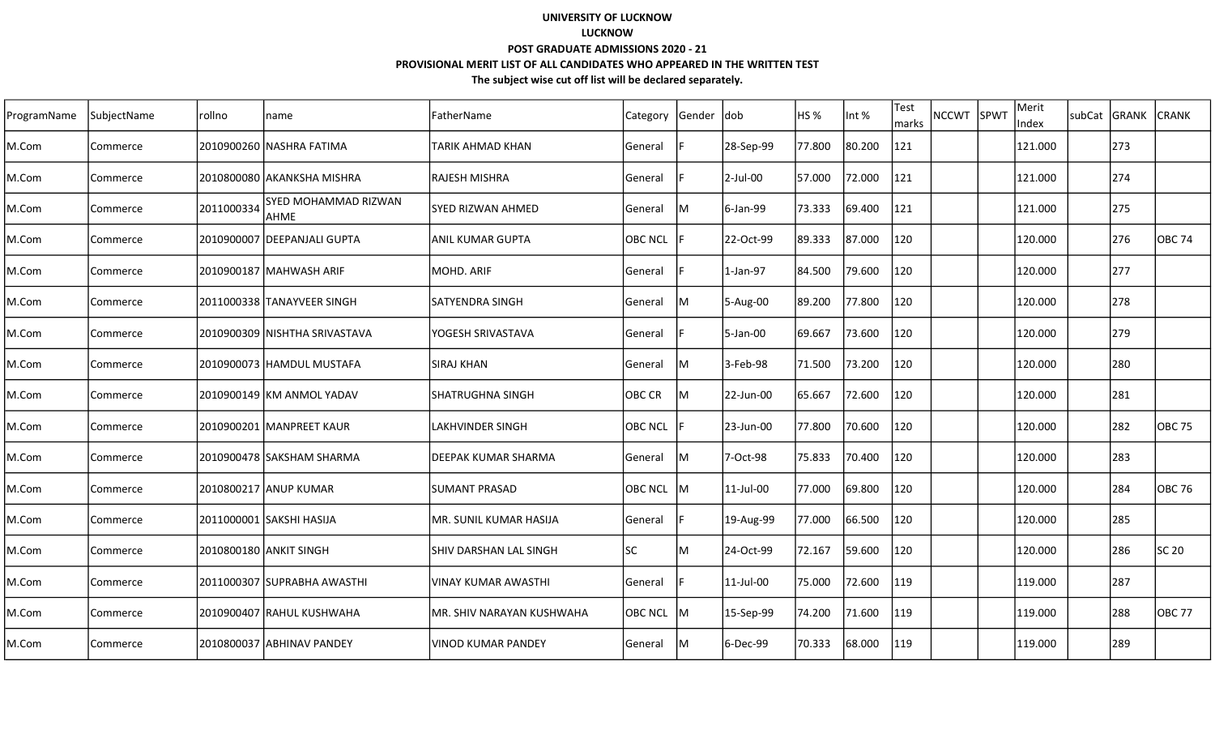**UNIVERSITY OF LUCKNOW**

**LUCKNOW**

**POST GRADUATE ADMISSIONS 2020 - 21**

**PROVISIONAL MERIT LIST OF ALL CANDIDATES WHO APPEARED IN THE WRITTEN TEST**

**The subject wise cut off list will be declared separately.**

| ProgramName | SubjectName | rollno | name | FatherName | Category | Gender | dob | HS % | Int % | Test marks | NCCWT | SPWT | Merit Index | subCat | GRANK | CRANK |
|---|---|---|---|---|---|---|---|---|---|---|---|---|---|---|---|---|
| M.Com | Commerce | 2010900260 | NASHRA FATIMA | TARIK AHMAD KHAN | General | F | 28-Sep-99 | 77.800 | 80.200 | 121 | | | 121.000 | | 273 | |
| M.Com | Commerce | 2010800080 | AKANKSHA MISHRA | RAJESH MISHRA | General | F | 2-Jul-00 | 57.000 | 72.000 | 121 | | | 121.000 | | 274 | |
| M.Com | Commerce | 2011000334 | SYED MOHAMMAD RIZWAN AHME | SYED RIZWAN AHMED | General | M | 6-Jan-99 | 73.333 | 69.400 | 121 | | | 121.000 | | 275 | |
| M.Com | Commerce | 2010900007 | DEEPANJALI GUPTA | ANIL KUMAR GUPTA | OBC NCL | F | 22-Oct-99 | 89.333 | 87.000 | 120 | | | 120.000 | | 276 | OBC 74 |
| M.Com | Commerce | 2010900187 | MAHWASH ARIF | MOHD. ARIF | General | F | 1-Jan-97 | 84.500 | 79.600 | 120 | | | 120.000 | | 277 | |
| M.Com | Commerce | 2011000338 | TANAYVEER SINGH | SATYENDRA SINGH | General | M | 5-Aug-00 | 89.200 | 77.800 | 120 | | | 120.000 | | 278 | |
| M.Com | Commerce | 2010900309 | NISHTHA SRIVASTAVA | YOGESH SRIVASTAVA | General | F | 5-Jan-00 | 69.667 | 73.600 | 120 | | | 120.000 | | 279 | |
| M.Com | Commerce | 2010900073 | HAMDUL MUSTAFA | SIRAJ KHAN | General | M | 3-Feb-98 | 71.500 | 73.200 | 120 | | | 120.000 | | 280 | |
| M.Com | Commerce | 2010900149 | KM ANMOL YADAV | SHATRUGHNA SINGH | OBC CR | M | 22-Jun-00 | 65.667 | 72.600 | 120 | | | 120.000 | | 281 | |
| M.Com | Commerce | 2010900201 | MANPREET KAUR | LAKHVINDER SINGH | OBC NCL | F | 23-Jun-00 | 77.800 | 70.600 | 120 | | | 120.000 | | 282 | OBC 75 |
| M.Com | Commerce | 2010900478 | SAKSHAM SHARMA | DEEPAK KUMAR SHARMA | General | M | 7-Oct-98 | 75.833 | 70.400 | 120 | | | 120.000 | | 283 | |
| M.Com | Commerce | 2010800217 | ANUP KUMAR | SUMANT PRASAD | OBC NCL | M | 11-Jul-00 | 77.000 | 69.800 | 120 | | | 120.000 | | 284 | OBC 76 |
| M.Com | Commerce | 2011000001 | SAKSHI HASIJA | MR. SUNIL KUMAR HASIJA | General | F | 19-Aug-99 | 77.000 | 66.500 | 120 | | | 120.000 | | 285 | |
| M.Com | Commerce | 2010800180 | ANKIT SINGH | SHIV DARSHAN LAL SINGH | SC | M | 24-Oct-99 | 72.167 | 59.600 | 120 | | | 120.000 | | 286 | SC 20 |
| M.Com | Commerce | 2011000307 | SUPRABHA AWASTHI | VINAY KUMAR AWASTHI | General | F | 11-Jul-00 | 75.000 | 72.600 | 119 | | | 119.000 | | 287 | |
| M.Com | Commerce | 2010900407 | RAHUL KUSHWAHA | MR. SHIV NARAYAN KUSHWAHA | OBC NCL | M | 15-Sep-99 | 74.200 | 71.600 | 119 | | | 119.000 | | 288 | OBC 77 |
| M.Com | Commerce | 2010800037 | ABHINAV PANDEY | VINOD KUMAR PANDEY | General | M | 6-Dec-99 | 70.333 | 68.000 | 119 | | | 119.000 | | 289 | |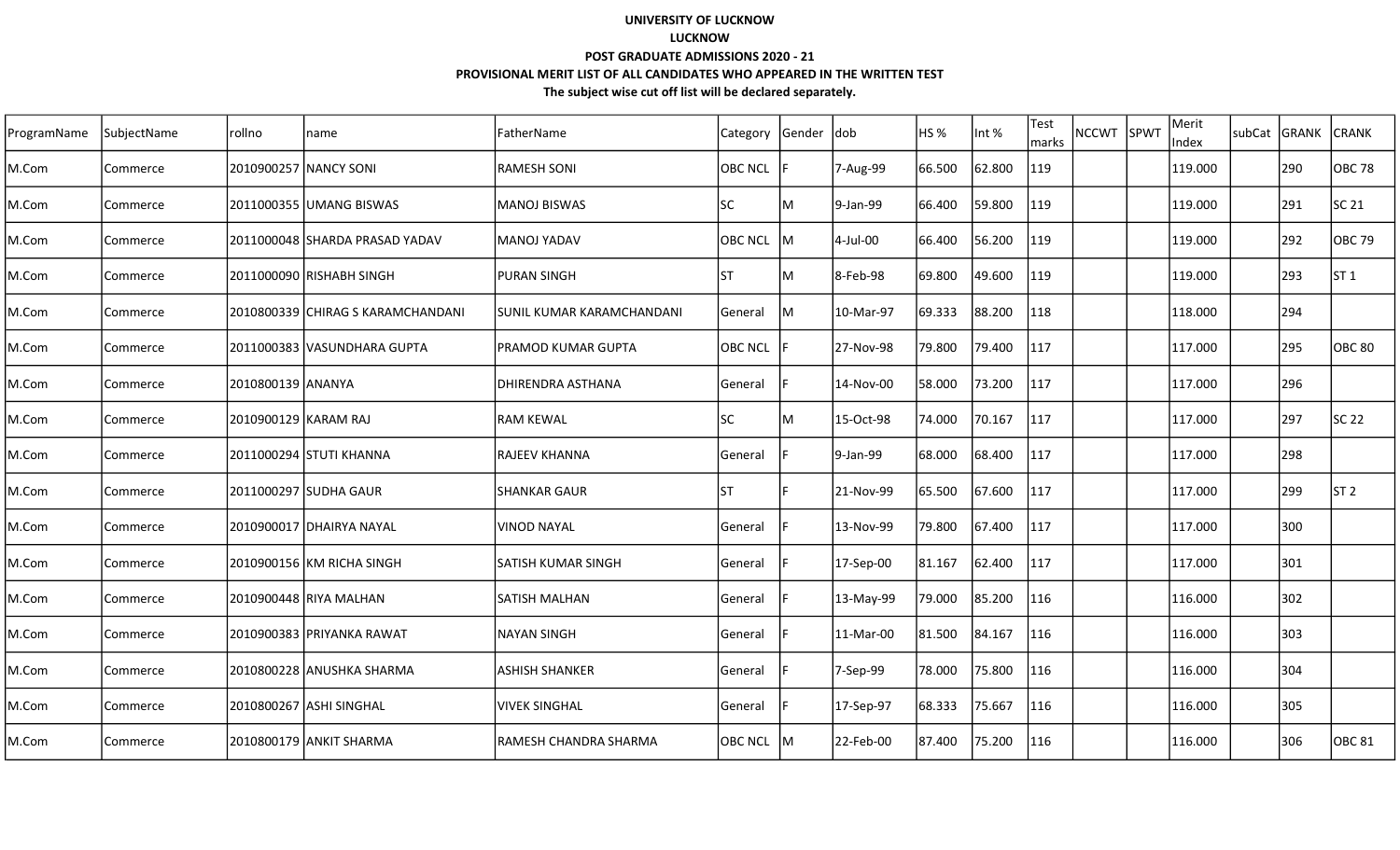**UNIVERSITY OF LUCKNOW**

**LUCKNOW**

**POST GRADUATE ADMISSIONS 2020 - 21**

**PROVISIONAL MERIT LIST OF ALL CANDIDATES WHO APPEARED IN THE WRITTEN TEST**

**The subject wise cut off list will be declared separately.**

| ProgramName | SubjectName | rollno | name | FatherName | Category | Gender | dob | HS % | Int % | Test marks | NCCWT | SPWT | Merit Index | subCat | GRANK | CRANK |
|---|---|---|---|---|---|---|---|---|---|---|---|---|---|---|---|---|
| M.Com | Commerce | 2010900257 | NANCY SONI | RAMESH SONI | OBC NCL | F | 7-Aug-99 | 66.500 | 62.800 | 119 | | | 119.000 | | 290 | OBC 78 |
| M.Com | Commerce | 2011000355 | UMANG BISWAS | MANOJ BISWAS | SC | M | 9-Jan-99 | 66.400 | 59.800 | 119 | | | 119.000 | | 291 | SC 21 |
| M.Com | Commerce | 2011000048 | SHARDA PRASAD YADAV | MANOJ YADAV | OBC NCL | M | 4-Jul-00 | 66.400 | 56.200 | 119 | | | 119.000 | | 292 | OBC 79 |
| M.Com | Commerce | 2011000090 | RISHABH SINGH | PURAN SINGH | ST | M | 8-Feb-98 | 69.800 | 49.600 | 119 | | | 119.000 | | 293 | ST 1 |
| M.Com | Commerce | 2010800339 | CHIRAG S KARAMCHANDANI | SUNIL KUMAR KARAMCHANDANI | General | M | 10-Mar-97 | 69.333 | 88.200 | 118 | | | 118.000 | | 294 | |
| M.Com | Commerce | 2011000383 | VASUNDHARA GUPTA | PRAMOD KUMAR GUPTA | OBC NCL | F | 27-Nov-98 | 79.800 | 79.400 | 117 | | | 117.000 | | 295 | OBC 80 |
| M.Com | Commerce | 2010800139 | ANANYA | DHIRENDRA ASTHANA | General | F | 14-Nov-00 | 58.000 | 73.200 | 117 | | | 117.000 | | 296 | |
| M.Com | Commerce | 2010900129 | KARAM RAJ | RAM KEWAL | SC | M | 15-Oct-98 | 74.000 | 70.167 | 117 | | | 117.000 | | 297 | SC 22 |
| M.Com | Commerce | 2011000294 | STUTI KHANNA | RAJEEV KHANNA | General | F | 9-Jan-99 | 68.000 | 68.400 | 117 | | | 117.000 | | 298 | |
| M.Com | Commerce | 2011000297 | SUDHA GAUR | SHANKAR GAUR | ST | F | 21-Nov-99 | 65.500 | 67.600 | 117 | | | 117.000 | | 299 | ST 2 |
| M.Com | Commerce | 2010900017 | DHAIRYA NAYAL | VINOD NAYAL | General | F | 13-Nov-99 | 79.800 | 67.400 | 117 | | | 117.000 | | 300 | |
| M.Com | Commerce | 2010900156 | KM RICHA SINGH | SATISH KUMAR SINGH | General | F | 17-Sep-00 | 81.167 | 62.400 | 117 | | | 117.000 | | 301 | |
| M.Com | Commerce | 2010900448 | RIYA MALHAN | SATISH MALHAN | General | F | 13-May-99 | 79.000 | 85.200 | 116 | | | 116.000 | | 302 | |
| M.Com | Commerce | 2010900383 | PRIYANKA RAWAT | NAYAN SINGH | General | F | 11-Mar-00 | 81.500 | 84.167 | 116 | | | 116.000 | | 303 | |
| M.Com | Commerce | 2010800228 | ANUSHKA SHARMA | ASHISH SHANKER | General | F | 7-Sep-99 | 78.000 | 75.800 | 116 | | | 116.000 | | 304 | |
| M.Com | Commerce | 2010800267 | ASHI SINGHAL | VIVEK SINGHAL | General | F | 17-Sep-97 | 68.333 | 75.667 | 116 | | | 116.000 | | 305 | |
| M.Com | Commerce | 2010800179 | ANKIT SHARMA | RAMESH CHANDRA SHARMA | OBC NCL | M | 22-Feb-00 | 87.400 | 75.200 | 116 | | | 116.000 | | 306 | OBC 81 |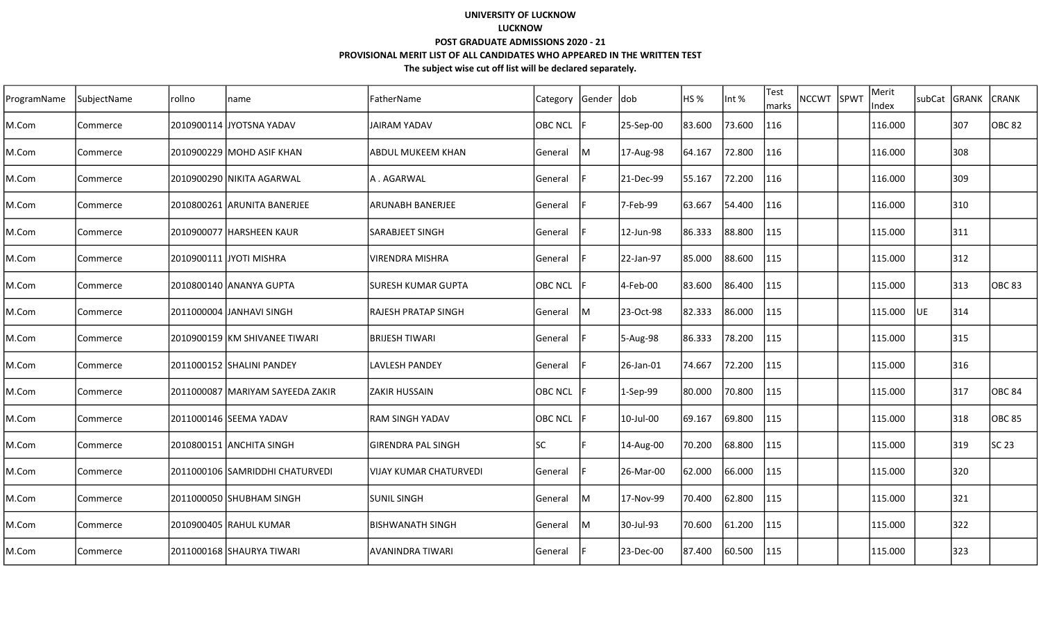**UNIVERSITY OF LUCKNOW**

**LUCKNOW**

**POST GRADUATE ADMISSIONS 2020 - 21**

**PROVISIONAL MERIT LIST OF ALL CANDIDATES WHO APPEARED IN THE WRITTEN TEST**

**The subject wise cut off list will be declared separately.**

| ProgramName | SubjectName | rollno | name | FatherName | Category | Gender | dob | HS % | Int % | Test marks | NCCWT | SPWT | Merit Index | subCat | GRANK | CRANK |
|---|---|---|---|---|---|---|---|---|---|---|---|---|---|---|---|---|
| M.Com | Commerce | 2010900114 | JYOTSNA YADAV | JAIRAM YADAV | OBC NCL | F | 25-Sep-00 | 83.600 | 73.600 | 116 | | | 116.000 | | 307 | OBC 82 |
| M.Com | Commerce | 2010900229 | MOHD ASIF KHAN | ABDUL MUKEEM KHAN | General | M | 17-Aug-98 | 64.167 | 72.800 | 116 | | | 116.000 | | 308 | |
| M.Com | Commerce | 2010900290 | NIKITA AGARWAL | A . AGARWAL | General | F | 21-Dec-99 | 55.167 | 72.200 | 116 | | | 116.000 | | 309 | |
| M.Com | Commerce | 2010800261 | ARUNITA BANERJEE | ARUNABH BANERJEE | General | F | 7-Feb-99 | 63.667 | 54.400 | 116 | | | 116.000 | | 310 | |
| M.Com | Commerce | 2010900077 | HARSHEEN KAUR | SARABJEET SINGH | General | F | 12-Jun-98 | 86.333 | 88.800 | 115 | | | 115.000 | | 311 | |
| M.Com | Commerce | 2010900111 | JYOTI MISHRA | VIRENDRA MISHRA | General | F | 22-Jan-97 | 85.000 | 88.600 | 115 | | | 115.000 | | 312 | |
| M.Com | Commerce | 2010800140 | ANANYA GUPTA | SURESH KUMAR GUPTA | OBC NCL | F | 4-Feb-00 | 83.600 | 86.400 | 115 | | | 115.000 | | 313 | OBC 83 |
| M.Com | Commerce | 2011000004 | JANHAVI SINGH | RAJESH PRATAP SINGH | General | M | 23-Oct-98 | 82.333 | 86.000 | 115 | | | 115.000 | UE | 314 | |
| M.Com | Commerce | 2010900159 | KM SHIVANEE TIWARI | BRIJESH TIWARI | General | F | 5-Aug-98 | 86.333 | 78.200 | 115 | | | 115.000 | | 315 | |
| M.Com | Commerce | 2011000152 | SHALINI PANDEY | LAVLESH PANDEY | General | F | 26-Jan-01 | 74.667 | 72.200 | 115 | | | 115.000 | | 316 | |
| M.Com | Commerce | 2011000087 | MARIYAM SAYEEDA ZAKIR | ZAKIR HUSSAIN | OBC NCL | F | 1-Sep-99 | 80.000 | 70.800 | 115 | | | 115.000 | | 317 | OBC 84 |
| M.Com | Commerce | 2011000146 | SEEMA YADAV | RAM SINGH YADAV | OBC NCL | F | 10-Jul-00 | 69.167 | 69.800 | 115 | | | 115.000 | | 318 | OBC 85 |
| M.Com | Commerce | 2010800151 | ANCHITA SINGH | GIRENDRA PAL SINGH | SC | F | 14-Aug-00 | 70.200 | 68.800 | 115 | | | 115.000 | | 319 | SC 23 |
| M.Com | Commerce | 2011000106 | SAMRIDDHI CHATURVEDI | VIJAY KUMAR CHATURVEDI | General | F | 26-Mar-00 | 62.000 | 66.000 | 115 | | | 115.000 | | 320 | |
| M.Com | Commerce | 2011000050 | SHUBHAM SINGH | SUNIL SINGH | General | M | 17-Nov-99 | 70.400 | 62.800 | 115 | | | 115.000 | | 321 | |
| M.Com | Commerce | 2010900405 | RAHUL KUMAR | BISHWANATH SINGH | General | M | 30-Jul-93 | 70.600 | 61.200 | 115 | | | 115.000 | | 322 | |
| M.Com | Commerce | 2011000168 | SHAURYA TIWARI | AVANINDRA TIWARI | General | F | 23-Dec-00 | 87.400 | 60.500 | 115 | | | 115.000 | | 323 | |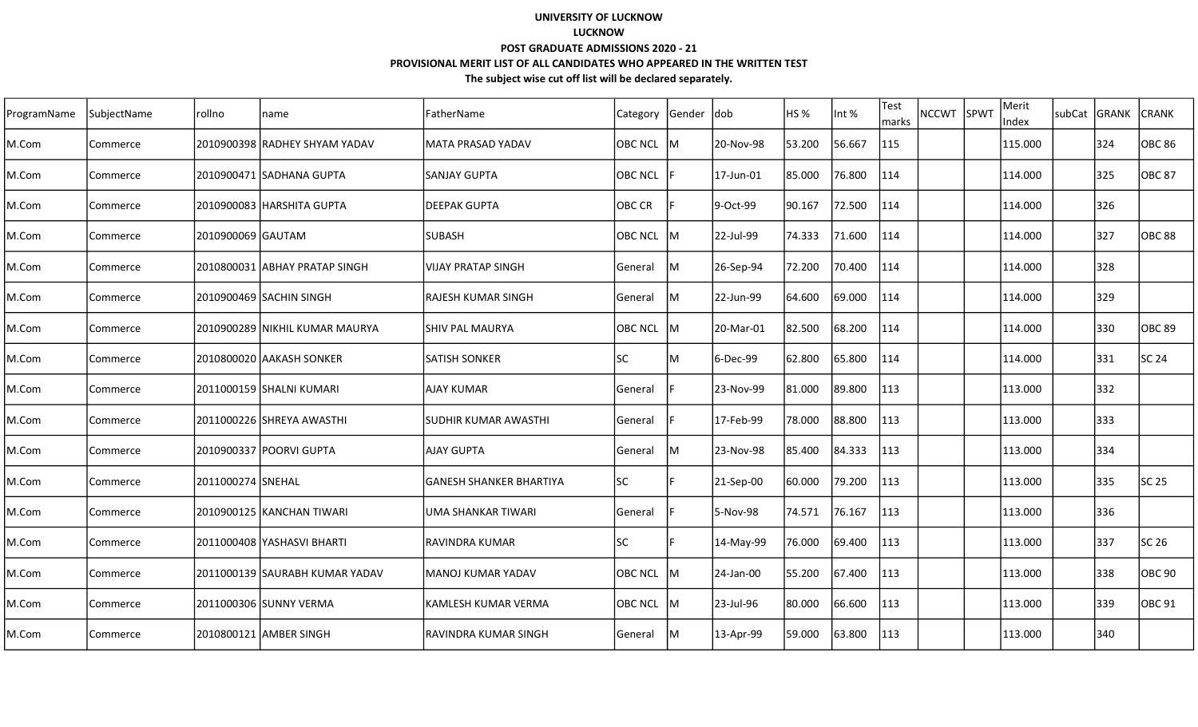**UNIVERSITY OF LUCKNOW**

**LUCKNOW**

**POST GRADUATE ADMISSIONS 2020 - 21**

**PROVISIONAL MERIT LIST OF ALL CANDIDATES WHO APPEARED IN THE WRITTEN TEST**

**The subject wise cut off list will be declared separately.**

| ProgramName | SubjectName | rollno | name | FatherName | Category | Gender | dob | HS % | Int % | Test marks | NCCWT | SPWT | Merit Index | subCat | GRANK | CRANK |
|---|---|---|---|---|---|---|---|---|---|---|---|---|---|---|---|---|
| M.Com | Commerce | 2010900398 | RADHEY SHYAM YADAV | MATA PRASAD YADAV | OBC NCL | M | 20-Nov-98 | 53.200 | 56.667 | 115 | | | 115.000 | | 324 | OBC 86 |
| M.Com | Commerce | 2010900471 | SADHANA GUPTA | SANJAY GUPTA | OBC NCL | F | 17-Jun-01 | 85.000 | 76.800 | 114 | | | 114.000 | | 325 | OBC 87 |
| M.Com | Commerce | 2010900083 | HARSHITA GUPTA | DEEPAK GUPTA | OBC CR | F | 9-Oct-99 | 90.167 | 72.500 | 114 | | | 114.000 | | 326 | |
| M.Com | Commerce | 2010900069 | GAUTAM | SUBASH | OBC NCL | M | 22-Jul-99 | 74.333 | 71.600 | 114 | | | 114.000 | | 327 | OBC 88 |
| M.Com | Commerce | 2010800031 | ABHAY PRATAP SINGH | VIJAY PRATAP SINGH | General | M | 26-Sep-94 | 72.200 | 70.400 | 114 | | | 114.000 | | 328 | |
| M.Com | Commerce | 2010900469 | SACHIN SINGH | RAJESH KUMAR SINGH | General | M | 22-Jun-99 | 64.600 | 69.000 | 114 | | | 114.000 | | 329 | |
| M.Com | Commerce | 2010900289 | NIKHIL KUMAR MAURYA | SHIV PAL MAURYA | OBC NCL | M | 20-Mar-01 | 82.500 | 68.200 | 114 | | | 114.000 | | 330 | OBC 89 |
| M.Com | Commerce | 2010800020 | AAKASH SONKER | SATISH SONKER | SC | M | 6-Dec-99 | 62.800 | 65.800 | 114 | | | 114.000 | | 331 | SC 24 |
| M.Com | Commerce | 2011000159 | SHALNI KUMARI | AJAY KUMAR | General | F | 23-Nov-99 | 81.000 | 89.800 | 113 | | | 113.000 | | 332 | |
| M.Com | Commerce | 2011000226 | SHREYA AWASTHI | SUDHIR KUMAR AWASTHI | General | F | 17-Feb-99 | 78.000 | 88.800 | 113 | | | 113.000 | | 333 | |
| M.Com | Commerce | 2010900337 | POORVI GUPTA | AJAY GUPTA | General | M | 23-Nov-98 | 85.400 | 84.333 | 113 | | | 113.000 | | 334 | |
| M.Com | Commerce | 2011000274 | SNEHAL | GANESH SHANKER BHARTIYA | SC | F | 21-Sep-00 | 60.000 | 79.200 | 113 | | | 113.000 | | 335 | SC 25 |
| M.Com | Commerce | 2010900125 | KANCHAN TIWARI | UMA SHANKAR TIWARI | General | F | 5-Nov-98 | 74.571 | 76.167 | 113 | | | 113.000 | | 336 | |
| M.Com | Commerce | 2011000408 | YASHASVI BHARTI | RAVINDRA KUMAR | SC | F | 14-May-99 | 76.000 | 69.400 | 113 | | | 113.000 | | 337 | SC 26 |
| M.Com | Commerce | 2011000139 | SAURABH KUMAR YADAV | MANOJ KUMAR YADAV | OBC NCL | M | 24-Jan-00 | 55.200 | 67.400 | 113 | | | 113.000 | | 338 | OBC 90 |
| M.Com | Commerce | 2011000306 | SUNNY VERMA | KAMLESH KUMAR VERMA | OBC NCL | M | 23-Jul-96 | 80.000 | 66.600 | 113 | | | 113.000 | | 339 | OBC 91 |
| M.Com | Commerce | 2010800121 | AMBER SINGH | RAVINDRA KUMAR SINGH | General | M | 13-Apr-99 | 59.000 | 63.800 | 113 | | | 113.000 | | 340 | |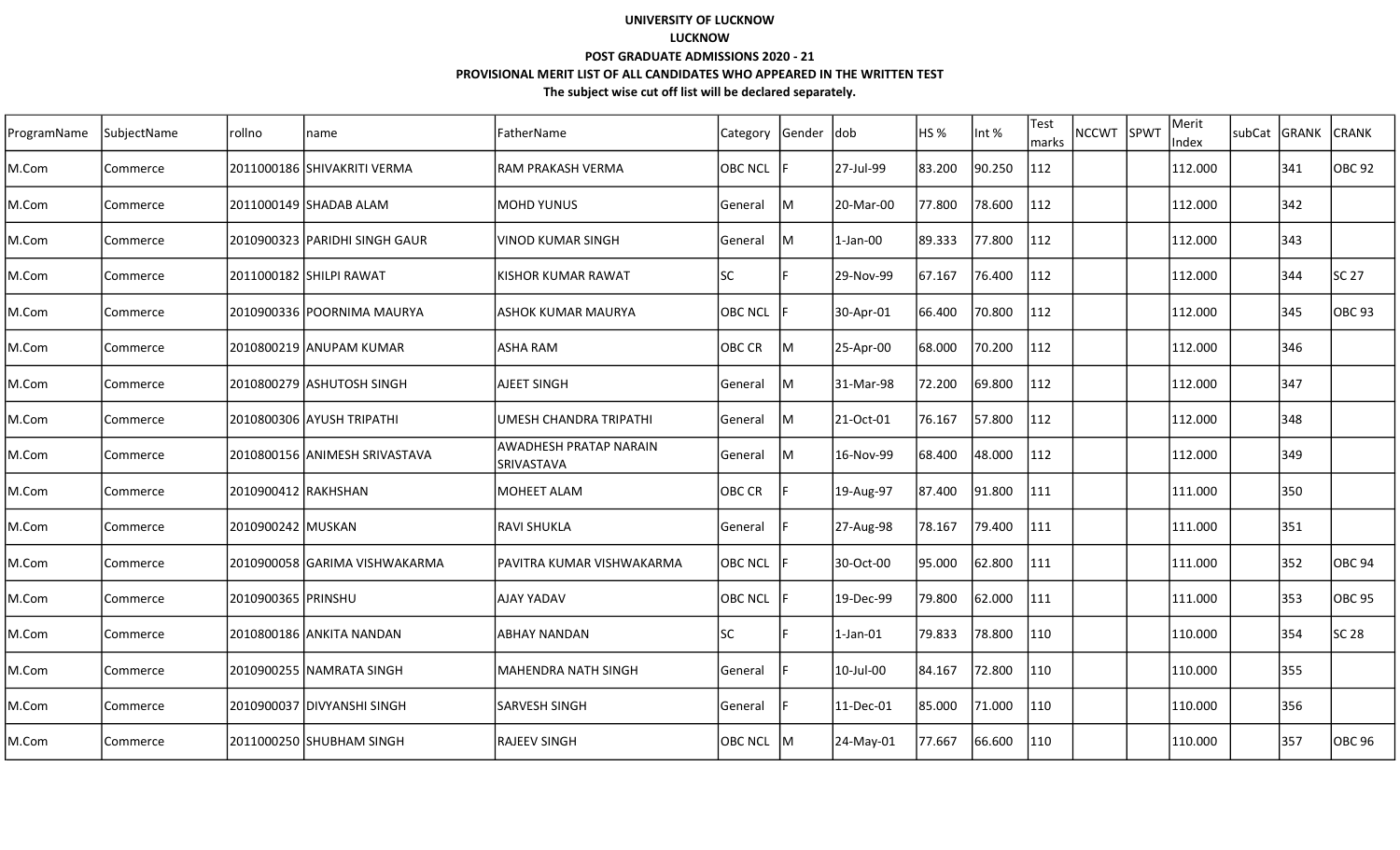**UNIVERSITY OF LUCKNOW**

**LUCKNOW**

**POST GRADUATE ADMISSIONS 2020 - 21**

**PROVISIONAL MERIT LIST OF ALL CANDIDATES WHO APPEARED IN THE WRITTEN TEST**

**The subject wise cut off list will be declared separately.**

| ProgramName | SubjectName | rollno | name | FatherName | Category | Gender | dob | HS % | Int % | Test marks | NCCWT | SPWT | Merit Index | subCat | GRANK | CRANK |
|---|---|---|---|---|---|---|---|---|---|---|---|---|---|---|---|---|
| M.Com | Commerce | 2011000186 | SHIVAKRITI VERMA | RAM PRAKASH VERMA | OBC NCL | F | 27-Jul-99 | 83.200 | 90.250 | 112 | | | 112.000 | | 341 | OBC 92 |
| M.Com | Commerce | 2011000149 | SHADAB ALAM | MOHD YUNUS | General | M | 20-Mar-00 | 77.800 | 78.600 | 112 | | | 112.000 | | 342 | |
| M.Com | Commerce | 2010900323 | PARIDHI SINGH GAUR | VINOD KUMAR SINGH | General | M | 1-Jan-00 | 89.333 | 77.800 | 112 | | | 112.000 | | 343 | |
| M.Com | Commerce | 2011000182 | SHILPI RAWAT | KISHOR KUMAR RAWAT | SC | F | 29-Nov-99 | 67.167 | 76.400 | 112 | | | 112.000 | | 344 | SC 27 |
| M.Com | Commerce | 2010900336 | POORNIMA MAURYA | ASHOK KUMAR MAURYA | OBC NCL | F | 30-Apr-01 | 66.400 | 70.800 | 112 | | | 112.000 | | 345 | OBC 93 |
| M.Com | Commerce | 2010800219 | ANUPAM KUMAR | ASHA RAM | OBC CR | M | 25-Apr-00 | 68.000 | 70.200 | 112 | | | 112.000 | | 346 | |
| M.Com | Commerce | 2010800279 | ASHUTOSH SINGH | AJEET SINGH | General | M | 31-Mar-98 | 72.200 | 69.800 | 112 | | | 112.000 | | 347 | |
| M.Com | Commerce | 2010800306 | AYUSH TRIPATHI | UMESH CHANDRA TRIPATHI | General | M | 21-Oct-01 | 76.167 | 57.800 | 112 | | | 112.000 | | 348 | |
| M.Com | Commerce | 2010800156 | ANIMESH SRIVASTAVA | AWADHESH PRATAP NARAIN SRIVASTAVA | General | M | 16-Nov-99 | 68.400 | 48.000 | 112 | | | 112.000 | | 349 | |
| M.Com | Commerce | 2010900412 | RAKHSHAN | MOHEET ALAM | OBC CR | F | 19-Aug-97 | 87.400 | 91.800 | 111 | | | 111.000 | | 350 | |
| M.Com | Commerce | 2010900242 | MUSKAN | RAVI SHUKLA | General | F | 27-Aug-98 | 78.167 | 79.400 | 111 | | | 111.000 | | 351 | |
| M.Com | Commerce | 2010900058 | GARIMA VISHWAKARMA | PAVITRA KUMAR VISHWAKARMA | OBC NCL | F | 30-Oct-00 | 95.000 | 62.800 | 111 | | | 111.000 | | 352 | OBC 94 |
| M.Com | Commerce | 2010900365 | PRINSHU | AJAY YADAV | OBC NCL | F | 19-Dec-99 | 79.800 | 62.000 | 111 | | | 111.000 | | 353 | OBC 95 |
| M.Com | Commerce | 2010800186 | ANKITA NANDAN | ABHAY NANDAN | SC | F | 1-Jan-01 | 79.833 | 78.800 | 110 | | | 110.000 | | 354 | SC 28 |
| M.Com | Commerce | 2010900255 | NAMRATA SINGH | MAHENDRA NATH SINGH | General | F | 10-Jul-00 | 84.167 | 72.800 | 110 | | | 110.000 | | 355 | |
| M.Com | Commerce | 2010900037 | DIVYANSHI SINGH | SARVESH SINGH | General | F | 11-Dec-01 | 85.000 | 71.000 | 110 | | | 110.000 | | 356 | |
| M.Com | Commerce | 2011000250 | SHUBHAM SINGH | RAJEEV SINGH | OBC NCL | M | 24-May-01 | 77.667 | 66.600 | 110 | | | 110.000 | | 357 | OBC 96 |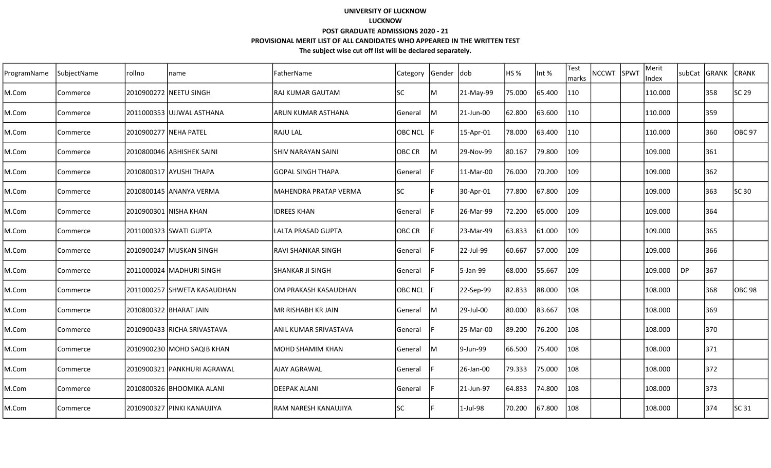**UNIVERSITY OF LUCKNOW**

**LUCKNOW**

**POST GRADUATE ADMISSIONS 2020 - 21**

**PROVISIONAL MERIT LIST OF ALL CANDIDATES WHO APPEARED IN THE WRITTEN TEST**

**The subject wise cut off list will be declared separately.**

| ProgramName | SubjectName | rollno | name | FatherName | Category | Gender | dob | HS % | Int % | Test marks | NCCWT | SPWT | Merit Index | subCat | GRANK | CRANK |
|---|---|---|---|---|---|---|---|---|---|---|---|---|---|---|---|---|
| M.Com | Commerce | 2010900272 | NEETU SINGH | RAJ KUMAR GAUTAM | SC | M | 21-May-99 | 75.000 | 65.400 | 110 | | | 110.000 | | 358 | SC 29 |
| M.Com | Commerce | 2011000353 | UJJWAL ASTHANA | ARUN KUMAR ASTHANA | General | M | 21-Jun-00 | 62.800 | 63.600 | 110 | | | 110.000 | | 359 | |
| M.Com | Commerce | 2010900277 | NEHA PATEL | RAJU LAL | OBC NCL | F | 15-Apr-01 | 78.000 | 63.400 | 110 | | | 110.000 | | 360 | OBC 97 |
| M.Com | Commerce | 2010800046 | ABHISHEK SAINI | SHIV NARAYAN SAINI | OBC CR | M | 29-Nov-99 | 80.167 | 79.800 | 109 | | | 109.000 | | 361 | |
| M.Com | Commerce | 2010800317 | AYUSHI THAPA | GOPAL SINGH THAPA | General | F | 11-Mar-00 | 76.000 | 70.200 | 109 | | | 109.000 | | 362 | |
| M.Com | Commerce | 2010800145 | ANANYA VERMA | MAHENDRA PRATAP VERMA | SC | F | 30-Apr-01 | 77.800 | 67.800 | 109 | | | 109.000 | | 363 | SC 30 |
| M.Com | Commerce | 2010900301 | NISHA KHAN | IDREES KHAN | General | F | 26-Mar-99 | 72.200 | 65.000 | 109 | | | 109.000 | | 364 | |
| M.Com | Commerce | 2011000323 | SWATI GUPTA | LALTA PRASAD GUPTA | OBC CR | F | 23-Mar-99 | 63.833 | 61.000 | 109 | | | 109.000 | | 365 | |
| M.Com | Commerce | 2010900247 | MUSKAN SINGH | RAVI SHANKAR SINGH | General | F | 22-Jul-99 | 60.667 | 57.000 | 109 | | | 109.000 | | 366 | |
| M.Com | Commerce | 2011000024 | MADHURI SINGH | SHANKAR JI SINGH | General | F | 5-Jan-99 | 68.000 | 55.667 | 109 | | | 109.000 | DP | 367 | |
| M.Com | Commerce | 2011000257 | SHWETA KASAUDHAN | OM PRAKASH KASAUDHAN | OBC NCL | F | 22-Sep-99 | 82.833 | 88.000 | 108 | | | 108.000 | | 368 | OBC 98 |
| M.Com | Commerce | 2010800322 | BHARAT JAIN | MR RISHABH KR JAIN | General | M | 29-Jul-00 | 80.000 | 83.667 | 108 | | | 108.000 | | 369 | |
| M.Com | Commerce | 2010900433 | RICHA SRIVASTAVA | ANIL KUMAR SRIVASTAVA | General | F | 25-Mar-00 | 89.200 | 76.200 | 108 | | | 108.000 | | 370 | |
| M.Com | Commerce | 2010900230 | MOHD SAQIB KHAN | MOHD SHAMIM KHAN | General | M | 9-Jun-99 | 66.500 | 75.400 | 108 | | | 108.000 | | 371 | |
| M.Com | Commerce | 2010900321 | PANKHURI AGRAWAL | AJAY AGRAWAL | General | F | 26-Jan-00 | 79.333 | 75.000 | 108 | | | 108.000 | | 372 | |
| M.Com | Commerce | 2010800326 | BHOOMIKA ALANI | DEEPAK ALANI | General | F | 21-Jun-97 | 64.833 | 74.800 | 108 | | | 108.000 | | 373 | |
| M.Com | Commerce | 2010900327 | PINKI KANAUJIYA | RAM NARESH KANAUJIYA | SC | F | 1-Jul-98 | 70.200 | 67.800 | 108 | | | 108.000 | | 374 | SC 31 |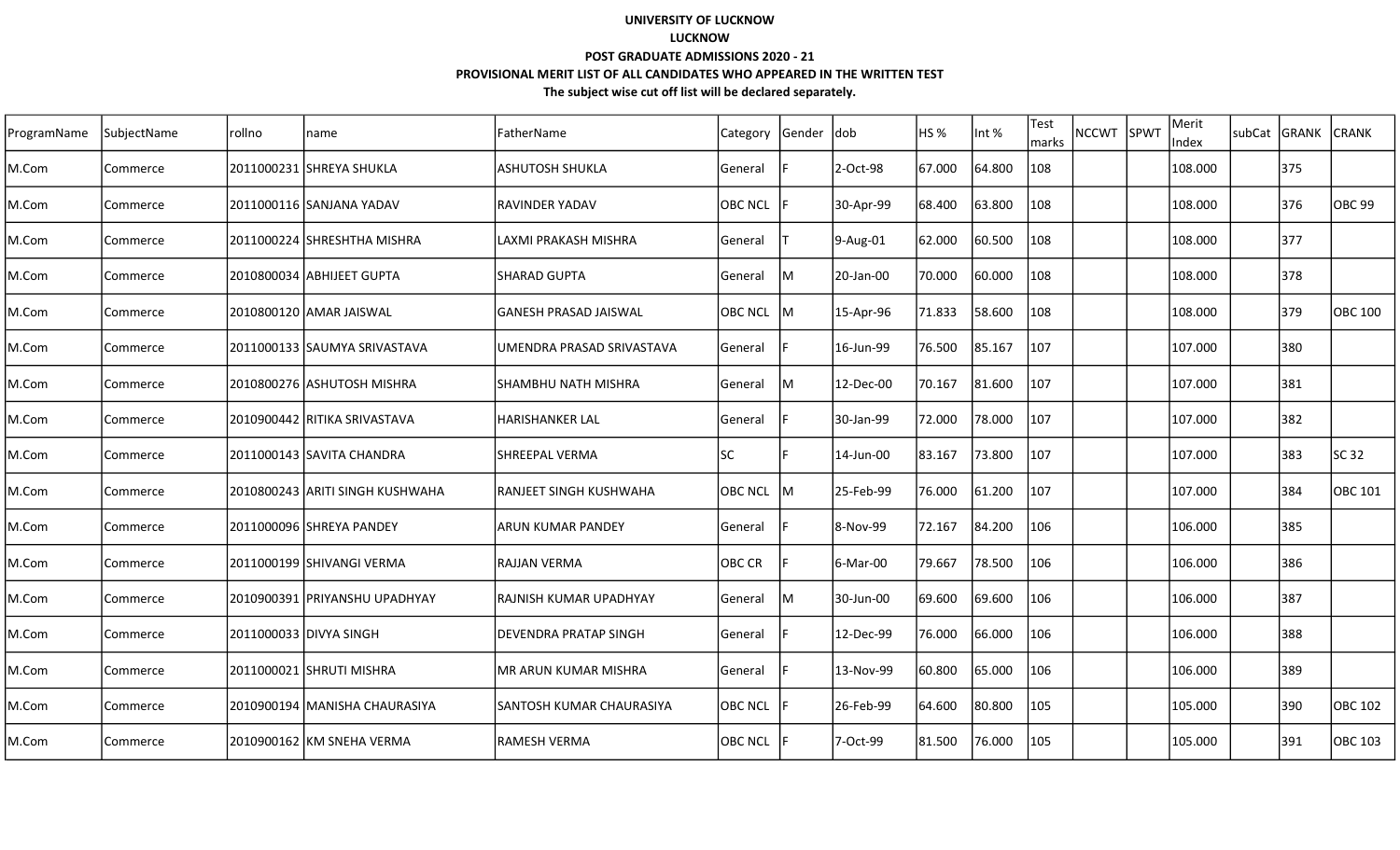**UNIVERSITY OF LUCKNOW**

**LUCKNOW**

**POST GRADUATE ADMISSIONS 2020 - 21**

**PROVISIONAL MERIT LIST OF ALL CANDIDATES WHO APPEARED IN THE WRITTEN TEST**

**The subject wise cut off list will be declared separately.**

| ProgramName | SubjectName | rollno | name | FatherName | Category | Gender | dob | HS % | Int % | Test marks | NCCWT | SPWT | Merit Index | subCat | GRANK | CRANK |
|---|---|---|---|---|---|---|---|---|---|---|---|---|---|---|---|---|
| M.Com | Commerce | 2011000231 | SHREYA SHUKLA | ASHUTOSH SHUKLA | General | F | 2-Oct-98 | 67.000 | 64.800 | 108 | | | 108.000 | | 375 | |
| M.Com | Commerce | 2011000116 | SANJANA YADAV | RAVINDER YADAV | OBC NCL | F | 30-Apr-99 | 68.400 | 63.800 | 108 | | | 108.000 | | 376 | OBC 99 |
| M.Com | Commerce | 2011000224 | SHRESHTHA MISHRA | LAXMI PRAKASH MISHRA | General | T | 9-Aug-01 | 62.000 | 60.500 | 108 | | | 108.000 | | 377 | |
| M.Com | Commerce | 2010800034 | ABHIJEET GUPTA | SHARAD GUPTA | General | M | 20-Jan-00 | 70.000 | 60.000 | 108 | | | 108.000 | | 378 | |
| M.Com | Commerce | 2010800120 | AMAR JAISWAL | GANESH PRASAD JAISWAL | OBC NCL | M | 15-Apr-96 | 71.833 | 58.600 | 108 | | | 108.000 | | 379 | OBC 100 |
| M.Com | Commerce | 2011000133 | SAUMYA SRIVASTAVA | UMENDRA PRASAD SRIVASTAVA | General | F | 16-Jun-99 | 76.500 | 85.167 | 107 | | | 107.000 | | 380 | |
| M.Com | Commerce | 2010800276 | ASHUTOSH MISHRA | SHAMBHU NATH MISHRA | General | M | 12-Dec-00 | 70.167 | 81.600 | 107 | | | 107.000 | | 381 | |
| M.Com | Commerce | 2010900442 | RITIKA SRIVASTAVA | HARISHANKER LAL | General | F | 30-Jan-99 | 72.000 | 78.000 | 107 | | | 107.000 | | 382 | |
| M.Com | Commerce | 2011000143 | SAVITA CHANDRA | SHREEPAL VERMA | SC | F | 14-Jun-00 | 83.167 | 73.800 | 107 | | | 107.000 | | 383 | SC 32 |
| M.Com | Commerce | 2010800243 | ARITI SINGH KUSHWAHA | RANJEET SINGH KUSHWAHA | OBC NCL | M | 25-Feb-99 | 76.000 | 61.200 | 107 | | | 107.000 | | 384 | OBC 101 |
| M.Com | Commerce | 2011000096 | SHREYA PANDEY | ARUN KUMAR PANDEY | General | F | 8-Nov-99 | 72.167 | 84.200 | 106 | | | 106.000 | | 385 | |
| M.Com | Commerce | 2011000199 | SHIVANGI VERMA | RAJJAN VERMA | OBC CR | F | 6-Mar-00 | 79.667 | 78.500 | 106 | | | 106.000 | | 386 | |
| M.Com | Commerce | 2010900391 | PRIYANSHU UPADHYAY | RAJNISH KUMAR UPADHYAY | General | M | 30-Jun-00 | 69.600 | 69.600 | 106 | | | 106.000 | | 387 | |
| M.Com | Commerce | 2011000033 | DIVYA SINGH | DEVENDRA PRATAP SINGH | General | F | 12-Dec-99 | 76.000 | 66.000 | 106 | | | 106.000 | | 388 | |
| M.Com | Commerce | 2011000021 | SHRUTI MISHRA | MR ARUN KUMAR MISHRA | General | F | 13-Nov-99 | 60.800 | 65.000 | 106 | | | 106.000 | | 389 | |
| M.Com | Commerce | 2010900194 | MANISHA CHAURASIYA | SANTOSH KUMAR CHAURASIYA | OBC NCL | F | 26-Feb-99 | 64.600 | 80.800 | 105 | | | 105.000 | | 390 | OBC 102 |
| M.Com | Commerce | 2010900162 | KM SNEHA VERMA | RAMESH VERMA | OBC NCL | F | 7-Oct-99 | 81.500 | 76.000 | 105 | | | 105.000 | | 391 | OBC 103 |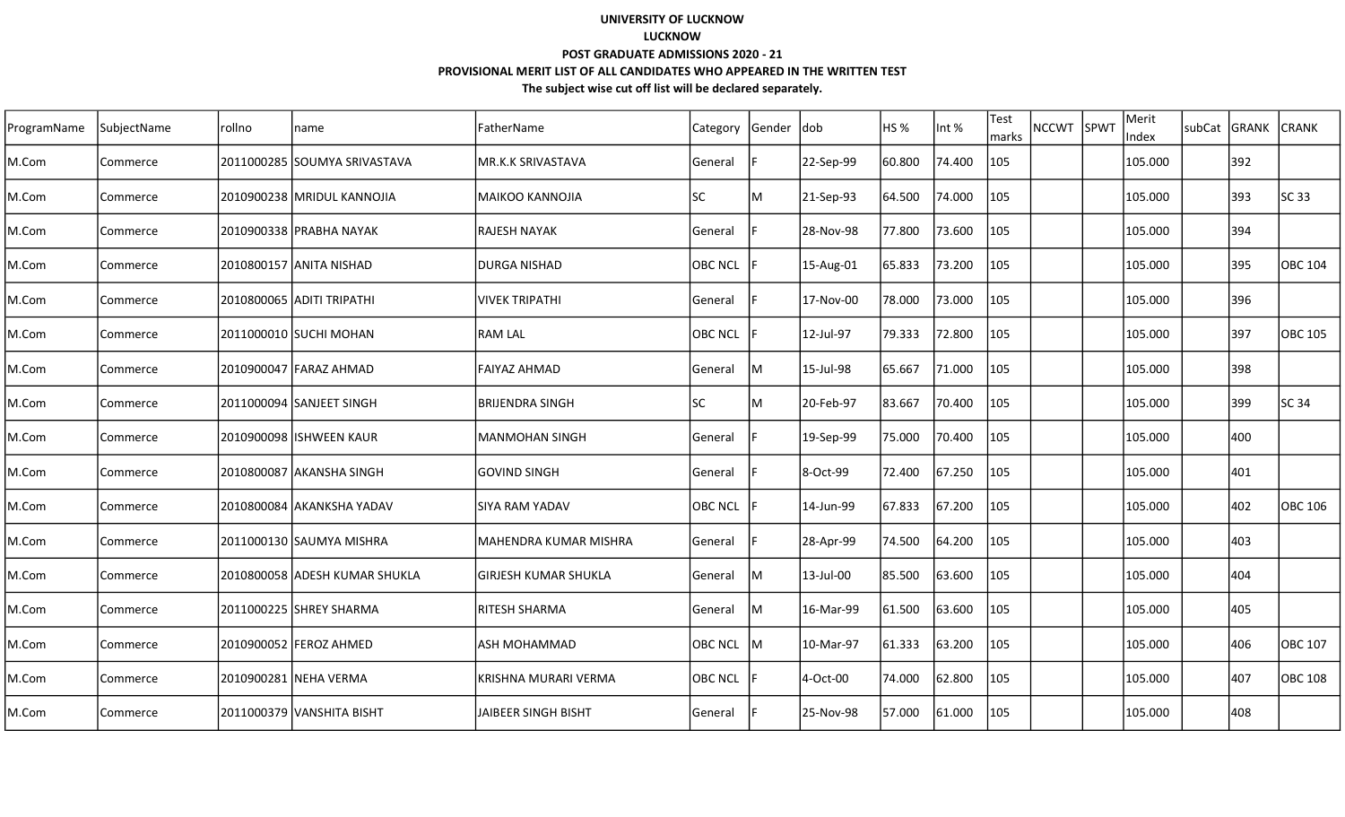**UNIVERSITY OF LUCKNOW**

**LUCKNOW**

**POST GRADUATE ADMISSIONS 2020 - 21**

**PROVISIONAL MERIT LIST OF ALL CANDIDATES WHO APPEARED IN THE WRITTEN TEST**

**The subject wise cut off list will be declared separately.**

| ProgramName | SubjectName | rollno | name | FatherName | Category | Gender | dob | HS % | Int % | Test marks | NCCWT | SPWT | Merit Index | subCat | GRANK | CRANK |
|---|---|---|---|---|---|---|---|---|---|---|---|---|---|---|---|---|
| M.Com | Commerce | 2011000285 | SOUMYA SRIVASTAVA | MR.K.K SRIVASTAVA | General | F | 22-Sep-99 | 60.800 | 74.400 | 105 | | | 105.000 | | 392 | |
| M.Com | Commerce | 2010900238 | MRIDUL KANNOJIA | MAIKOO KANNOJIA | SC | M | 21-Sep-93 | 64.500 | 74.000 | 105 | | | 105.000 | | 393 | SC 33 |
| M.Com | Commerce | 2010900338 | PRABHA NAYAK | RAJESH NAYAK | General | F | 28-Nov-98 | 77.800 | 73.600 | 105 | | | 105.000 | | 394 | |
| M.Com | Commerce | 2010800157 | ANITA NISHAD | DURGA NISHAD | OBC NCL | F | 15-Aug-01 | 65.833 | 73.200 | 105 | | | 105.000 | | 395 | OBC 104 |
| M.Com | Commerce | 2010800065 | ADITI TRIPATHI | VIVEK TRIPATHI | General | F | 17-Nov-00 | 78.000 | 73.000 | 105 | | | 105.000 | | 396 | |
| M.Com | Commerce | 2011000010 | SUCHI MOHAN | RAM LAL | OBC NCL | F | 12-Jul-97 | 79.333 | 72.800 | 105 | | | 105.000 | | 397 | OBC 105 |
| M.Com | Commerce | 2010900047 | FARAZ AHMAD | FAIYAZ AHMAD | General | M | 15-Jul-98 | 65.667 | 71.000 | 105 | | | 105.000 | | 398 | |
| M.Com | Commerce | 2011000094 | SANJEET SINGH | BRIJENDRA SINGH | SC | M | 20-Feb-97 | 83.667 | 70.400 | 105 | | | 105.000 | | 399 | SC 34 |
| M.Com | Commerce | 2010900098 | ISHWEEN KAUR | MANMOHAN SINGH | General | F | 19-Sep-99 | 75.000 | 70.400 | 105 | | | 105.000 | | 400 | |
| M.Com | Commerce | 2010800087 | AKANSHA SINGH | GOVIND SINGH | General | F | 8-Oct-99 | 72.400 | 67.250 | 105 | | | 105.000 | | 401 | |
| M.Com | Commerce | 2010800084 | AKANKSHA YADAV | SIYA RAM YADAV | OBC NCL | F | 14-Jun-99 | 67.833 | 67.200 | 105 | | | 105.000 | | 402 | OBC 106 |
| M.Com | Commerce | 2011000130 | SAUMYA MISHRA | MAHENDRA KUMAR MISHRA | General | F | 28-Apr-99 | 74.500 | 64.200 | 105 | | | 105.000 | | 403 | |
| M.Com | Commerce | 2010800058 | ADESH KUMAR SHUKLA | GIRJESH KUMAR SHUKLA | General | M | 13-Jul-00 | 85.500 | 63.600 | 105 | | | 105.000 | | 404 | |
| M.Com | Commerce | 2011000225 | SHREY SHARMA | RITESH SHARMA | General | M | 16-Mar-99 | 61.500 | 63.600 | 105 | | | 105.000 | | 405 | |
| M.Com | Commerce | 2010900052 | FEROZ AHMED | ASH MOHAMMAD | OBC NCL | M | 10-Mar-97 | 61.333 | 63.200 | 105 | | | 105.000 | | 406 | OBC 107 |
| M.Com | Commerce | 2010900281 | NEHA VERMA | KRISHNA MURARI VERMA | OBC NCL | F | 4-Oct-00 | 74.000 | 62.800 | 105 | | | 105.000 | | 407 | OBC 108 |
| M.Com | Commerce | 2011000379 | VANSHITA BISHT | JAIBEER SINGH BISHT | General | F | 25-Nov-98 | 57.000 | 61.000 | 105 | | | 105.000 | | 408 | |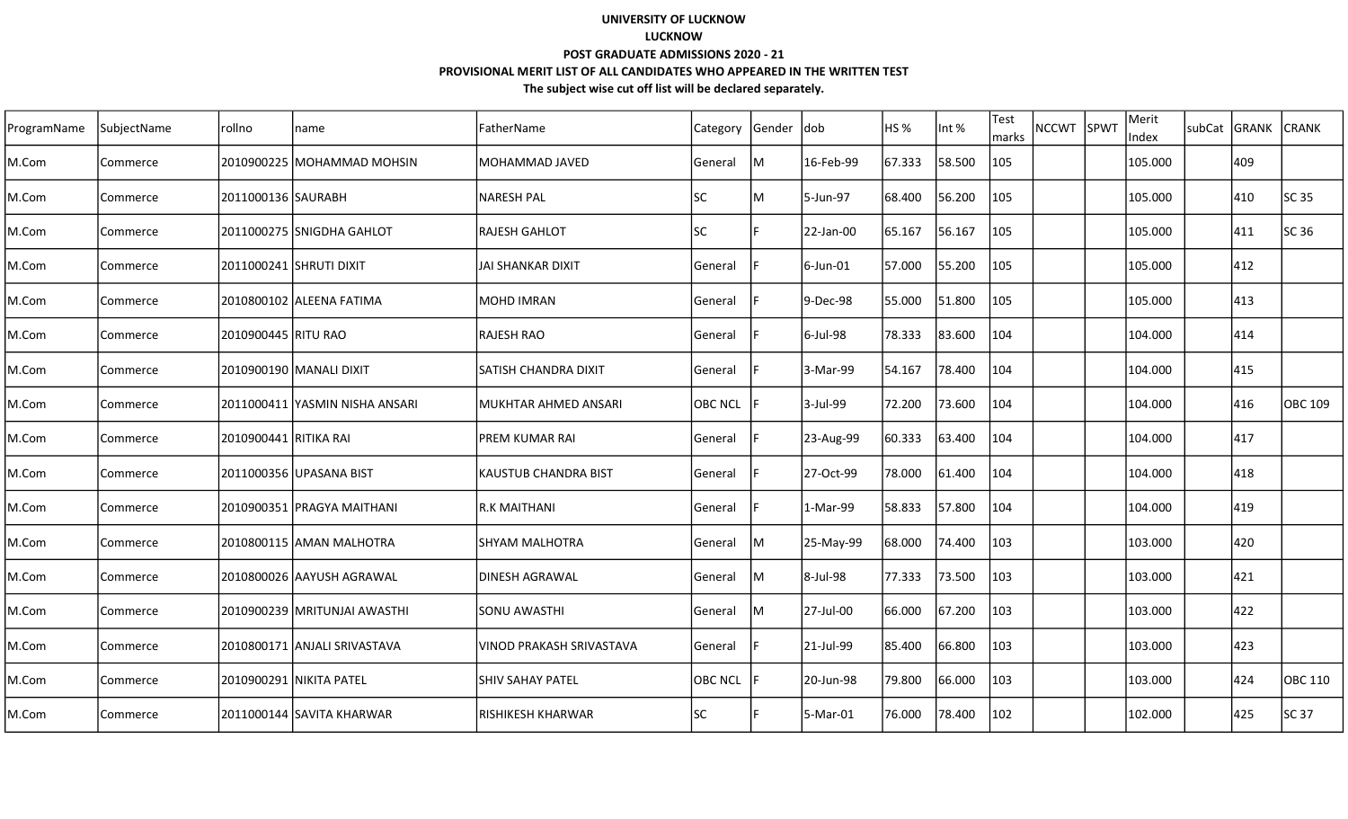**UNIVERSITY OF LUCKNOW**

**LUCKNOW**

**POST GRADUATE ADMISSIONS 2020 - 21**

**PROVISIONAL MERIT LIST OF ALL CANDIDATES WHO APPEARED IN THE WRITTEN TEST**

**The subject wise cut off list will be declared separately.**

| ProgramName | SubjectName | rollno | name | FatherName | Category | Gender | dob | HS % | Int % | Test marks | NCCWT | SPWT | Merit Index | subCat | GRANK | CRANK |
|---|---|---|---|---|---|---|---|---|---|---|---|---|---|---|---|---|
| M.Com | Commerce | 2010900225 | MOHAMMAD MOHSIN | MOHAMMAD JAVED | General | M | 16-Feb-99 | 67.333 | 58.500 | 105 | | | 105.000 | | 409 | |
| M.Com | Commerce | 2011000136 | SAURABH | NARESH PAL | SC | M | 5-Jun-97 | 68.400 | 56.200 | 105 | | | 105.000 | | 410 | SC 35 |
| M.Com | Commerce | 2011000275 | SNIGDHA GAHLOT | RAJESH GAHLOT | SC | F | 22-Jan-00 | 65.167 | 56.167 | 105 | | | 105.000 | | 411 | SC 36 |
| M.Com | Commerce | 2011000241 | SHRUTI DIXIT | JAI SHANKAR DIXIT | General | F | 6-Jun-01 | 57.000 | 55.200 | 105 | | | 105.000 | | 412 | |
| M.Com | Commerce | 2010800102 | ALEENA FATIMA | MOHD IMRAN | General | F | 9-Dec-98 | 55.000 | 51.800 | 105 | | | 105.000 | | 413 | |
| M.Com | Commerce | 2010900445 | RITU RAO | RAJESH RAO | General | F | 6-Jul-98 | 78.333 | 83.600 | 104 | | | 104.000 | | 414 | |
| M.Com | Commerce | 2010900190 | MANALI DIXIT | SATISH CHANDRA DIXIT | General | F | 3-Mar-99 | 54.167 | 78.400 | 104 | | | 104.000 | | 415 | |
| M.Com | Commerce | 2011000411 | YASMIN NISHA ANSARI | MUKHTAR AHMED ANSARI | OBC NCL | F | 3-Jul-99 | 72.200 | 73.600 | 104 | | | 104.000 | | 416 | OBC 109 |
| M.Com | Commerce | 2010900441 | RITIKA RAI | PREM KUMAR RAI | General | F | 23-Aug-99 | 60.333 | 63.400 | 104 | | | 104.000 | | 417 | |
| M.Com | Commerce | 2011000356 | UPASANA BIST | KAUSTUB CHANDRA BIST | General | F | 27-Oct-99 | 78.000 | 61.400 | 104 | | | 104.000 | | 418 | |
| M.Com | Commerce | 2010900351 | PRAGYA MAITHANI | R.K MAITHANI | General | F | 1-Mar-99 | 58.833 | 57.800 | 104 | | | 104.000 | | 419 | |
| M.Com | Commerce | 2010800115 | AMAN MALHOTRA | SHYAM MALHOTRA | General | M | 25-May-99 | 68.000 | 74.400 | 103 | | | 103.000 | | 420 | |
| M.Com | Commerce | 2010800026 | AAYUSH AGRAWAL | DINESH AGRAWAL | General | M | 8-Jul-98 | 77.333 | 73.500 | 103 | | | 103.000 | | 421 | |
| M.Com | Commerce | 2010900239 | MRITUNJAI AWASTHI | SONU AWASTHI | General | M | 27-Jul-00 | 66.000 | 67.200 | 103 | | | 103.000 | | 422 | |
| M.Com | Commerce | 2010800171 | ANJALI SRIVASTAVA | VINOD PRAKASH SRIVASTAVA | General | F | 21-Jul-99 | 85.400 | 66.800 | 103 | | | 103.000 | | 423 | |
| M.Com | Commerce | 2010900291 | NIKITA PATEL | SHIV SAHAY PATEL | OBC NCL | F | 20-Jun-98 | 79.800 | 66.000 | 103 | | | 103.000 | | 424 | OBC 110 |
| M.Com | Commerce | 2011000144 | SAVITA KHARWAR | RISHIKESH KHARWAR | SC | F | 5-Mar-01 | 76.000 | 78.400 | 102 | | | 102.000 | | 425 | SC 37 |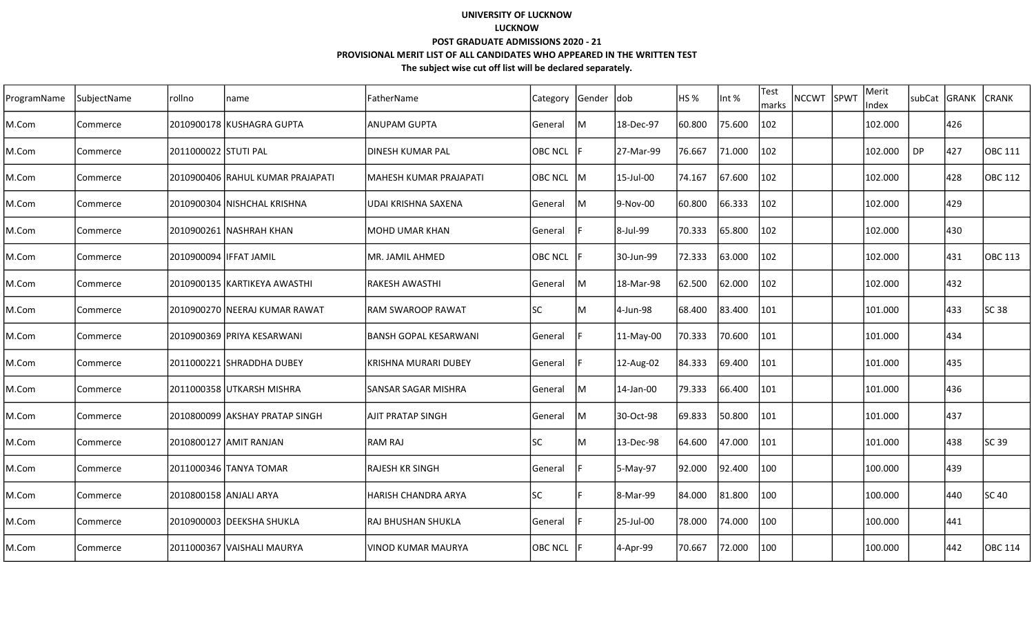**UNIVERSITY OF LUCKNOW**

**LUCKNOW**

**POST GRADUATE ADMISSIONS 2020 - 21**

**PROVISIONAL MERIT LIST OF ALL CANDIDATES WHO APPEARED IN THE WRITTEN TEST**

**The subject wise cut off list will be declared separately.**

| ProgramName | SubjectName | rollno | name | FatherName | Category | Gender | dob | HS % | Int % | Test marks | NCCWT | SPWT | Merit Index | subCat | GRANK | CRANK |
|---|---|---|---|---|---|---|---|---|---|---|---|---|---|---|---|---|
| M.Com | Commerce | 2010900178 | KUSHAGRA GUPTA | ANUPAM GUPTA | General | M | 18-Dec-97 | 60.800 | 75.600 | 102 | | | 102.000 | | 426 | |
| M.Com | Commerce | 2011000022 | STUTI PAL | DINESH KUMAR PAL | OBC NCL | F | 27-Mar-99 | 76.667 | 71.000 | 102 | | | 102.000 | DP | 427 | OBC 111 |
| M.Com | Commerce | 2010900406 | RAHUL KUMAR PRAJAPATI | MAHESH KUMAR PRAJAPATI | OBC NCL | M | 15-Jul-00 | 74.167 | 67.600 | 102 | | | 102.000 | | 428 | OBC 112 |
| M.Com | Commerce | 2010900304 | NISHCHAL KRISHNA | UDAI KRISHNA SAXENA | General | M | 9-Nov-00 | 60.800 | 66.333 | 102 | | | 102.000 | | 429 | |
| M.Com | Commerce | 2010900261 | NASHRAH KHAN | MOHD UMAR KHAN | General | F | 8-Jul-99 | 70.333 | 65.800 | 102 | | | 102.000 | | 430 | |
| M.Com | Commerce | 2010900094 | IFFAT JAMIL | MR. JAMIL AHMED | OBC NCL | F | 30-Jun-99 | 72.333 | 63.000 | 102 | | | 102.000 | | 431 | OBC 113 |
| M.Com | Commerce | 2010900135 | KARTIKEYA AWASTHI | RAKESH AWASTHI | General | M | 18-Mar-98 | 62.500 | 62.000 | 102 | | | 102.000 | | 432 | |
| M.Com | Commerce | 2010900270 | NEERAJ KUMAR RAWAT | RAM SWAROOP RAWAT | SC | M | 4-Jun-98 | 68.400 | 83.400 | 101 | | | 101.000 | | 433 | SC 38 |
| M.Com | Commerce | 2010900369 | PRIYA KESARWANI | BANSH GOPAL KESARWANI | General | F | 11-May-00 | 70.333 | 70.600 | 101 | | | 101.000 | | 434 | |
| M.Com | Commerce | 2011000221 | SHRADDHA DUBEY | KRISHNA MURARI DUBEY | General | F | 12-Aug-02 | 84.333 | 69.400 | 101 | | | 101.000 | | 435 | |
| M.Com | Commerce | 2011000358 | UTKARSH MISHRA | SANSAR SAGAR MISHRA | General | M | 14-Jan-00 | 79.333 | 66.400 | 101 | | | 101.000 | | 436 | |
| M.Com | Commerce | 2010800099 | AKSHAY PRATAP SINGH | AJIT PRATAP SINGH | General | M | 30-Oct-98 | 69.833 | 50.800 | 101 | | | 101.000 | | 437 | |
| M.Com | Commerce | 2010800127 | AMIT RANJAN | RAM RAJ | SC | M | 13-Dec-98 | 64.600 | 47.000 | 101 | | | 101.000 | | 438 | SC 39 |
| M.Com | Commerce | 2011000346 | TANYA TOMAR | RAJESH KR SINGH | General | F | 5-May-97 | 92.000 | 92.400 | 100 | | | 100.000 | | 439 | |
| M.Com | Commerce | 2010800158 | ANJALI ARYA | HARISH CHANDRA ARYA | SC | F | 8-Mar-99 | 84.000 | 81.800 | 100 | | | 100.000 | | 440 | SC 40 |
| M.Com | Commerce | 2010900003 | DEEKSHA SHUKLA | RAJ BHUSHAN SHUKLA | General | F | 25-Jul-00 | 78.000 | 74.000 | 100 | | | 100.000 | | 441 | |
| M.Com | Commerce | 2011000367 | VAISHALI MAURYA | VINOD KUMAR MAURYA | OBC NCL | F | 4-Apr-99 | 70.667 | 72.000 | 100 | | | 100.000 | | 442 | OBC 114 |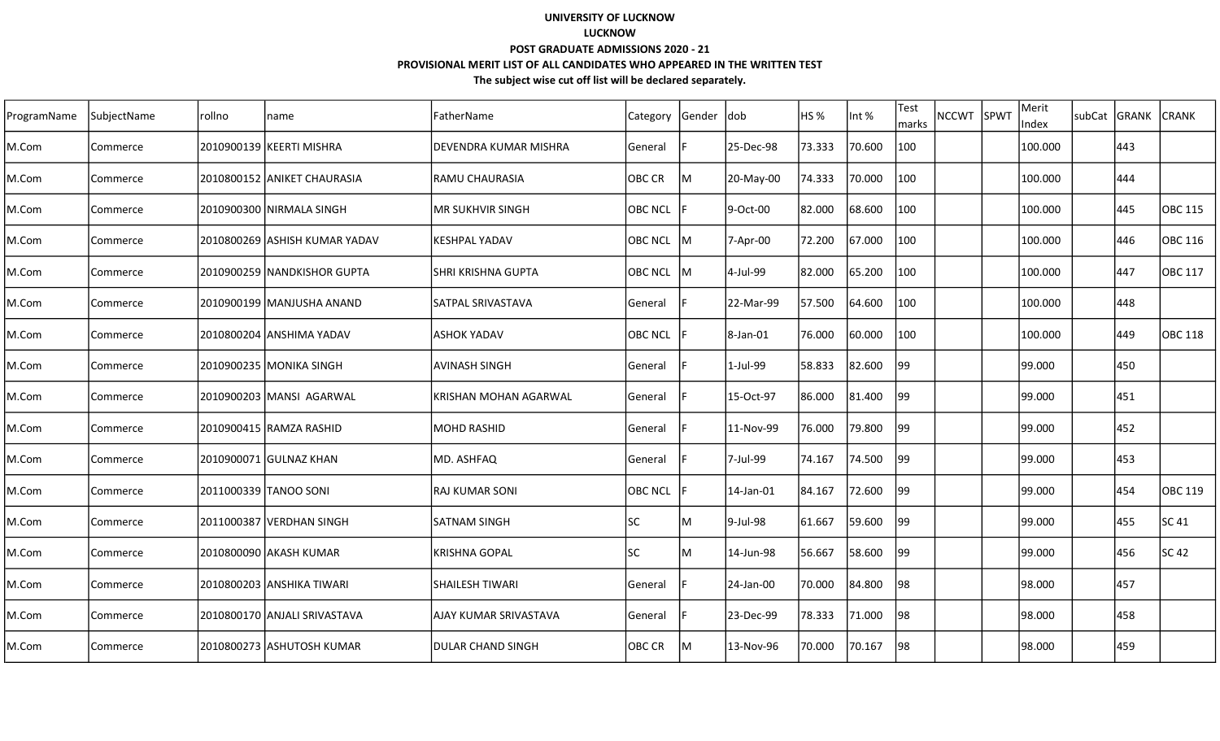**UNIVERSITY OF LUCKNOW**

**LUCKNOW**

**POST GRADUATE ADMISSIONS 2020 - 21**

**PROVISIONAL MERIT LIST OF ALL CANDIDATES WHO APPEARED IN THE WRITTEN TEST**

**The subject wise cut off list will be declared separately.**

| ProgramName | SubjectName | rollno | name | FatherName | Category | Gender | dob | HS % | Int % | Test marks | NCCWT | SPWT | Merit Index | subCat | GRANK | CRANK |
|---|---|---|---|---|---|---|---|---|---|---|---|---|---|---|---|---|
| M.Com | Commerce | 2010900139 | KEERTI MISHRA | DEVENDRA KUMAR MISHRA | General | F | 25-Dec-98 | 73.333 | 70.600 | 100 | | | 100.000 | | 443 | |
| M.Com | Commerce | 2010800152 | ANIKET CHAURASIA | RAMU CHAURASIA | OBC CR | M | 20-May-00 | 74.333 | 70.000 | 100 | | | 100.000 | | 444 | |
| M.Com | Commerce | 2010900300 | NIRMALA SINGH | MR SUKHVIR SINGH | OBC NCL | F | 9-Oct-00 | 82.000 | 68.600 | 100 | | | 100.000 | | 445 | OBC 115 |
| M.Com | Commerce | 2010800269 | ASHISH KUMAR YADAV | KESHPAL YADAV | OBC NCL | M | 7-Apr-00 | 72.200 | 67.000 | 100 | | | 100.000 | | 446 | OBC 116 |
| M.Com | Commerce | 2010900259 | NANDKISHOR GUPTA | SHRI KRISHNA GUPTA | OBC NCL | M | 4-Jul-99 | 82.000 | 65.200 | 100 | | | 100.000 | | 447 | OBC 117 |
| M.Com | Commerce | 2010900199 | MANJUSHA ANAND | SATPAL SRIVASTAVA | General | F | 22-Mar-99 | 57.500 | 64.600 | 100 | | | 100.000 | | 448 | |
| M.Com | Commerce | 2010800204 | ANSHIMA YADAV | ASHOK YADAV | OBC NCL | F | 8-Jan-01 | 76.000 | 60.000 | 100 | | | 100.000 | | 449 | OBC 118 |
| M.Com | Commerce | 2010900235 | MONIKA SINGH | AVINASH SINGH | General | F | 1-Jul-99 | 58.833 | 82.600 | 99 | | | 99.000 | | 450 | |
| M.Com | Commerce | 2010900203 | MANSI  AGARWAL | KRISHAN MOHAN AGARWAL | General | F | 15-Oct-97 | 86.000 | 81.400 | 99 | | | 99.000 | | 451 | |
| M.Com | Commerce | 2010900415 | RAMZA RASHID | MOHD RASHID | General | F | 11-Nov-99 | 76.000 | 79.800 | 99 | | | 99.000 | | 452 | |
| M.Com | Commerce | 2010900071 | GULNAZ KHAN | MD. ASHFAQ | General | F | 7-Jul-99 | 74.167 | 74.500 | 99 | | | 99.000 | | 453 | |
| M.Com | Commerce | 2011000339 | TANOO SONI | RAJ KUMAR SONI | OBC NCL | F | 14-Jan-01 | 84.167 | 72.600 | 99 | | | 99.000 | | 454 | OBC 119 |
| M.Com | Commerce | 2011000387 | VERDHAN SINGH | SATNAM SINGH | SC | M | 9-Jul-98 | 61.667 | 59.600 | 99 | | | 99.000 | | 455 | SC 41 |
| M.Com | Commerce | 2010800090 | AKASH KUMAR | KRISHNA GOPAL | SC | M | 14-Jun-98 | 56.667 | 58.600 | 99 | | | 99.000 | | 456 | SC 42 |
| M.Com | Commerce | 2010800203 | ANSHIKA TIWARI | SHAILESH TIWARI | General | F | 24-Jan-00 | 70.000 | 84.800 | 98 | | | 98.000 | | 457 | |
| M.Com | Commerce | 2010800170 | ANJALI SRIVASTAVA | AJAY KUMAR SRIVASTAVA | General | F | 23-Dec-99 | 78.333 | 71.000 | 98 | | | 98.000 | | 458 | |
| M.Com | Commerce | 2010800273 | ASHUTOSH KUMAR | DULAR CHAND SINGH | OBC CR | M | 13-Nov-96 | 70.000 | 70.167 | 98 | | | 98.000 | | 459 | |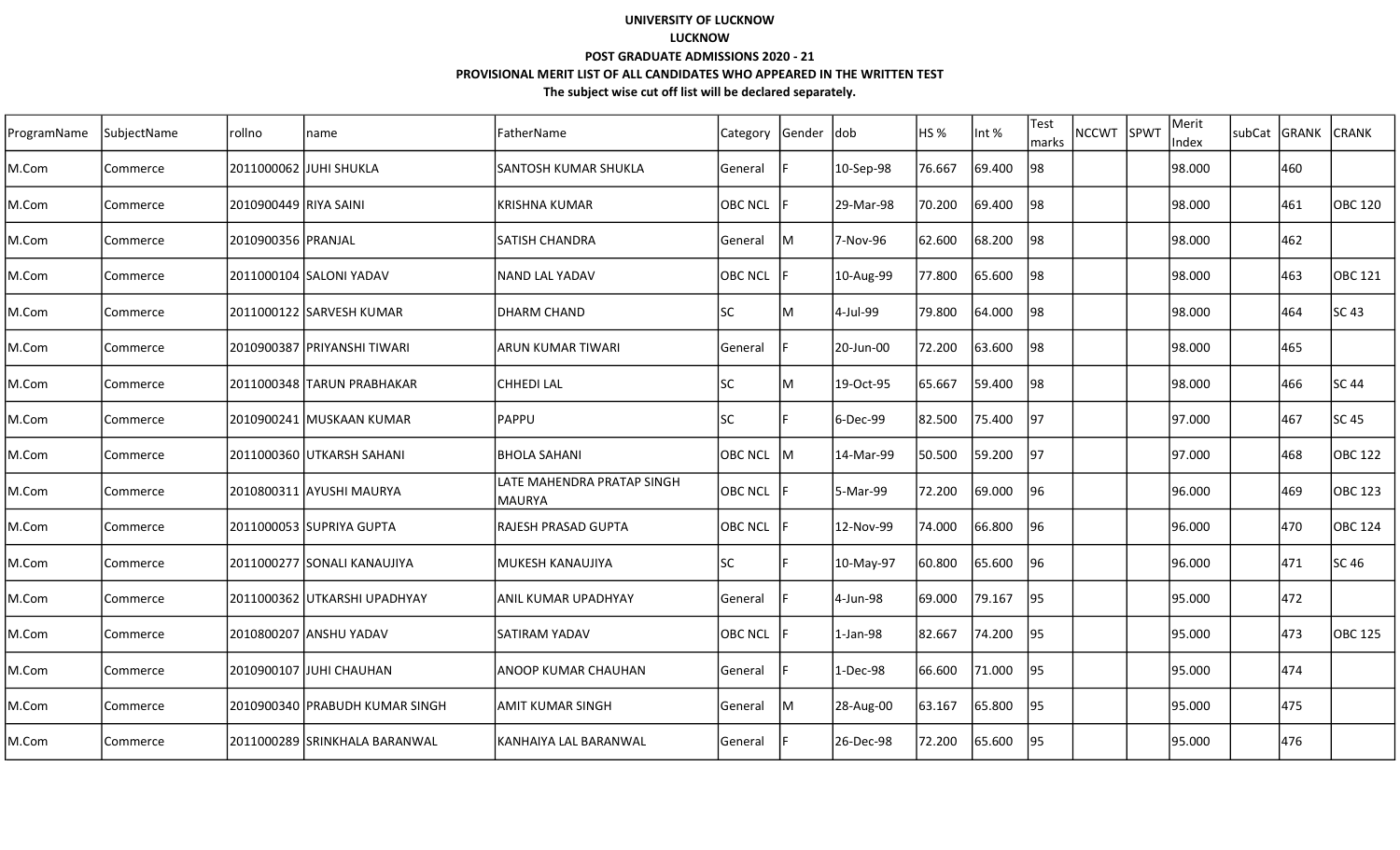**UNIVERSITY OF LUCKNOW**

**LUCKNOW**

**POST GRADUATE ADMISSIONS 2020 - 21**

**PROVISIONAL MERIT LIST OF ALL CANDIDATES WHO APPEARED IN THE WRITTEN TEST**

**The subject wise cut off list will be declared separately.**

| ProgramName | SubjectName | rollno | name | FatherName | Category | Gender | dob | HS % | Int % | Test marks | NCCWT | SPWT | Merit Index | subCat | GRANK | CRANK |
|---|---|---|---|---|---|---|---|---|---|---|---|---|---|---|---|---|
| M.Com | Commerce | 2011000062 | JUHI SHUKLA | SANTOSH KUMAR SHUKLA | General | F | 10-Sep-98 | 76.667 | 69.400 | 98 | | | 98.000 | | 460 | |
| M.Com | Commerce | 2010900449 | RIYA SAINI | KRISHNA KUMAR | OBC NCL | F | 29-Mar-98 | 70.200 | 69.400 | 98 | | | 98.000 | | 461 | OBC 120 |
| M.Com | Commerce | 2010900356 | PRANJAL | SATISH CHANDRA | General | M | 7-Nov-96 | 62.600 | 68.200 | 98 | | | 98.000 | | 462 | |
| M.Com | Commerce | 2011000104 | SALONI YADAV | NAND LAL YADAV | OBC NCL | F | 10-Aug-99 | 77.800 | 65.600 | 98 | | | 98.000 | | 463 | OBC 121 |
| M.Com | Commerce | 2011000122 | SARVESH KUMAR | DHARM CHAND | SC | M | 4-Jul-99 | 79.800 | 64.000 | 98 | | | 98.000 | | 464 | SC 43 |
| M.Com | Commerce | 2010900387 | PRIYANSHI TIWARI | ARUN KUMAR TIWARI | General | F | 20-Jun-00 | 72.200 | 63.600 | 98 | | | 98.000 | | 465 | |
| M.Com | Commerce | 2011000348 | TARUN PRABHAKAR | CHHEDI LAL | SC | M | 19-Oct-95 | 65.667 | 59.400 | 98 | | | 98.000 | | 466 | SC 44 |
| M.Com | Commerce | 2010900241 | MUSKAAN KUMAR | PAPPU | SC | F | 6-Dec-99 | 82.500 | 75.400 | 97 | | | 97.000 | | 467 | SC 45 |
| M.Com | Commerce | 2011000360 | UTKARSH SAHANI | BHOLA SAHANI | OBC NCL | M | 14-Mar-99 | 50.500 | 59.200 | 97 | | | 97.000 | | 468 | OBC 122 |
| M.Com | Commerce | 2010800311 | AYUSHI MAURYA | LATE MAHENDRA PRATAP SINGH MAURYA | OBC NCL | F | 5-Mar-99 | 72.200 | 69.000 | 96 | | | 96.000 | | 469 | OBC 123 |
| M.Com | Commerce | 2011000053 | SUPRIYA GUPTA | RAJESH PRASAD GUPTA | OBC NCL | F | 12-Nov-99 | 74.000 | 66.800 | 96 | | | 96.000 | | 470 | OBC 124 |
| M.Com | Commerce | 2011000277 | SONALI KANAUJIYA | MUKESH KANAUJIYA | SC | F | 10-May-97 | 60.800 | 65.600 | 96 | | | 96.000 | | 471 | SC 46 |
| M.Com | Commerce | 2011000362 | UTKARSHI UPADHYAY | ANIL KUMAR UPADHYAY | General | F | 4-Jun-98 | 69.000 | 79.167 | 95 | | | 95.000 | | 472 | |
| M.Com | Commerce | 2010800207 | ANSHU YADAV | SATIRAM YADAV | OBC NCL | F | 1-Jan-98 | 82.667 | 74.200 | 95 | | | 95.000 | | 473 | OBC 125 |
| M.Com | Commerce | 2010900107 | JUHI CHAUHAN | ANOOP KUMAR CHAUHAN | General | F | 1-Dec-98 | 66.600 | 71.000 | 95 | | | 95.000 | | 474 | |
| M.Com | Commerce | 2010900340 | PRABUDH KUMAR SINGH | AMIT KUMAR SINGH | General | M | 28-Aug-00 | 63.167 | 65.800 | 95 | | | 95.000 | | 475 | |
| M.Com | Commerce | 2011000289 | SRINKHALA BARANWAL | KANHAIYA LAL BARANWAL | General | F | 26-Dec-98 | 72.200 | 65.600 | 95 | | | 95.000 | | 476 | |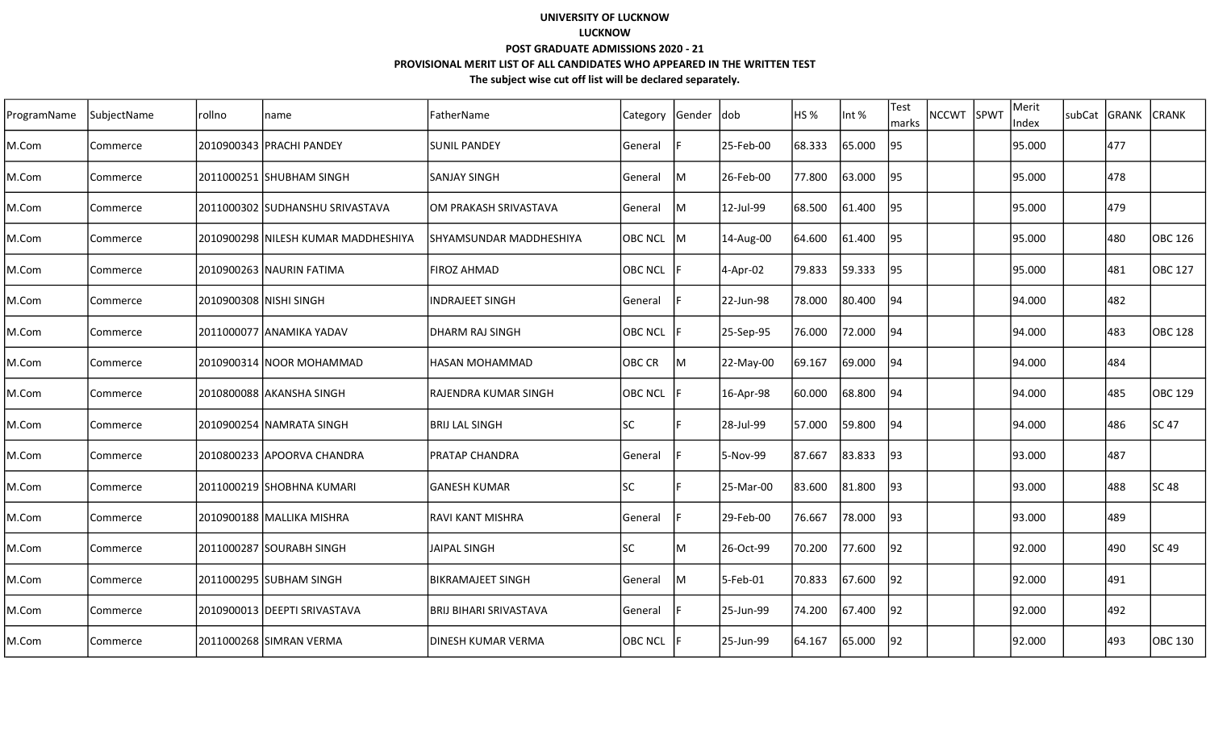**UNIVERSITY OF LUCKNOW**

**LUCKNOW**

**POST GRADUATE ADMISSIONS 2020 - 21**

**PROVISIONAL MERIT LIST OF ALL CANDIDATES WHO APPEARED IN THE WRITTEN TEST**

**The subject wise cut off list will be declared separately.**

| ProgramName | SubjectName | rollno | name | FatherName | Category | Gender | dob | HS % | Int % | Test marks | NCCWT | SPWT | Merit Index | subCat | GRANK | CRANK |
|---|---|---|---|---|---|---|---|---|---|---|---|---|---|---|---|---|
| M.Com | Commerce | 2010900343 | PRACHI PANDEY | SUNIL PANDEY | General | F | 25-Feb-00 | 68.333 | 65.000 | 95 | | | 95.000 | | 477 | |
| M.Com | Commerce | 2011000251 | SHUBHAM SINGH | SANJAY SINGH | General | M | 26-Feb-00 | 77.800 | 63.000 | 95 | | | 95.000 | | 478 | |
| M.Com | Commerce | 2011000302 | SUDHANSHU SRIVASTAVA | OM PRAKASH SRIVASTAVA | General | M | 12-Jul-99 | 68.500 | 61.400 | 95 | | | 95.000 | | 479 | |
| M.Com | Commerce | 2010900298 | NILESH KUMAR MADDHESHIYA | SHYAMSUNDAR MADDHESHIYA | OBC NCL | M | 14-Aug-00 | 64.600 | 61.400 | 95 | | | 95.000 | | 480 | OBC 126 |
| M.Com | Commerce | 2010900263 | NAURIN FATIMA | FIROZ AHMAD | OBC NCL | F | 4-Apr-02 | 79.833 | 59.333 | 95 | | | 95.000 | | 481 | OBC 127 |
| M.Com | Commerce | 2010900308 | NISHI SINGH | INDRAJEET SINGH | General | F | 22-Jun-98 | 78.000 | 80.400 | 94 | | | 94.000 | | 482 | |
| M.Com | Commerce | 2011000077 | ANAMIKA YADAV | DHARM RAJ SINGH | OBC NCL | F | 25-Sep-95 | 76.000 | 72.000 | 94 | | | 94.000 | | 483 | OBC 128 |
| M.Com | Commerce | 2010900314 | NOOR MOHAMMAD | HASAN MOHAMMAD | OBC CR | M | 22-May-00 | 69.167 | 69.000 | 94 | | | 94.000 | | 484 | |
| M.Com | Commerce | 2010800088 | AKANSHA SINGH | RAJENDRA KUMAR SINGH | OBC NCL | F | 16-Apr-98 | 60.000 | 68.800 | 94 | | | 94.000 | | 485 | OBC 129 |
| M.Com | Commerce | 2010900254 | NAMRATA SINGH | BRIJ LAL SINGH | SC | F | 28-Jul-99 | 57.000 | 59.800 | 94 | | | 94.000 | | 486 | SC 47 |
| M.Com | Commerce | 2010800233 | APOORVA CHANDRA | PRATAP CHANDRA | General | F | 5-Nov-99 | 87.667 | 83.833 | 93 | | | 93.000 | | 487 | |
| M.Com | Commerce | 2011000219 | SHOBHNA KUMARI | GANESH KUMAR | SC | F | 25-Mar-00 | 83.600 | 81.800 | 93 | | | 93.000 | | 488 | SC 48 |
| M.Com | Commerce | 2010900188 | MALLIKA MISHRA | RAVI KANT MISHRA | General | F | 29-Feb-00 | 76.667 | 78.000 | 93 | | | 93.000 | | 489 | |
| M.Com | Commerce | 2011000287 | SOURABH SINGH | JAIPAL SINGH | SC | M | 26-Oct-99 | 70.200 | 77.600 | 92 | | | 92.000 | | 490 | SC 49 |
| M.Com | Commerce | 2011000295 | SUBHAM SINGH | BIKRAMAJEET SINGH | General | M | 5-Feb-01 | 70.833 | 67.600 | 92 | | | 92.000 | | 491 | |
| M.Com | Commerce | 2010900013 | DEEPTI SRIVASTAVA | BRIJ BIHARI SRIVASTAVA | General | F | 25-Jun-99 | 74.200 | 67.400 | 92 | | | 92.000 | | 492 | |
| M.Com | Commerce | 2011000268 | SIMRAN VERMA | DINESH KUMAR VERMA | OBC NCL | F | 25-Jun-99 | 64.167 | 65.000 | 92 | | | 92.000 | | 493 | OBC 130 |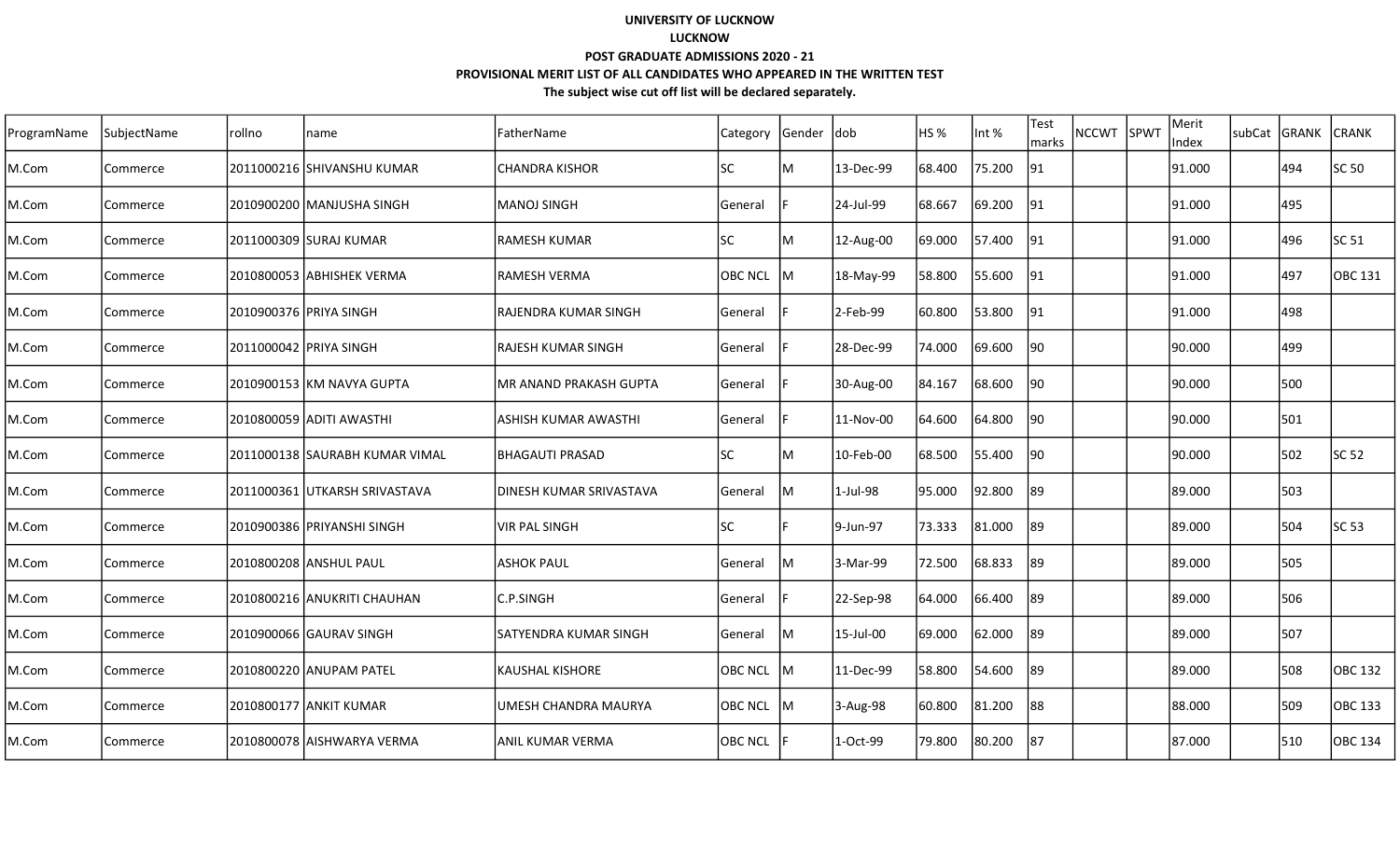**UNIVERSITY OF LUCKNOW**

**LUCKNOW**

**POST GRADUATE ADMISSIONS 2020 - 21**

**PROVISIONAL MERIT LIST OF ALL CANDIDATES WHO APPEARED IN THE WRITTEN TEST**

**The subject wise cut off list will be declared separately.**

| ProgramName | SubjectName | rollno | name | FatherName | Category | Gender | dob | HS % | Int % | Test marks | NCCWT | SPWT | Merit Index | subCat | GRANK | CRANK |
|---|---|---|---|---|---|---|---|---|---|---|---|---|---|---|---|---|
| M.Com | Commerce | 2011000216 | SHIVANSHU KUMAR | CHANDRA KISHOR | SC | M | 13-Dec-99 | 68.400 | 75.200 | 91 | | | 91.000 | | 494 | SC 50 |
| M.Com | Commerce | 2010900200 | MANJUSHA SINGH | MANOJ SINGH | General | F | 24-Jul-99 | 68.667 | 69.200 | 91 | | | 91.000 | | 495 | |
| M.Com | Commerce | 2011000309 | SURAJ KUMAR | RAMESH KUMAR | SC | M | 12-Aug-00 | 69.000 | 57.400 | 91 | | | 91.000 | | 496 | SC 51 |
| M.Com | Commerce | 2010800053 | ABHISHEK VERMA | RAMESH VERMA | OBC NCL | M | 18-May-99 | 58.800 | 55.600 | 91 | | | 91.000 | | 497 | OBC 131 |
| M.Com | Commerce | 2010900376 | PRIYA SINGH | RAJENDRA KUMAR SINGH | General | F | 2-Feb-99 | 60.800 | 53.800 | 91 | | | 91.000 | | 498 | |
| M.Com | Commerce | 2011000042 | PRIYA SINGH | RAJESH KUMAR SINGH | General | F | 28-Dec-99 | 74.000 | 69.600 | 90 | | | 90.000 | | 499 | |
| M.Com | Commerce | 2010900153 | KM NAVYA GUPTA | MR ANAND PRAKASH GUPTA | General | F | 30-Aug-00 | 84.167 | 68.600 | 90 | | | 90.000 | | 500 | |
| M.Com | Commerce | 2010800059 | ADITI AWASTHI | ASHISH KUMAR AWASTHI | General | F | 11-Nov-00 | 64.600 | 64.800 | 90 | | | 90.000 | | 501 | |
| M.Com | Commerce | 2011000138 | SAURABH KUMAR VIMAL | BHAGAUTI PRASAD | SC | M | 10-Feb-00 | 68.500 | 55.400 | 90 | | | 90.000 | | 502 | SC 52 |
| M.Com | Commerce | 2011000361 | UTKARSH SRIVASTAVA | DINESH KUMAR SRIVASTAVA | General | M | 1-Jul-98 | 95.000 | 92.800 | 89 | | | 89.000 | | 503 | |
| M.Com | Commerce | 2010900386 | PRIYANSHI SINGH | VIR PAL SINGH | SC | F | 9-Jun-97 | 73.333 | 81.000 | 89 | | | 89.000 | | 504 | SC 53 |
| M.Com | Commerce | 2010800208 | ANSHUL PAUL | ASHOK PAUL | General | M | 3-Mar-99 | 72.500 | 68.833 | 89 | | | 89.000 | | 505 | |
| M.Com | Commerce | 2010800216 | ANUKRITI CHAUHAN | C.P.SINGH | General | F | 22-Sep-98 | 64.000 | 66.400 | 89 | | | 89.000 | | 506 | |
| M.Com | Commerce | 2010900066 | GAURAV SINGH | SATYENDRA KUMAR SINGH | General | M | 15-Jul-00 | 69.000 | 62.000 | 89 | | | 89.000 | | 507 | |
| M.Com | Commerce | 2010800220 | ANUPAM PATEL | KAUSHAL KISHORE | OBC NCL | M | 11-Dec-99 | 58.800 | 54.600 | 89 | | | 89.000 | | 508 | OBC 132 |
| M.Com | Commerce | 2010800177 | ANKIT KUMAR | UMESH CHANDRA MAURYA | OBC NCL | M | 3-Aug-98 | 60.800 | 81.200 | 88 | | | 88.000 | | 509 | OBC 133 |
| M.Com | Commerce | 2010800078 | AISHWARYA VERMA | ANIL KUMAR VERMA | OBC NCL | F | 1-Oct-99 | 79.800 | 80.200 | 87 | | | 87.000 | | 510 | OBC 134 |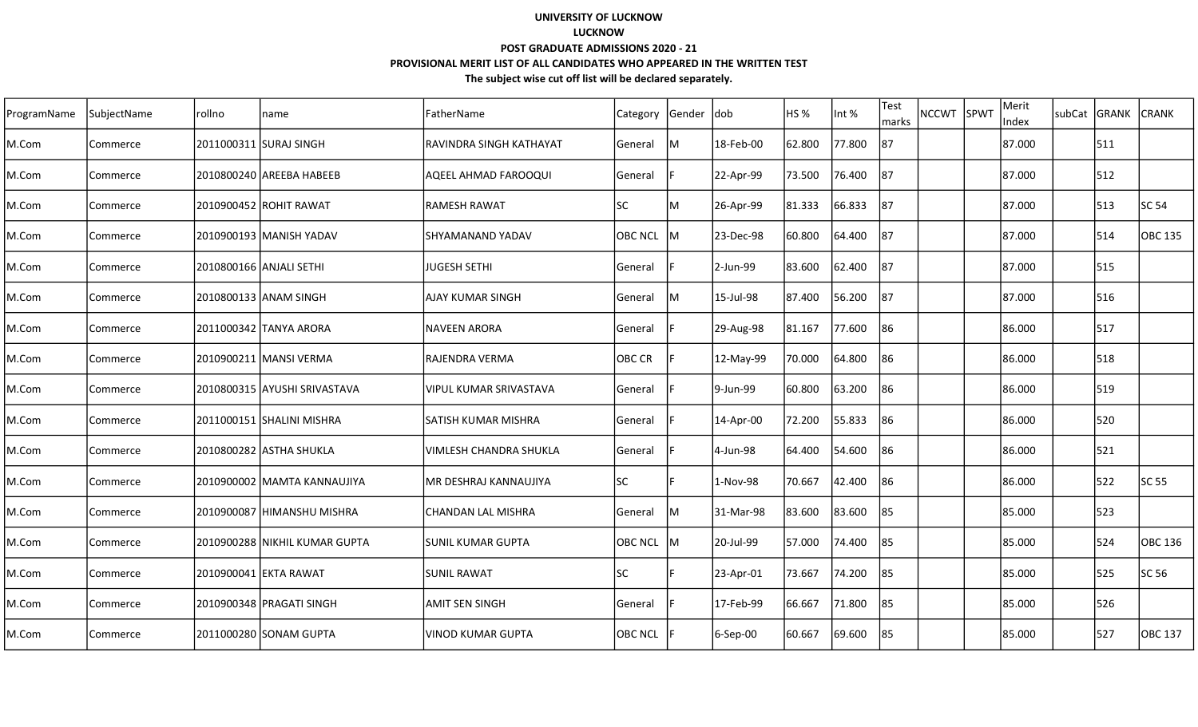**UNIVERSITY OF LUCKNOW**

**LUCKNOW**

**POST GRADUATE ADMISSIONS 2020 - 21**

**PROVISIONAL MERIT LIST OF ALL CANDIDATES WHO APPEARED IN THE WRITTEN TEST**

**The subject wise cut off list will be declared separately.**

| ProgramName | SubjectName | rollno | name | FatherName | Category | Gender | dob | HS % | Int % | Test marks | NCCWT | SPWT | Merit Index | subCat | GRANK | CRANK |
|---|---|---|---|---|---|---|---|---|---|---|---|---|---|---|---|---|
| M.Com | Commerce | 2011000311 | SURAJ SINGH | RAVINDRA SINGH KATHAYAT | General | M | 18-Feb-00 | 62.800 | 77.800 | 87 | | | 87.000 | | 511 | |
| M.Com | Commerce | 2010800240 | AREEBA HABEEB | AQEEL AHMAD FAROOQUI | General | F | 22-Apr-99 | 73.500 | 76.400 | 87 | | | 87.000 | | 512 | |
| M.Com | Commerce | 2010900452 | ROHIT RAWAT | RAMESH RAWAT | SC | M | 26-Apr-99 | 81.333 | 66.833 | 87 | | | 87.000 | | 513 | SC 54 |
| M.Com | Commerce | 2010900193 | MANISH YADAV | SHYAMANAND YADAV | OBC NCL | M | 23-Dec-98 | 60.800 | 64.400 | 87 | | | 87.000 | | 514 | OBC 135 |
| M.Com | Commerce | 2010800166 | ANJALI SETHI | JUGESH SETHI | General | F | 2-Jun-99 | 83.600 | 62.400 | 87 | | | 87.000 | | 515 | |
| M.Com | Commerce | 2010800133 | ANAM SINGH | AJAY KUMAR SINGH | General | M | 15-Jul-98 | 87.400 | 56.200 | 87 | | | 87.000 | | 516 | |
| M.Com | Commerce | 2011000342 | TANYA ARORA | NAVEEN ARORA | General | F | 29-Aug-98 | 81.167 | 77.600 | 86 | | | 86.000 | | 517 | |
| M.Com | Commerce | 2010900211 | MANSI VERMA | RAJENDRA VERMA | OBC CR | F | 12-May-99 | 70.000 | 64.800 | 86 | | | 86.000 | | 518 | |
| M.Com | Commerce | 2010800315 | AYUSHI SRIVASTAVA | VIPUL KUMAR SRIVASTAVA | General | F | 9-Jun-99 | 60.800 | 63.200 | 86 | | | 86.000 | | 519 | |
| M.Com | Commerce | 2011000151 | SHALINI MISHRA | SATISH KUMAR MISHRA | General | F | 14-Apr-00 | 72.200 | 55.833 | 86 | | | 86.000 | | 520 | |
| M.Com | Commerce | 2010800282 | ASTHA SHUKLA | VIMLESH CHANDRA SHUKLA | General | F | 4-Jun-98 | 64.400 | 54.600 | 86 | | | 86.000 | | 521 | |
| M.Com | Commerce | 2010900002 | MAMTA KANNAUJIYA | MR DESHRAJ KANNAUJIYA | SC | F | 1-Nov-98 | 70.667 | 42.400 | 86 | | | 86.000 | | 522 | SC 55 |
| M.Com | Commerce | 2010900087 | HIMANSHU MISHRA | CHANDAN LAL MISHRA | General | M | 31-Mar-98 | 83.600 | 83.600 | 85 | | | 85.000 | | 523 | |
| M.Com | Commerce | 2010900288 | NIKHIL KUMAR GUPTA | SUNIL KUMAR GUPTA | OBC NCL | M | 20-Jul-99 | 57.000 | 74.400 | 85 | | | 85.000 | | 524 | OBC 136 |
| M.Com | Commerce | 2010900041 | EKTA RAWAT | SUNIL RAWAT | SC | F | 23-Apr-01 | 73.667 | 74.200 | 85 | | | 85.000 | | 525 | SC 56 |
| M.Com | Commerce | 2010900348 | PRAGATI SINGH | AMIT SEN SINGH | General | F | 17-Feb-99 | 66.667 | 71.800 | 85 | | | 85.000 | | 526 | |
| M.Com | Commerce | 2011000280 | SONAM GUPTA | VINOD KUMAR GUPTA | OBC NCL | F | 6-Sep-00 | 60.667 | 69.600 | 85 | | | 85.000 | | 527 | OBC 137 |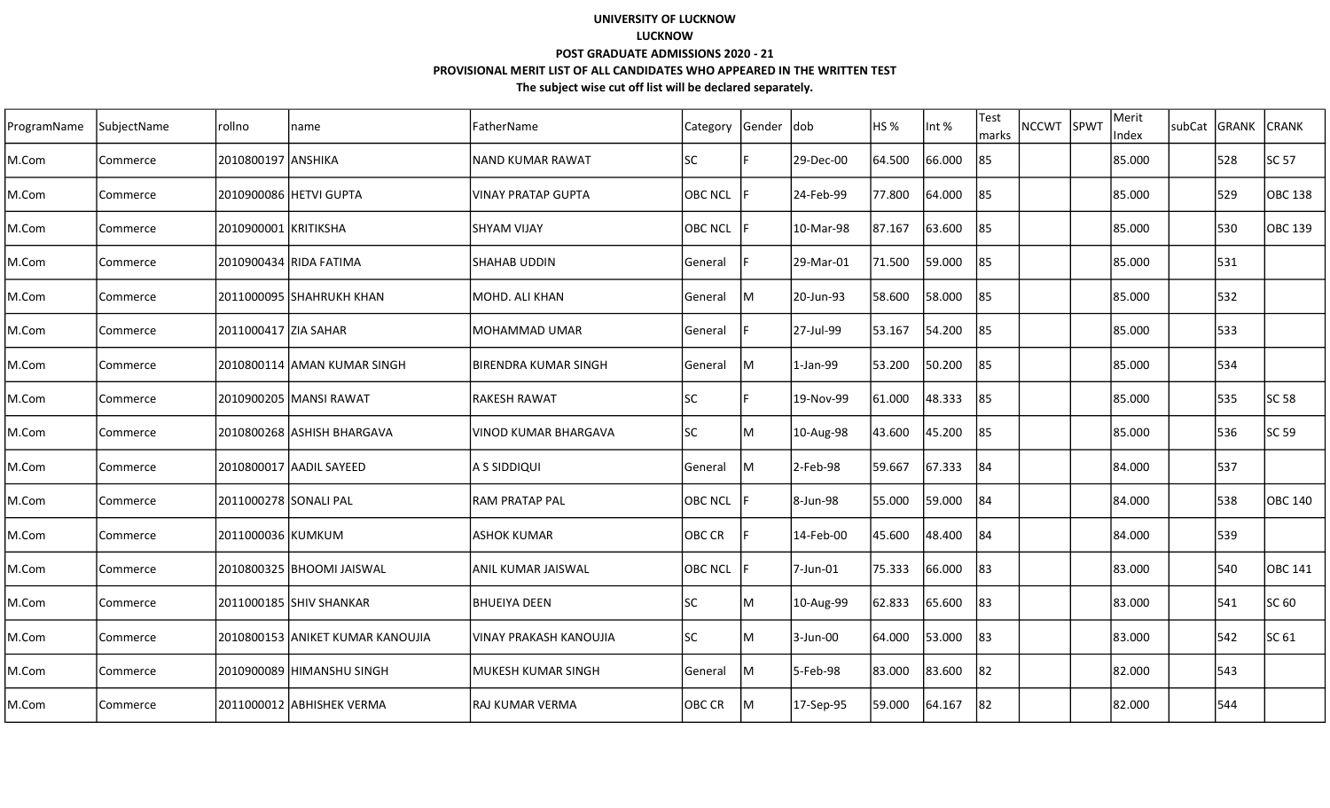**UNIVERSITY OF LUCKNOW**

**LUCKNOW**

**POST GRADUATE ADMISSIONS 2020 - 21**

**PROVISIONAL MERIT LIST OF ALL CANDIDATES WHO APPEARED IN THE WRITTEN TEST**

**The subject wise cut off list will be declared separately.**

| ProgramName | SubjectName | rollno | name | FatherName | Category | Gender | dob | HS % | Int % | Test marks | NCCWT | SPWT | Merit Index | subCat | GRANK | CRANK |
|---|---|---|---|---|---|---|---|---|---|---|---|---|---|---|---|---|
| M.Com | Commerce | 2010800197 | ANSHIKA | NAND KUMAR RAWAT | SC | F | 29-Dec-00 | 64.500 | 66.000 | 85 | | | 85.000 | | 528 | SC 57 |
| M.Com | Commerce | 2010900086 | HETVI GUPTA | VINAY PRATAP GUPTA | OBC NCL | F | 24-Feb-99 | 77.800 | 64.000 | 85 | | | 85.000 | | 529 | OBC 138 |
| M.Com | Commerce | 2010900001 | KRITIKSHA | SHYAM VIJAY | OBC NCL | F | 10-Mar-98 | 87.167 | 63.600 | 85 | | | 85.000 | | 530 | OBC 139 |
| M.Com | Commerce | 2010900434 | RIDA FATIMA | SHAHAB UDDIN | General | F | 29-Mar-01 | 71.500 | 59.000 | 85 | | | 85.000 | | 531 | |
| M.Com | Commerce | 2011000095 | SHAHRUKH KHAN | MOHD. ALI KHAN | General | M | 20-Jun-93 | 58.600 | 58.000 | 85 | | | 85.000 | | 532 | |
| M.Com | Commerce | 2011000417 | ZIA SAHAR | MOHAMMAD UMAR | General | F | 27-Jul-99 | 53.167 | 54.200 | 85 | | | 85.000 | | 533 | |
| M.Com | Commerce | 2010800114 | AMAN KUMAR SINGH | BIRENDRA KUMAR SINGH | General | M | 1-Jan-99 | 53.200 | 50.200 | 85 | | | 85.000 | | 534 | |
| M.Com | Commerce | 2010900205 | MANSI RAWAT | RAKESH RAWAT | SC | F | 19-Nov-99 | 61.000 | 48.333 | 85 | | | 85.000 | | 535 | SC 58 |
| M.Com | Commerce | 2010800268 | ASHISH BHARGAVA | VINOD KUMAR BHARGAVA | SC | M | 10-Aug-98 | 43.600 | 45.200 | 85 | | | 85.000 | | 536 | SC 59 |
| M.Com | Commerce | 2010800017 | AADIL SAYEED | A S SIDDIQUI | General | M | 2-Feb-98 | 59.667 | 67.333 | 84 | | | 84.000 | | 537 | |
| M.Com | Commerce | 2011000278 | SONALI PAL | RAM PRATAP PAL | OBC NCL | F | 8-Jun-98 | 55.000 | 59.000 | 84 | | | 84.000 | | 538 | OBC 140 |
| M.Com | Commerce | 2011000036 | KUMKUM | ASHOK KUMAR | OBC CR | F | 14-Feb-00 | 45.600 | 48.400 | 84 | | | 84.000 | | 539 | |
| M.Com | Commerce | 2010800325 | BHOOMI JAISWAL | ANIL KUMAR JAISWAL | OBC NCL | F | 7-Jun-01 | 75.333 | 66.000 | 83 | | | 83.000 | | 540 | OBC 141 |
| M.Com | Commerce | 2011000185 | SHIV SHANKAR | BHUEIYA DEEN | SC | M | 10-Aug-99 | 62.833 | 65.600 | 83 | | | 83.000 | | 541 | SC 60 |
| M.Com | Commerce | 2010800153 | ANIKET KUMAR KANOUJIA | VINAY PRAKASH KANOUJIA | SC | M | 3-Jun-00 | 64.000 | 53.000 | 83 | | | 83.000 | | 542 | SC 61 |
| M.Com | Commerce | 2010900089 | HIMANSHU SINGH | MUKESH KUMAR SINGH | General | M | 5-Feb-98 | 83.000 | 83.600 | 82 | | | 82.000 | | 543 | |
| M.Com | Commerce | 2011000012 | ABHISHEK VERMA | RAJ KUMAR VERMA | OBC CR | M | 17-Sep-95 | 59.000 | 64.167 | 82 | | | 82.000 | | 544 | |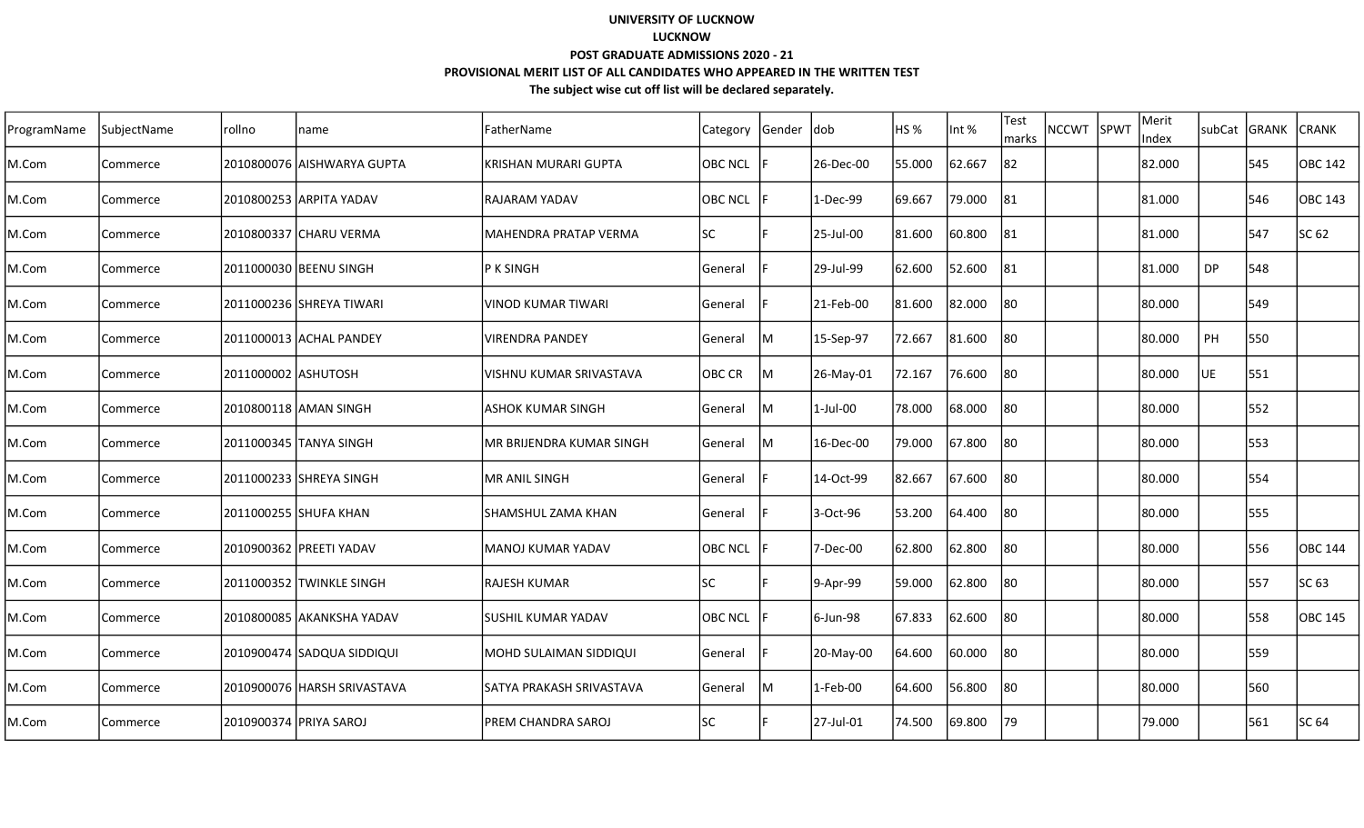**UNIVERSITY OF LUCKNOW**

**LUCKNOW**

**POST GRADUATE ADMISSIONS 2020 - 21**

**PROVISIONAL MERIT LIST OF ALL CANDIDATES WHO APPEARED IN THE WRITTEN TEST**

**The subject wise cut off list will be declared separately.**

| ProgramName | SubjectName | rollno | name | FatherName | Category | Gender | dob | HS % | Int % | Test marks | NCCWT | SPWT | Merit Index | subCat | GRANK | CRANK |
|---|---|---|---|---|---|---|---|---|---|---|---|---|---|---|---|---|
| M.Com | Commerce | 2010800076 | AISHWARYA GUPTA | KRISHAN MURARI GUPTA | OBC NCL | F | 26-Dec-00 | 55.000 | 62.667 | 82 | | | 82.000 | | 545 | OBC 142 |
| M.Com | Commerce | 2010800253 | ARPITA YADAV | RAJARAM YADAV | OBC NCL | F | 1-Dec-99 | 69.667 | 79.000 | 81 | | | 81.000 | | 546 | OBC 143 |
| M.Com | Commerce | 2010800337 | CHARU VERMA | MAHENDRA PRATAP VERMA | SC | F | 25-Jul-00 | 81.600 | 60.800 | 81 | | | 81.000 | | 547 | SC 62 |
| M.Com | Commerce | 2011000030 | BEENU SINGH | P K SINGH | General | F | 29-Jul-99 | 62.600 | 52.600 | 81 | | | 81.000 | DP | 548 | |
| M.Com | Commerce | 2011000236 | SHREYA TIWARI | VINOD KUMAR TIWARI | General | F | 21-Feb-00 | 81.600 | 82.000 | 80 | | | 80.000 | | 549 | |
| M.Com | Commerce | 2011000013 | ACHAL PANDEY | VIRENDRA PANDEY | General | M | 15-Sep-97 | 72.667 | 81.600 | 80 | | | 80.000 | PH | 550 | |
| M.Com | Commerce | 2011000002 | ASHUTOSH | VISHNU KUMAR SRIVASTAVA | OBC CR | M | 26-May-01 | 72.167 | 76.600 | 80 | | | 80.000 | UE | 551 | |
| M.Com | Commerce | 2010800118 | AMAN SINGH | ASHOK KUMAR SINGH | General | M | 1-Jul-00 | 78.000 | 68.000 | 80 | | | 80.000 | | 552 | |
| M.Com | Commerce | 2011000345 | TANYA SINGH | MR BRIJENDRA KUMAR SINGH | General | M | 16-Dec-00 | 79.000 | 67.800 | 80 | | | 80.000 | | 553 | |
| M.Com | Commerce | 2011000233 | SHREYA SINGH | MR ANIL SINGH | General | F | 14-Oct-99 | 82.667 | 67.600 | 80 | | | 80.000 | | 554 | |
| M.Com | Commerce | 2011000255 | SHUFA KHAN | SHAMSHUL ZAMA KHAN | General | F | 3-Oct-96 | 53.200 | 64.400 | 80 | | | 80.000 | | 555 | |
| M.Com | Commerce | 2010900362 | PREETI YADAV | MANOJ KUMAR YADAV | OBC NCL | F | 7-Dec-00 | 62.800 | 62.800 | 80 | | | 80.000 | | 556 | OBC 144 |
| M.Com | Commerce | 2011000352 | TWINKLE SINGH | RAJESH KUMAR | SC | F | 9-Apr-99 | 59.000 | 62.800 | 80 | | | 80.000 | | 557 | SC 63 |
| M.Com | Commerce | 2010800085 | AKANKSHA YADAV | SUSHIL KUMAR YADAV | OBC NCL | F | 6-Jun-98 | 67.833 | 62.600 | 80 | | | 80.000 | | 558 | OBC 145 |
| M.Com | Commerce | 2010900474 | SADQUA SIDDIQUI | MOHD SULAIMAN SIDDIQUI | General | F | 20-May-00 | 64.600 | 60.000 | 80 | | | 80.000 | | 559 | |
| M.Com | Commerce | 2010900076 | HARSH SRIVASTAVA | SATYA PRAKASH SRIVASTAVA | General | M | 1-Feb-00 | 64.600 | 56.800 | 80 | | | 80.000 | | 560 | |
| M.Com | Commerce | 2010900374 | PRIYA SAROJ | PREM CHANDRA SAROJ | SC | F | 27-Jul-01 | 74.500 | 69.800 | 79 | | | 79.000 | | 561 | SC 64 |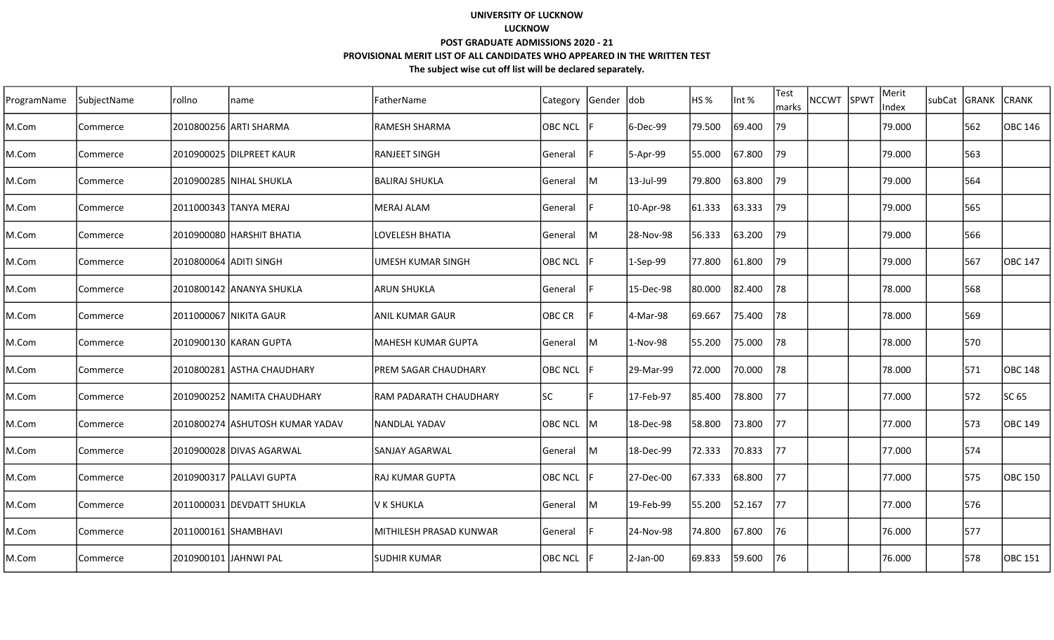**UNIVERSITY OF LUCKNOW**

**LUCKNOW**

**POST GRADUATE ADMISSIONS 2020 - 21**

**PROVISIONAL MERIT LIST OF ALL CANDIDATES WHO APPEARED IN THE WRITTEN TEST**

**The subject wise cut off list will be declared separately.**

| ProgramName | SubjectName | rollno | name | FatherName | Category | Gender | dob | HS % | Int % | Test marks | NCCWT | SPWT | Merit Index | subCat | GRANK | CRANK |
|---|---|---|---|---|---|---|---|---|---|---|---|---|---|---|---|---|
| M.Com | Commerce | 2010800256 | ARTI SHARMA | RAMESH SHARMA | OBC NCL | F | 6-Dec-99 | 79.500 | 69.400 | 79 | | | 79.000 | | 562 | OBC 146 |
| M.Com | Commerce | 2010900025 | DILPREET KAUR | RANJEET SINGH | General | F | 5-Apr-99 | 55.000 | 67.800 | 79 | | | 79.000 | | 563 | |
| M.Com | Commerce | 2010900285 | NIHAL SHUKLA | BALIRAJ SHUKLA | General | M | 13-Jul-99 | 79.800 | 63.800 | 79 | | | 79.000 | | 564 | |
| M.Com | Commerce | 2011000343 | TANYA MERAJ | MERAJ ALAM | General | F | 10-Apr-98 | 61.333 | 63.333 | 79 | | | 79.000 | | 565 | |
| M.Com | Commerce | 2010900080 | HARSHIT BHATIA | LOVELESH BHATIA | General | M | 28-Nov-98 | 56.333 | 63.200 | 79 | | | 79.000 | | 566 | |
| M.Com | Commerce | 2010800064 | ADITI SINGH | UMESH KUMAR SINGH | OBC NCL | F | 1-Sep-99 | 77.800 | 61.800 | 79 | | | 79.000 | | 567 | OBC 147 |
| M.Com | Commerce | 2010800142 | ANANYA SHUKLA | ARUN SHUKLA | General | F | 15-Dec-98 | 80.000 | 82.400 | 78 | | | 78.000 | | 568 | |
| M.Com | Commerce | 2011000067 | NIKITA GAUR | ANIL KUMAR GAUR | OBC CR | F | 4-Mar-98 | 69.667 | 75.400 | 78 | | | 78.000 | | 569 | |
| M.Com | Commerce | 2010900130 | KARAN GUPTA | MAHESH KUMAR GUPTA | General | M | 1-Nov-98 | 55.200 | 75.000 | 78 | | | 78.000 | | 570 | |
| M.Com | Commerce | 2010800281 | ASTHA CHAUDHARY | PREM SAGAR CHAUDHARY | OBC NCL | F | 29-Mar-99 | 72.000 | 70.000 | 78 | | | 78.000 | | 571 | OBC 148 |
| M.Com | Commerce | 2010900252 | NAMITA CHAUDHARY | RAM PADARATH CHAUDHARY | SC | F | 17-Feb-97 | 85.400 | 78.800 | 77 | | | 77.000 | | 572 | SC 65 |
| M.Com | Commerce | 2010800274 | ASHUTOSH KUMAR YADAV | NANDLAL YADAV | OBC NCL | M | 18-Dec-98 | 58.800 | 73.800 | 77 | | | 77.000 | | 573 | OBC 149 |
| M.Com | Commerce | 2010900028 | DIVAS AGARWAL | SANJAY AGARWAL | General | M | 18-Dec-99 | 72.333 | 70.833 | 77 | | | 77.000 | | 574 | |
| M.Com | Commerce | 2010900317 | PALLAVI GUPTA | RAJ KUMAR GUPTA | OBC NCL | F | 27-Dec-00 | 67.333 | 68.800 | 77 | | | 77.000 | | 575 | OBC 150 |
| M.Com | Commerce | 2011000031 | DEVDATT SHUKLA | V K SHUKLA | General | M | 19-Feb-99 | 55.200 | 52.167 | 77 | | | 77.000 | | 576 | |
| M.Com | Commerce | 2011000161 | SHAMBHAVI | MITHILESH PRASAD KUNWAR | General | F | 24-Nov-98 | 74.800 | 67.800 | 76 | | | 76.000 | | 577 | |
| M.Com | Commerce | 2010900101 | JAHNWI PAL | SUDHIR KUMAR | OBC NCL | F | 2-Jan-00 | 69.833 | 59.600 | 76 | | | 76.000 | | 578 | OBC 151 |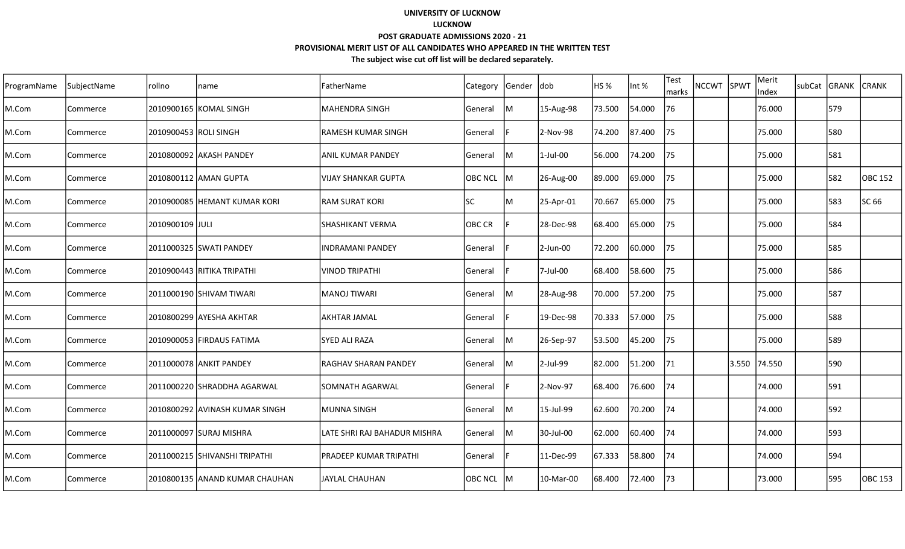**UNIVERSITY OF LUCKNOW**

**LUCKNOW**

**POST GRADUATE ADMISSIONS 2020 - 21**

**PROVISIONAL MERIT LIST OF ALL CANDIDATES WHO APPEARED IN THE WRITTEN TEST**

**The subject wise cut off list will be declared separately.**

| ProgramName | SubjectName | rollno | name | FatherName | Category | Gender | dob | HS % | Int % | Test marks | NCCWT | SPWT | Merit Index | subCat | GRANK | CRANK |
|---|---|---|---|---|---|---|---|---|---|---|---|---|---|---|---|---|
| M.Com | Commerce | 2010900165 | KOMAL SINGH | MAHENDRA SINGH | General | M | 15-Aug-98 | 73.500 | 54.000 | 76 | | | 76.000 | | 579 | |
| M.Com | Commerce | 2010900453 | ROLI SINGH | RAMESH KUMAR SINGH | General | F | 2-Nov-98 | 74.200 | 87.400 | 75 | | | 75.000 | | 580 | |
| M.Com | Commerce | 2010800092 | AKASH PANDEY | ANIL KUMAR PANDEY | General | M | 1-Jul-00 | 56.000 | 74.200 | 75 | | | 75.000 | | 581 | |
| M.Com | Commerce | 2010800112 | AMAN GUPTA | VIJAY SHANKAR GUPTA | OBC NCL | M | 26-Aug-00 | 89.000 | 69.000 | 75 | | | 75.000 | | 582 | OBC 152 |
| M.Com | Commerce | 2010900085 | HEMANT KUMAR KORI | RAM SURAT KORI | SC | M | 25-Apr-01 | 70.667 | 65.000 | 75 | | | 75.000 | | 583 | SC 66 |
| M.Com | Commerce | 2010900109 | JULI | SHASHIKANT VERMA | OBC CR | F | 28-Dec-98 | 68.400 | 65.000 | 75 | | | 75.000 | | 584 | |
| M.Com | Commerce | 2011000325 | SWATI PANDEY | INDRAMANI PANDEY | General | F | 2-Jun-00 | 72.200 | 60.000 | 75 | | | 75.000 | | 585 | |
| M.Com | Commerce | 2010900443 | RITIKA TRIPATHI | VINOD TRIPATHI | General | F | 7-Jul-00 | 68.400 | 58.600 | 75 | | | 75.000 | | 586 | |
| M.Com | Commerce | 2011000190 | SHIVAM TIWARI | MANOJ TIWARI | General | M | 28-Aug-98 | 70.000 | 57.200 | 75 | | | 75.000 | | 587 | |
| M.Com | Commerce | 2010800299 | AYESHA AKHTAR | AKHTAR JAMAL | General | F | 19-Dec-98 | 70.333 | 57.000 | 75 | | | 75.000 | | 588 | |
| M.Com | Commerce | 2010900053 | FIRDAUS FATIMA | SYED ALI RAZA | General | M | 26-Sep-97 | 53.500 | 45.200 | 75 | | | 75.000 | | 589 | |
| M.Com | Commerce | 2011000078 | ANKIT PANDEY | RAGHAV SHARAN PANDEY | General | M | 2-Jul-99 | 82.000 | 51.200 | 71 | | 3.550 | 74.550 | | 590 | |
| M.Com | Commerce | 2011000220 | SHRADDHA AGARWAL | SOMNATH AGARWAL | General | F | 2-Nov-97 | 68.400 | 76.600 | 74 | | | 74.000 | | 591 | |
| M.Com | Commerce | 2010800292 | AVINASH KUMAR SINGH | MUNNA SINGH | General | M | 15-Jul-99 | 62.600 | 70.200 | 74 | | | 74.000 | | 592 | |
| M.Com | Commerce | 2011000097 | SURAJ MISHRA | LATE SHRI RAJ BAHADUR MISHRA | General | M | 30-Jul-00 | 62.000 | 60.400 | 74 | | | 74.000 | | 593 | |
| M.Com | Commerce | 2011000215 | SHIVANSHI TRIPATHI | PRADEEP KUMAR TRIPATHI | General | F | 11-Dec-99 | 67.333 | 58.800 | 74 | | | 74.000 | | 594 | |
| M.Com | Commerce | 2010800135 | ANAND KUMAR CHAUHAN | JAYLAL CHAUHAN | OBC NCL | M | 10-Mar-00 | 68.400 | 72.400 | 73 | | | 73.000 | | 595 | OBC 153 |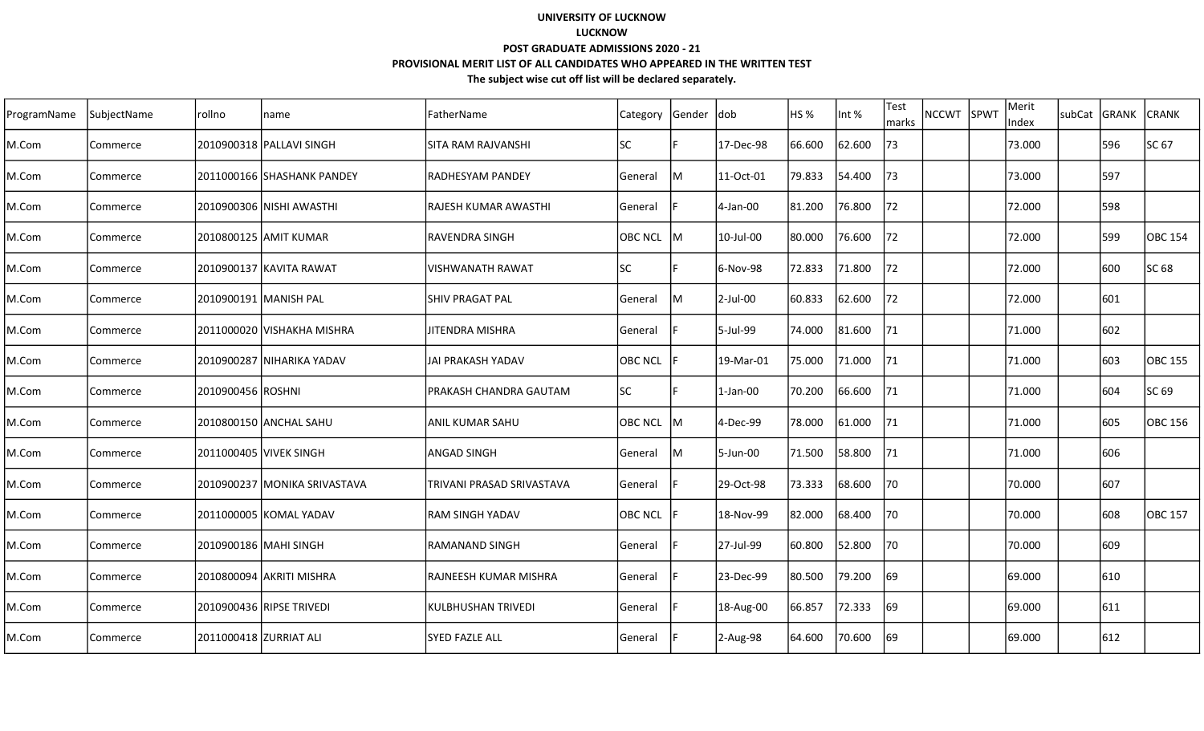**UNIVERSITY OF LUCKNOW**

**LUCKNOW**

**POST GRADUATE ADMISSIONS 2020 - 21**

**PROVISIONAL MERIT LIST OF ALL CANDIDATES WHO APPEARED IN THE WRITTEN TEST**

**The subject wise cut off list will be declared separately.**

| ProgramName | SubjectName | rollno | name | FatherName | Category | Gender | dob | HS % | Int % | Test marks | NCCWT | SPWT | Merit Index | subCat | GRANK | CRANK |
|---|---|---|---|---|---|---|---|---|---|---|---|---|---|---|---|---|
| M.Com | Commerce | 2010900318 | PALLAVI SINGH | SITA RAM RAJVANSHI | SC | F | 17-Dec-98 | 66.600 | 62.600 | 73 | | | 73.000 | | 596 | SC 67 |
| M.Com | Commerce | 2011000166 | SHASHANK PANDEY | RADHESYAM PANDEY | General | M | 11-Oct-01 | 79.833 | 54.400 | 73 | | | 73.000 | | 597 | |
| M.Com | Commerce | 2010900306 | NISHI AWASTHI | RAJESH KUMAR AWASTHI | General | F | 4-Jan-00 | 81.200 | 76.800 | 72 | | | 72.000 | | 598 | |
| M.Com | Commerce | 2010800125 | AMIT KUMAR | RAVENDRA SINGH | OBC NCL | M | 10-Jul-00 | 80.000 | 76.600 | 72 | | | 72.000 | | 599 | OBC 154 |
| M.Com | Commerce | 2010900137 | KAVITA RAWAT | VISHWANATH RAWAT | SC | F | 6-Nov-98 | 72.833 | 71.800 | 72 | | | 72.000 | | 600 | SC 68 |
| M.Com | Commerce | 2010900191 | MANISH PAL | SHIV PRAGAT PAL | General | M | 2-Jul-00 | 60.833 | 62.600 | 72 | | | 72.000 | | 601 | |
| M.Com | Commerce | 2011000020 | VISHAKHA MISHRA | JITENDRA MISHRA | General | F | 5-Jul-99 | 74.000 | 81.600 | 71 | | | 71.000 | | 602 | |
| M.Com | Commerce | 2010900287 | NIHARIKA YADAV | JAI PRAKASH YADAV | OBC NCL | F | 19-Mar-01 | 75.000 | 71.000 | 71 | | | 71.000 | | 603 | OBC 155 |
| M.Com | Commerce | 2010900456 | ROSHNI | PRAKASH CHANDRA GAUTAM | SC | F | 1-Jan-00 | 70.200 | 66.600 | 71 | | | 71.000 | | 604 | SC 69 |
| M.Com | Commerce | 2010800150 | ANCHAL SAHU | ANIL KUMAR SAHU | OBC NCL | M | 4-Dec-99 | 78.000 | 61.000 | 71 | | | 71.000 | | 605 | OBC 156 |
| M.Com | Commerce | 2011000405 | VIVEK SINGH | ANGAD SINGH | General | M | 5-Jun-00 | 71.500 | 58.800 | 71 | | | 71.000 | | 606 | |
| M.Com | Commerce | 2010900237 | MONIKA SRIVASTAVA | TRIVANI PRASAD SRIVASTAVA | General | F | 29-Oct-98 | 73.333 | 68.600 | 70 | | | 70.000 | | 607 | |
| M.Com | Commerce | 2011000005 | KOMAL YADAV | RAM SINGH YADAV | OBC NCL | F | 18-Nov-99 | 82.000 | 68.400 | 70 | | | 70.000 | | 608 | OBC 157 |
| M.Com | Commerce | 2010900186 | MAHI SINGH | RAMANAND SINGH | General | F | 27-Jul-99 | 60.800 | 52.800 | 70 | | | 70.000 | | 609 | |
| M.Com | Commerce | 2010800094 | AKRITI MISHRA | RAJNEESH KUMAR MISHRA | General | F | 23-Dec-99 | 80.500 | 79.200 | 69 | | | 69.000 | | 610 | |
| M.Com | Commerce | 2010900436 | RIPSE TRIVEDI | KULBHUSHAN TRIVEDI | General | F | 18-Aug-00 | 66.857 | 72.333 | 69 | | | 69.000 | | 611 | |
| M.Com | Commerce | 2011000418 | ZURRIAT ALI | SYED FAZLE ALL | General | F | 2-Aug-98 | 64.600 | 70.600 | 69 | | | 69.000 | | 612 | |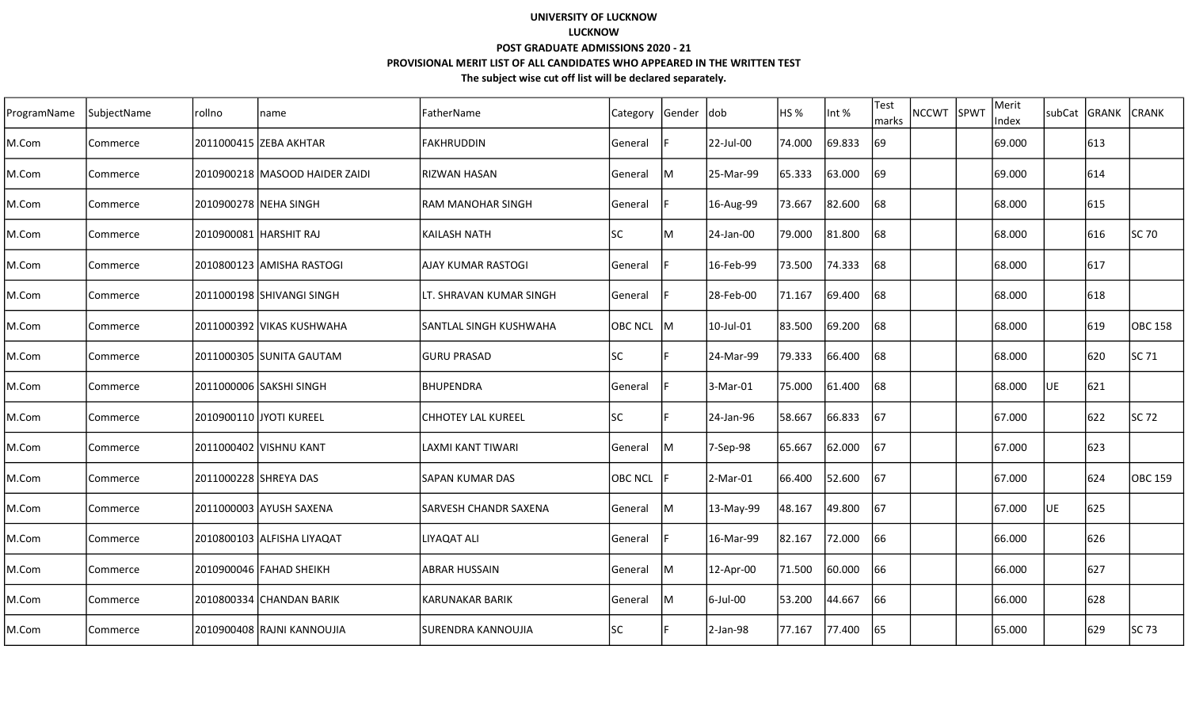**UNIVERSITY OF LUCKNOW**

**LUCKNOW**

**POST GRADUATE ADMISSIONS 2020 - 21**

**PROVISIONAL MERIT LIST OF ALL CANDIDATES WHO APPEARED IN THE WRITTEN TEST**

**The subject wise cut off list will be declared separately.**

| ProgramName | SubjectName | rollno | name | FatherName | Category | Gender | dob | HS % | Int % | Test marks | NCCWT | SPWT | Merit Index | subCat | GRANK | CRANK |
|---|---|---|---|---|---|---|---|---|---|---|---|---|---|---|---|---|
| M.Com | Commerce | 2011000415 | ZEBA AKHTAR | FAKHRUDDIN | General | F | 22-Jul-00 | 74.000 | 69.833 | 69 | | | 69.000 | | 613 | |
| M.Com | Commerce | 2010900218 | MASOOD HAIDER ZAIDI | RIZWAN HASAN | General | M | 25-Mar-99 | 65.333 | 63.000 | 69 | | | 69.000 | | 614 | |
| M.Com | Commerce | 2010900278 | NEHA SINGH | RAM MANOHAR SINGH | General | F | 16-Aug-99 | 73.667 | 82.600 | 68 | | | 68.000 | | 615 | |
| M.Com | Commerce | 2010900081 | HARSHIT RAJ | KAILASH NATH | SC | M | 24-Jan-00 | 79.000 | 81.800 | 68 | | | 68.000 | | 616 | SC 70 |
| M.Com | Commerce | 2010800123 | AMISHA RASTOGI | AJAY KUMAR RASTOGI | General | F | 16-Feb-99 | 73.500 | 74.333 | 68 | | | 68.000 | | 617 | |
| M.Com | Commerce | 2011000198 | SHIVANGI SINGH | LT. SHRAVAN KUMAR SINGH | General | F | 28-Feb-00 | 71.167 | 69.400 | 68 | | | 68.000 | | 618 | |
| M.Com | Commerce | 2011000392 | VIKAS KUSHWAHA | SANTLAL SINGH KUSHWAHA | OBC NCL | M | 10-Jul-01 | 83.500 | 69.200 | 68 | | | 68.000 | | 619 | OBC 158 |
| M.Com | Commerce | 2011000305 | SUNITA GAUTAM | GURU PRASAD | SC | F | 24-Mar-99 | 79.333 | 66.400 | 68 | | | 68.000 | | 620 | SC 71 |
| M.Com | Commerce | 2011000006 | SAKSHI SINGH | BHUPENDRA | General | F | 3-Mar-01 | 75.000 | 61.400 | 68 | | | 68.000 | UE | 621 | |
| M.Com | Commerce | 2010900110 | JYOTI KUREEL | CHHOTEY LAL KUREEL | SC | F | 24-Jan-96 | 58.667 | 66.833 | 67 | | | 67.000 | | 622 | SC 72 |
| M.Com | Commerce | 2011000402 | VISHNU KANT | LAXMI KANT TIWARI | General | M | 7-Sep-98 | 65.667 | 62.000 | 67 | | | 67.000 | | 623 | |
| M.Com | Commerce | 2011000228 | SHREYA DAS | SAPAN KUMAR DAS | OBC NCL | F | 2-Mar-01 | 66.400 | 52.600 | 67 | | | 67.000 | | 624 | OBC 159 |
| M.Com | Commerce | 2011000003 | AYUSH SAXENA | SARVESH CHANDR SAXENA | General | M | 13-May-99 | 48.167 | 49.800 | 67 | | | 67.000 | UE | 625 | |
| M.Com | Commerce | 2010800103 | ALFISHA LIYAQAT | LIYAQAT ALI | General | F | 16-Mar-99 | 82.167 | 72.000 | 66 | | | 66.000 | | 626 | |
| M.Com | Commerce | 2010900046 | FAHAD SHEIKH | ABRAR HUSSAIN | General | M | 12-Apr-00 | 71.500 | 60.000 | 66 | | | 66.000 | | 627 | |
| M.Com | Commerce | 2010800334 | CHANDAN BARIK | KARUNAKAR BARIK | General | M | 6-Jul-00 | 53.200 | 44.667 | 66 | | | 66.000 | | 628 | |
| M.Com | Commerce | 2010900408 | RAJNI KANNOUJIA | SURENDRA KANNOUJIA | SC | F | 2-Jan-98 | 77.167 | 77.400 | 65 | | | 65.000 | | 629 | SC 73 |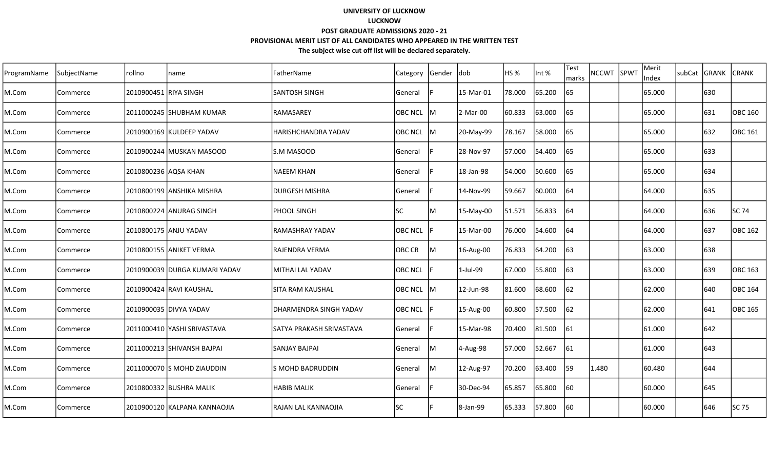**UNIVERSITY OF LUCKNOW**

**LUCKNOW**

**POST GRADUATE ADMISSIONS 2020 - 21**

**PROVISIONAL MERIT LIST OF ALL CANDIDATES WHO APPEARED IN THE WRITTEN TEST**

**The subject wise cut off list will be declared separately.**

| ProgramName | SubjectName | rollno | name | FatherName | Category | Gender | dob | HS % | Int % | Test marks | NCCWT | SPWT | Merit Index | subCat | GRANK | CRANK |
|---|---|---|---|---|---|---|---|---|---|---|---|---|---|---|---|---|
| M.Com | Commerce | 2010900451 | RIYA SINGH | SANTOSH SINGH | General | F | 15-Mar-01 | 78.000 | 65.200 | 65 | | | 65.000 | | 630 | |
| M.Com | Commerce | 2011000245 | SHUBHAM KUMAR | RAMASAREY | OBC NCL | M | 2-Mar-00 | 60.833 | 63.000 | 65 | | | 65.000 | | 631 | OBC 160 |
| M.Com | Commerce | 2010900169 | KULDEEP YADAV | HARISHCHANDRA YADAV | OBC NCL | M | 20-May-99 | 78.167 | 58.000 | 65 | | | 65.000 | | 632 | OBC 161 |
| M.Com | Commerce | 2010900244 | MUSKAN MASOOD | S.M MASOOD | General | F | 28-Nov-97 | 57.000 | 54.400 | 65 | | | 65.000 | | 633 | |
| M.Com | Commerce | 2010800236 | AQSA KHAN | NAEEM KHAN | General | F | 18-Jan-98 | 54.000 | 50.600 | 65 | | | 65.000 | | 634 | |
| M.Com | Commerce | 2010800199 | ANSHIKA MISHRA | DURGESH MISHRA | General | F | 14-Nov-99 | 59.667 | 60.000 | 64 | | | 64.000 | | 635 | |
| M.Com | Commerce | 2010800224 | ANURAG SINGH | PHOOL SINGH | SC | M | 15-May-00 | 51.571 | 56.833 | 64 | | | 64.000 | | 636 | SC 74 |
| M.Com | Commerce | 2010800175 | ANJU YADAV | RAMASHRAY YADAV | OBC NCL | F | 15-Mar-00 | 76.000 | 54.600 | 64 | | | 64.000 | | 637 | OBC 162 |
| M.Com | Commerce | 2010800155 | ANIKET VERMA | RAJENDRA VERMA | OBC CR | M | 16-Aug-00 | 76.833 | 64.200 | 63 | | | 63.000 | | 638 | |
| M.Com | Commerce | 2010900039 | DURGA KUMARI YADAV | MITHAI LAL YADAV | OBC NCL | F | 1-Jul-99 | 67.000 | 55.800 | 63 | | | 63.000 | | 639 | OBC 163 |
| M.Com | Commerce | 2010900424 | RAVI KAUSHAL | SITA RAM KAUSHAL | OBC NCL | M | 12-Jun-98 | 81.600 | 68.600 | 62 | | | 62.000 | | 640 | OBC 164 |
| M.Com | Commerce | 2010900035 | DIVYA YADAV | DHARMENDRA SINGH YADAV | OBC NCL | F | 15-Aug-00 | 60.800 | 57.500 | 62 | | | 62.000 | | 641 | OBC 165 |
| M.Com | Commerce | 2011000410 | YASHI SRIVASTAVA | SATYA PRAKASH SRIVASTAVA | General | F | 15-Mar-98 | 70.400 | 81.500 | 61 | | | 61.000 | | 642 | |
| M.Com | Commerce | 2011000213 | SHIVANSH BAJPAI | SANJAY BAJPAI | General | M | 4-Aug-98 | 57.000 | 52.667 | 61 | | | 61.000 | | 643 | |
| M.Com | Commerce | 2011000070 | S MOHD ZIAUDDIN | S MOHD BADRUDDIN | General | M | 12-Aug-97 | 70.200 | 63.400 | 59 | 1.480 | | 60.480 | | 644 | |
| M.Com | Commerce | 2010800332 | BUSHRA MALIK | HABIB MALIK | General | F | 30-Dec-94 | 65.857 | 65.800 | 60 | | | 60.000 | | 645 | |
| M.Com | Commerce | 2010900120 | KALPANA KANNAOJIA | RAJAN LAL KANNAOJIA | SC | F | 8-Jan-99 | 65.333 | 57.800 | 60 | | | 60.000 | | 646 | SC 75 |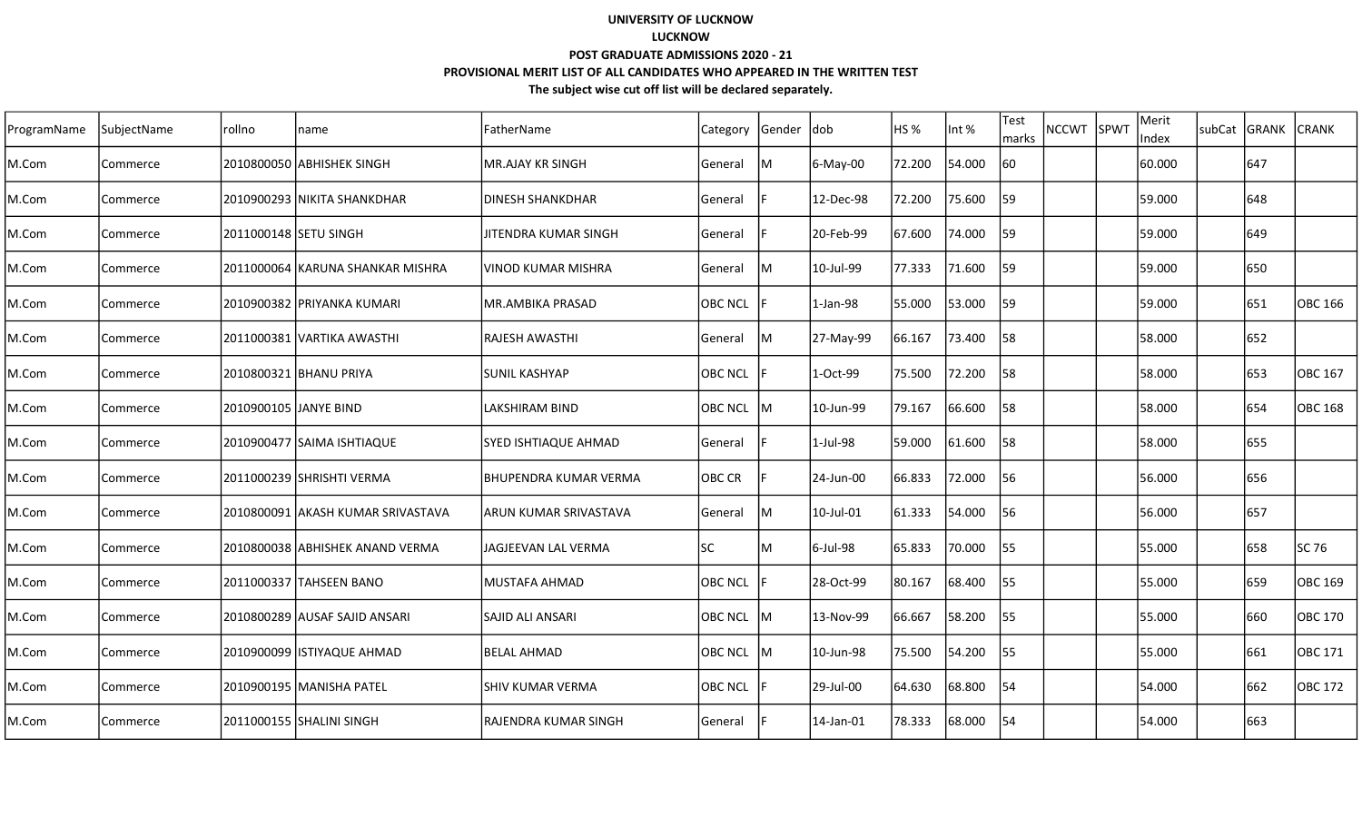**UNIVERSITY OF LUCKNOW**

**LUCKNOW**

**POST GRADUATE ADMISSIONS 2020 - 21**

**PROVISIONAL MERIT LIST OF ALL CANDIDATES WHO APPEARED IN THE WRITTEN TEST**

**The subject wise cut off list will be declared separately.**

| ProgramName | SubjectName | rollno | name | FatherName | Category | Gender | dob | HS % | Int % | Test marks | NCCWT | SPWT | Merit Index | subCat | GRANK | CRANK |
|---|---|---|---|---|---|---|---|---|---|---|---|---|---|---|---|---|
| M.Com | Commerce | 2010800050 | ABHISHEK SINGH | MR.AJAY KR SINGH | General | M | 6-May-00 | 72.200 | 54.000 | 60 | | | 60.000 | | 647 | |
| M.Com | Commerce | 2010900293 | NIKITA SHANKDHAR | DINESH SHANKDHAR | General | F | 12-Dec-98 | 72.200 | 75.600 | 59 | | | 59.000 | | 648 | |
| M.Com | Commerce | 2011000148 | SETU SINGH | JITENDRA KUMAR SINGH | General | F | 20-Feb-99 | 67.600 | 74.000 | 59 | | | 59.000 | | 649 | |
| M.Com | Commerce | 2011000064 | KARUNA SHANKAR MISHRA | VINOD KUMAR MISHRA | General | M | 10-Jul-99 | 77.333 | 71.600 | 59 | | | 59.000 | | 650 | |
| M.Com | Commerce | 2010900382 | PRIYANKA KUMARI | MR.AMBIKA PRASAD | OBC NCL | F | 1-Jan-98 | 55.000 | 53.000 | 59 | | | 59.000 | | 651 | OBC 166 |
| M.Com | Commerce | 2011000381 | VARTIKA AWASTHI | RAJESH AWASTHI | General | M | 27-May-99 | 66.167 | 73.400 | 58 | | | 58.000 | | 652 | |
| M.Com | Commerce | 2010800321 | BHANU PRIYA | SUNIL KASHYAP | OBC NCL | F | 1-Oct-99 | 75.500 | 72.200 | 58 | | | 58.000 | | 653 | OBC 167 |
| M.Com | Commerce | 2010900105 | JANYE BIND | LAKSHIRAM BIND | OBC NCL | M | 10-Jun-99 | 79.167 | 66.600 | 58 | | | 58.000 | | 654 | OBC 168 |
| M.Com | Commerce | 2010900477 | SAIMA ISHTIAQUE | SYED ISHTIAQUE AHMAD | General | F | 1-Jul-98 | 59.000 | 61.600 | 58 | | | 58.000 | | 655 | |
| M.Com | Commerce | 2011000239 | SHRISHTI VERMA | BHUPENDRA KUMAR VERMA | OBC CR | F | 24-Jun-00 | 66.833 | 72.000 | 56 | | | 56.000 | | 656 | |
| M.Com | Commerce | 2010800091 | AKASH KUMAR SRIVASTAVA | ARUN KUMAR SRIVASTAVA | General | M | 10-Jul-01 | 61.333 | 54.000 | 56 | | | 56.000 | | 657 | |
| M.Com | Commerce | 2010800038 | ABHISHEK ANAND VERMA | JAGJEEVAN LAL VERMA | SC | M | 6-Jul-98 | 65.833 | 70.000 | 55 | | | 55.000 | | 658 | SC 76 |
| M.Com | Commerce | 2011000337 | TAHSEEN BANO | MUSTAFA AHMAD | OBC NCL | F | 28-Oct-99 | 80.167 | 68.400 | 55 | | | 55.000 | | 659 | OBC 169 |
| M.Com | Commerce | 2010800289 | AUSAF SAJID ANSARI | SAJID ALI ANSARI | OBC NCL | M | 13-Nov-99 | 66.667 | 58.200 | 55 | | | 55.000 | | 660 | OBC 170 |
| M.Com | Commerce | 2010900099 | ISTIYAQUE AHMAD | BELAL AHMAD | OBC NCL | M | 10-Jun-98 | 75.500 | 54.200 | 55 | | | 55.000 | | 661 | OBC 171 |
| M.Com | Commerce | 2010900195 | MANISHA PATEL | SHIV KUMAR VERMA | OBC NCL | F | 29-Jul-00 | 64.630 | 68.800 | 54 | | | 54.000 | | 662 | OBC 172 |
| M.Com | Commerce | 2011000155 | SHALINI SINGH | RAJENDRA KUMAR SINGH | General | F | 14-Jan-01 | 78.333 | 68.000 | 54 | | | 54.000 | | 663 | |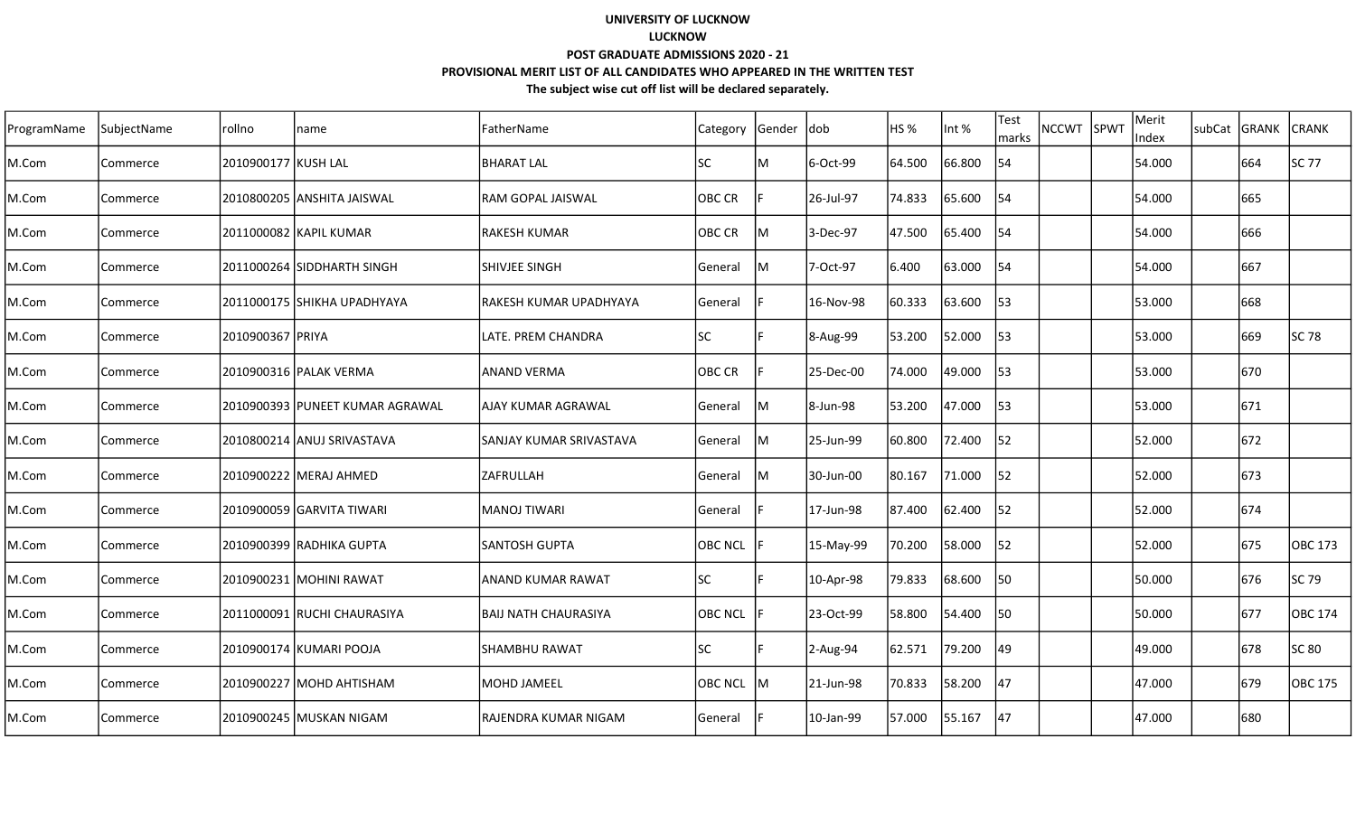**UNIVERSITY OF LUCKNOW**

**LUCKNOW**

**POST GRADUATE ADMISSIONS 2020 - 21**

**PROVISIONAL MERIT LIST OF ALL CANDIDATES WHO APPEARED IN THE WRITTEN TEST**

**The subject wise cut off list will be declared separately.**

| ProgramName | SubjectName | rollno | name | FatherName | Category | Gender | dob | HS % | Int % | Test marks | NCCWT | SPWT | Merit Index | subCat | GRANK | CRANK |
|---|---|---|---|---|---|---|---|---|---|---|---|---|---|---|---|---|
| M.Com | Commerce | 2010900177 | KUSH LAL | BHARAT LAL | SC | M | 6-Oct-99 | 64.500 | 66.800 | 54 | | | 54.000 | | 664 | SC 77 |
| M.Com | Commerce | 2010800205 | ANSHITA JAISWAL | RAM GOPAL JAISWAL | OBC CR | F | 26-Jul-97 | 74.833 | 65.600 | 54 | | | 54.000 | | 665 | |
| M.Com | Commerce | 2011000082 | KAPIL KUMAR | RAKESH KUMAR | OBC CR | M | 3-Dec-97 | 47.500 | 65.400 | 54 | | | 54.000 | | 666 | |
| M.Com | Commerce | 2011000264 | SIDDHARTH SINGH | SHIVJEE SINGH | General | M | 7-Oct-97 | 6.400 | 63.000 | 54 | | | 54.000 | | 667 | |
| M.Com | Commerce | 2011000175 | SHIKHA UPADHYAYA | RAKESH KUMAR UPADHYAYA | General | F | 16-Nov-98 | 60.333 | 63.600 | 53 | | | 53.000 | | 668 | |
| M.Com | Commerce | 2010900367 | PRIYA | LATE. PREM CHANDRA | SC | F | 8-Aug-99 | 53.200 | 52.000 | 53 | | | 53.000 | | 669 | SC 78 |
| M.Com | Commerce | 2010900316 | PALAK VERMA | ANAND VERMA | OBC CR | F | 25-Dec-00 | 74.000 | 49.000 | 53 | | | 53.000 | | 670 | |
| M.Com | Commerce | 2010900393 | PUNEET KUMAR AGRAWAL | AJAY KUMAR AGRAWAL | General | M | 8-Jun-98 | 53.200 | 47.000 | 53 | | | 53.000 | | 671 | |
| M.Com | Commerce | 2010800214 | ANUJ SRIVASTAVA | SANJAY KUMAR SRIVASTAVA | General | M | 25-Jun-99 | 60.800 | 72.400 | 52 | | | 52.000 | | 672 | |
| M.Com | Commerce | 2010900222 | MERAJ AHMED | ZAFRULLAH | General | M | 30-Jun-00 | 80.167 | 71.000 | 52 | | | 52.000 | | 673 | |
| M.Com | Commerce | 2010900059 | GARVITA TIWARI | MANOJ TIWARI | General | F | 17-Jun-98 | 87.400 | 62.400 | 52 | | | 52.000 | | 674 | |
| M.Com | Commerce | 2010900399 | RADHIKA GUPTA | SANTOSH GUPTA | OBC NCL | F | 15-May-99 | 70.200 | 58.000 | 52 | | | 52.000 | | 675 | OBC 173 |
| M.Com | Commerce | 2010900231 | MOHINI RAWAT | ANAND KUMAR RAWAT | SC | F | 10-Apr-98 | 79.833 | 68.600 | 50 | | | 50.000 | | 676 | SC 79 |
| M.Com | Commerce | 2011000091 | RUCHI CHAURASIYA | BAIJ NATH CHAURASIYA | OBC NCL | F | 23-Oct-99 | 58.800 | 54.400 | 50 | | | 50.000 | | 677 | OBC 174 |
| M.Com | Commerce | 2010900174 | KUMARI POOJA | SHAMBHU RAWAT | SC | F | 2-Aug-94 | 62.571 | 79.200 | 49 | | | 49.000 | | 678 | SC 80 |
| M.Com | Commerce | 2010900227 | MOHD AHTISHAM | MOHD JAMEEL | OBC NCL | M | 21-Jun-98 | 70.833 | 58.200 | 47 | | | 47.000 | | 679 | OBC 175 |
| M.Com | Commerce | 2010900245 | MUSKAN NIGAM | RAJENDRA KUMAR NIGAM | General | F | 10-Jan-99 | 57.000 | 55.167 | 47 | | | 47.000 | | 680 | |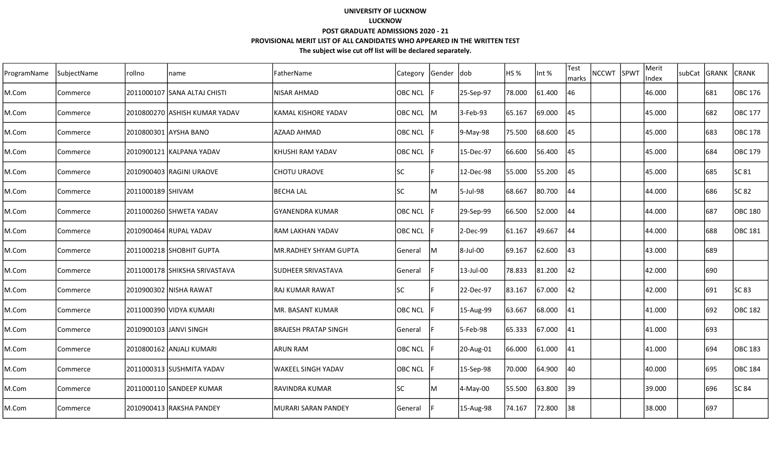**UNIVERSITY OF LUCKNOW**

**LUCKNOW**

**POST GRADUATE ADMISSIONS 2020 - 21**

**PROVISIONAL MERIT LIST OF ALL CANDIDATES WHO APPEARED IN THE WRITTEN TEST**

**The subject wise cut off list will be declared separately.**

| ProgramName | SubjectName | rollno | name | FatherName | Category | Gender | dob | HS % | Int % | Test marks | NCCWT | SPWT | Merit Index | subCat | GRANK | CRANK |
|---|---|---|---|---|---|---|---|---|---|---|---|---|---|---|---|---|
| M.Com | Commerce | 2011000107 | SANA ALTAJ CHISTI | NISAR AHMAD | OBC NCL | F | 25-Sep-97 | 78.000 | 61.400 | 46 | | | 46.000 | | 681 | OBC 176 |
| M.Com | Commerce | 2010800270 | ASHISH KUMAR YADAV | KAMAL KISHORE YADAV | OBC NCL | M | 3-Feb-93 | 65.167 | 69.000 | 45 | | | 45.000 | | 682 | OBC 177 |
| M.Com | Commerce | 2010800301 | AYSHA BANO | AZAAD AHMAD | OBC NCL | F | 9-May-98 | 75.500 | 68.600 | 45 | | | 45.000 | | 683 | OBC 178 |
| M.Com | Commerce | 2010900121 | KALPANA YADAV | KHUSHI RAM YADAV | OBC NCL | F | 15-Dec-97 | 66.600 | 56.400 | 45 | | | 45.000 | | 684 | OBC 179 |
| M.Com | Commerce | 2010900403 | RAGINI URAOVE | CHOTU URAOVE | SC | F | 12-Dec-98 | 55.000 | 55.200 | 45 | | | 45.000 | | 685 | SC 81 |
| M.Com | Commerce | 2011000189 | SHIVAM | BECHA LAL | SC | M | 5-Jul-98 | 68.667 | 80.700 | 44 | | | 44.000 | | 686 | SC 82 |
| M.Com | Commerce | 2011000260 | SHWETA YADAV | GYANENDRA KUMAR | OBC NCL | F | 29-Sep-99 | 66.500 | 52.000 | 44 | | | 44.000 | | 687 | OBC 180 |
| M.Com | Commerce | 2010900464 | RUPAL YADAV | RAM LAKHAN YADAV | OBC NCL | F | 2-Dec-99 | 61.167 | 49.667 | 44 | | | 44.000 | | 688 | OBC 181 |
| M.Com | Commerce | 2011000218 | SHOBHIT GUPTA | MR.RADHEY SHYAM GUPTA | General | M | 8-Jul-00 | 69.167 | 62.600 | 43 | | | 43.000 | | 689 | |
| M.Com | Commerce | 2011000178 | SHIKSHA SRIVASTAVA | SUDHEER SRIVASTAVA | General | F | 13-Jul-00 | 78.833 | 81.200 | 42 | | | 42.000 | | 690 | |
| M.Com | Commerce | 2010900302 | NISHA RAWAT | RAJ KUMAR RAWAT | SC | F | 22-Dec-97 | 83.167 | 67.000 | 42 | | | 42.000 | | 691 | SC 83 |
| M.Com | Commerce | 2011000390 | VIDYA KUMARI | MR. BASANT KUMAR | OBC NCL | F | 15-Aug-99 | 63.667 | 68.000 | 41 | | | 41.000 | | 692 | OBC 182 |
| M.Com | Commerce | 2010900103 | JANVI SINGH | BRAJESH PRATAP SINGH | General | F | 5-Feb-98 | 65.333 | 67.000 | 41 | | | 41.000 | | 693 | |
| M.Com | Commerce | 2010800162 | ANJALI KUMARI | ARUN RAM | OBC NCL | F | 20-Aug-01 | 66.000 | 61.000 | 41 | | | 41.000 | | 694 | OBC 183 |
| M.Com | Commerce | 2011000313 | SUSHMITA YADAV | WAKEEL SINGH YADAV | OBC NCL | F | 15-Sep-98 | 70.000 | 64.900 | 40 | | | 40.000 | | 695 | OBC 184 |
| M.Com | Commerce | 2011000110 | SANDEEP KUMAR | RAVINDRA KUMAR | SC | M | 4-May-00 | 55.500 | 63.800 | 39 | | | 39.000 | | 696 | SC 84 |
| M.Com | Commerce | 2010900413 | RAKSHA PANDEY | MURARI SARAN PANDEY | General | F | 15-Aug-98 | 74.167 | 72.800 | 38 | | | 38.000 | | 697 | |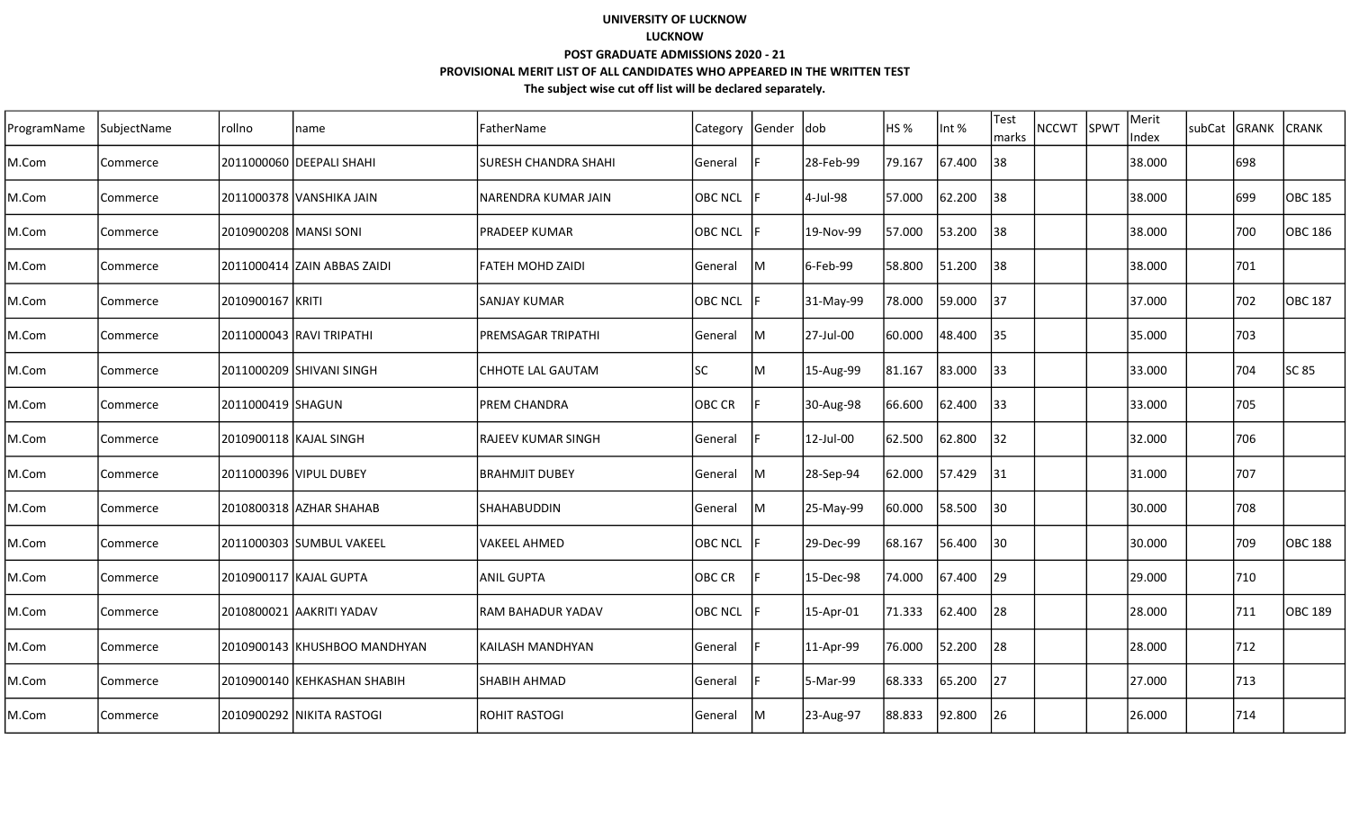**UNIVERSITY OF LUCKNOW**

**LUCKNOW**

**POST GRADUATE ADMISSIONS 2020 - 21**

**PROVISIONAL MERIT LIST OF ALL CANDIDATES WHO APPEARED IN THE WRITTEN TEST**

**The subject wise cut off list will be declared separately.**

| ProgramName | SubjectName | rollno | name | FatherName | Category | Gender | dob | HS % | Int % | Test marks | NCCWT | SPWT | Merit Index | subCat | GRANK | CRANK |
|---|---|---|---|---|---|---|---|---|---|---|---|---|---|---|---|---|
| M.Com | Commerce | 2011000060 | DEEPALI SHAHI | SURESH CHANDRA SHAHI | General | F | 28-Feb-99 | 79.167 | 67.400 | 38 | | | 38.000 | | 698 | |
| M.Com | Commerce | 2011000378 | VANSHIKA JAIN | NARENDRA KUMAR JAIN | OBC NCL | F | 4-Jul-98 | 57.000 | 62.200 | 38 | | | 38.000 | | 699 | OBC 185 |
| M.Com | Commerce | 2010900208 | MANSI SONI | PRADEEP KUMAR | OBC NCL | F | 19-Nov-99 | 57.000 | 53.200 | 38 | | | 38.000 | | 700 | OBC 186 |
| M.Com | Commerce | 2011000414 | ZAIN ABBAS ZAIDI | FATEH MOHD ZAIDI | General | M | 6-Feb-99 | 58.800 | 51.200 | 38 | | | 38.000 | | 701 | |
| M.Com | Commerce | 2010900167 | KRITI | SANJAY KUMAR | OBC NCL | F | 31-May-99 | 78.000 | 59.000 | 37 | | | 37.000 | | 702 | OBC 187 |
| M.Com | Commerce | 2011000043 | RAVI TRIPATHI | PREMSAGAR TRIPATHI | General | M | 27-Jul-00 | 60.000 | 48.400 | 35 | | | 35.000 | | 703 | |
| M.Com | Commerce | 2011000209 | SHIVANI SINGH | CHHOTE LAL GAUTAM | SC | M | 15-Aug-99 | 81.167 | 83.000 | 33 | | | 33.000 | | 704 | SC 85 |
| M.Com | Commerce | 2011000419 | SHAGUN | PREM CHANDRA | OBC CR | F | 30-Aug-98 | 66.600 | 62.400 | 33 | | | 33.000 | | 705 | |
| M.Com | Commerce | 2010900118 | KAJAL SINGH | RAJEEV KUMAR SINGH | General | F | 12-Jul-00 | 62.500 | 62.800 | 32 | | | 32.000 | | 706 | |
| M.Com | Commerce | 2011000396 | VIPUL DUBEY | BRAHMJIT DUBEY | General | M | 28-Sep-94 | 62.000 | 57.429 | 31 | | | 31.000 | | 707 | |
| M.Com | Commerce | 2010800318 | AZHAR SHAHAB | SHAHABUDDIN | General | M | 25-May-99 | 60.000 | 58.500 | 30 | | | 30.000 | | 708 | |
| M.Com | Commerce | 2011000303 | SUMBUL VAKEEL | VAKEEL AHMED | OBC NCL | F | 29-Dec-99 | 68.167 | 56.400 | 30 | | | 30.000 | | 709 | OBC 188 |
| M.Com | Commerce | 2010900117 | KAJAL GUPTA | ANIL GUPTA | OBC CR | F | 15-Dec-98 | 74.000 | 67.400 | 29 | | | 29.000 | | 710 | |
| M.Com | Commerce | 2010800021 | AAKRITI YADAV | RAM BAHADUR YADAV | OBC NCL | F | 15-Apr-01 | 71.333 | 62.400 | 28 | | | 28.000 | | 711 | OBC 189 |
| M.Com | Commerce | 2010900143 | KHUSHBOO MANDHYAN | KAILASH MANDHYAN | General | F | 11-Apr-99 | 76.000 | 52.200 | 28 | | | 28.000 | | 712 | |
| M.Com | Commerce | 2010900140 | KEHKASHAN SHABIH | SHABIH AHMAD | General | F | 5-Mar-99 | 68.333 | 65.200 | 27 | | | 27.000 | | 713 | |
| M.Com | Commerce | 2010900292 | NIKITA RASTOGI | ROHIT RASTOGI | General | M | 23-Aug-97 | 88.833 | 92.800 | 26 | | | 26.000 | | 714 | |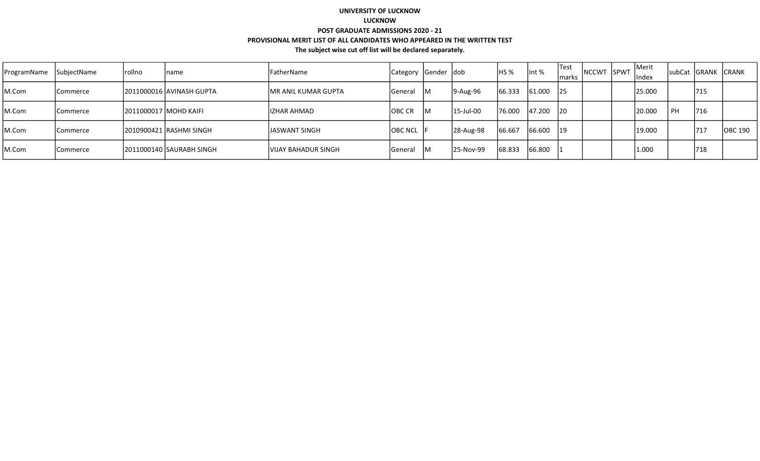**UNIVERSITY OF LUCKNOW**

**LUCKNOW**

**POST GRADUATE ADMISSIONS 2020 - 21**

**PROVISIONAL MERIT LIST OF ALL CANDIDATES WHO APPEARED IN THE WRITTEN TEST**

**The subject wise cut off list will be declared separately.**

| ProgramName | SubjectName | rollno | name | FatherName | Category | Gender | dob | HS % | Int % | Test marks | NCCWT | SPWT | Merit Index | subCat | GRANK | CRANK |
|---|---|---|---|---|---|---|---|---|---|---|---|---|---|---|---|---|
| M.Com | Commerce | 2011000016 | AVINASH GUPTA | MR ANIL KUMAR GUPTA | General | M | 9-Aug-96 | 66.333 | 61.000 | 25 | | | 25.000 | | 715 | |
| M.Com | Commerce | 2011000017 | MOHD KAIFI | IZHAR AHMAD | OBC CR | M | 15-Jul-00 | 76.000 | 47.200 | 20 | | | 20.000 | PH | 716 | |
| M.Com | Commerce | 2010900421 | RASHMI SINGH | JASWANT SINGH | OBC NCL | F | 28-Aug-98 | 66.667 | 66.600 | 19 | | | 19.000 | | 717 | OBC 190 |
| M.Com | Commerce | 2011000140 | SAURABH SINGH | VIJAY BAHADUR SINGH | General | M | 25-Nov-99 | 68.833 | 66.800 | 1 | | | 1.000 | | 718 | |